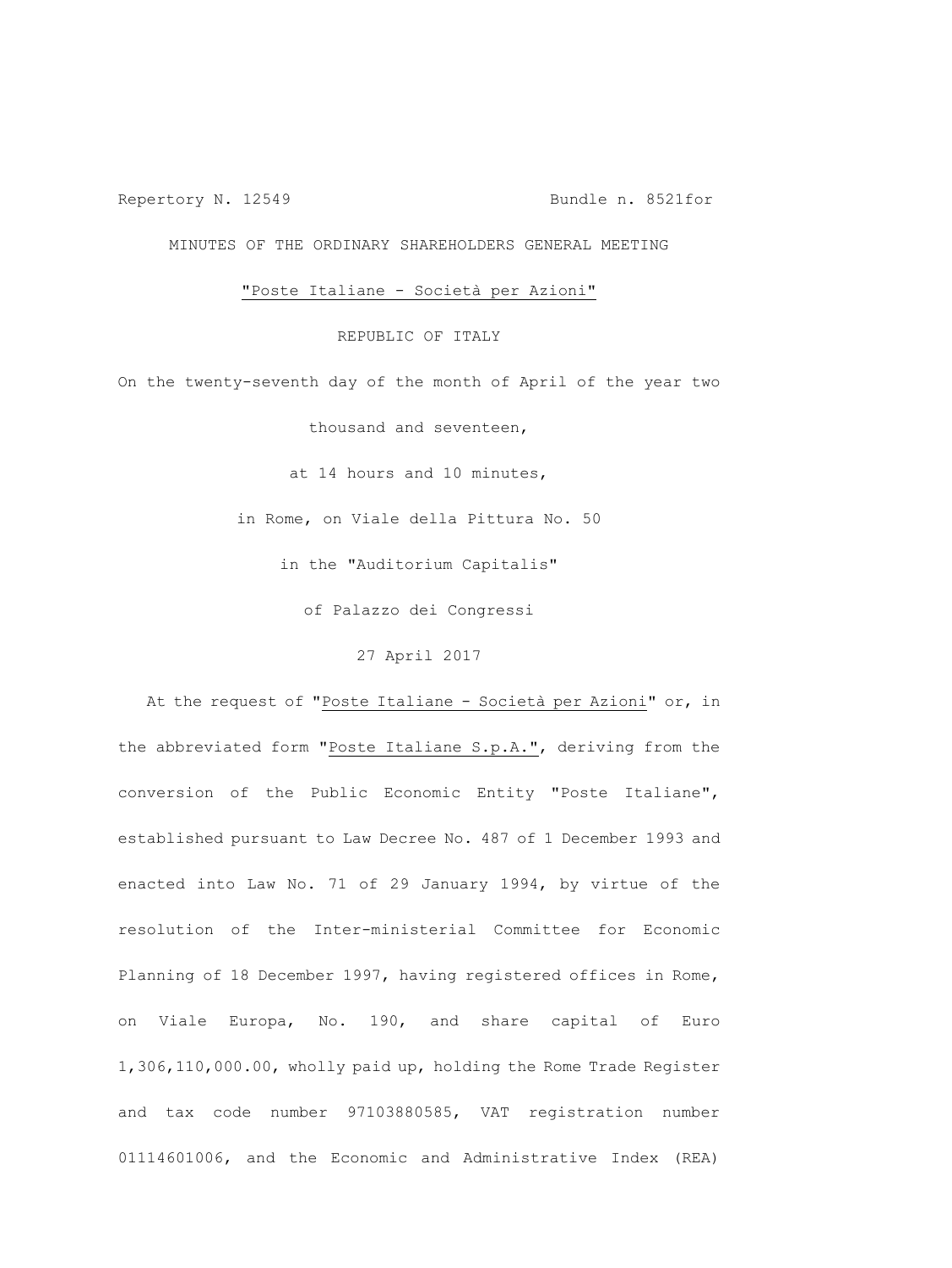Repertory N. 12549 Bundle n. 8521for

MINUTES OF THE ORDINARY SHAREHOLDERS GENERAL MEETING

"Poste Italiane - Società per Azioni"

REPUBLIC OF ITALY

On the twenty-seventh day of the month of April of the year two thousand and seventeen,

at 14 hours and 10 minutes,

in Rome, on Viale della Pittura No. 50

in the "Auditorium Capitalis"

of Palazzo dei Congressi

27 April 2017

At the request of "Poste Italiane - Società per Azioni" or, in the abbreviated form "Poste Italiane S.p.A.", deriving from the conversion of the Public Economic Entity "Poste Italiane", established pursuant to Law Decree No. 487 of 1 December 1993 and enacted into Law No. 71 of 29 January 1994, by virtue of the resolution of the Inter-ministerial Committee for Economic Planning of 18 December 1997, having registered offices in Rome, on Viale Europa, No. 190, and share capital of Euro 1,306,110,000.00, wholly paid up, holding the Rome Trade Register and tax code number 97103880585, VAT registration number 01114601006, and the Economic and Administrative Index (REA)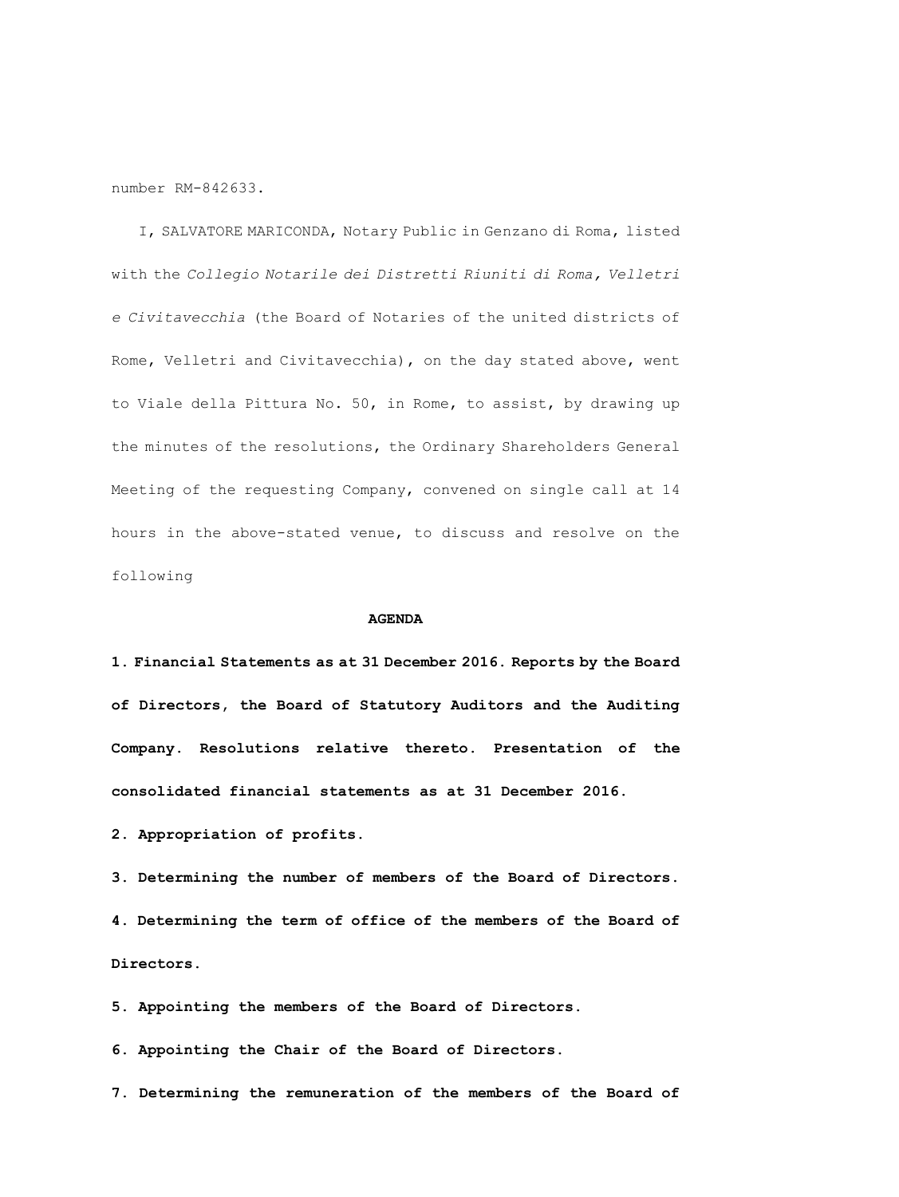number RM-842633.

I, SALVATORE MARICONDA, Notary Public in Genzano di Roma, listed with the *Collegio Notarile dei Distretti Riuniti di Roma, Velletri e Civitavecchia* (the Board of Notaries of the united districts of Rome, Velletri and Civitavecchia), on the day stated above, went to Viale della Pittura No. 50, in Rome, to assist, by drawing up the minutes of the resolutions, the Ordinary Shareholders General Meeting of the requesting Company, convened on single call at 14 hours in the above-stated venue, to discuss and resolve on the following

**AGENDA**

**1. Financial Statements as at 31 December 2016. Reports by the Board of Directors, the Board of Statutory Auditors and the Auditing Company. Resolutions relative thereto. Presentation of the consolidated financial statements as at 31 December 2016.**

**2. Appropriation of profits.**

**3. Determining the number of members of the Board of Directors.**

**4. Determining the term of office of the members of the Board of Directors.**

**5. Appointing the members of the Board of Directors.**

**6. Appointing the Chair of the Board of Directors.**

**7. Determining the remuneration of the members of the Board of**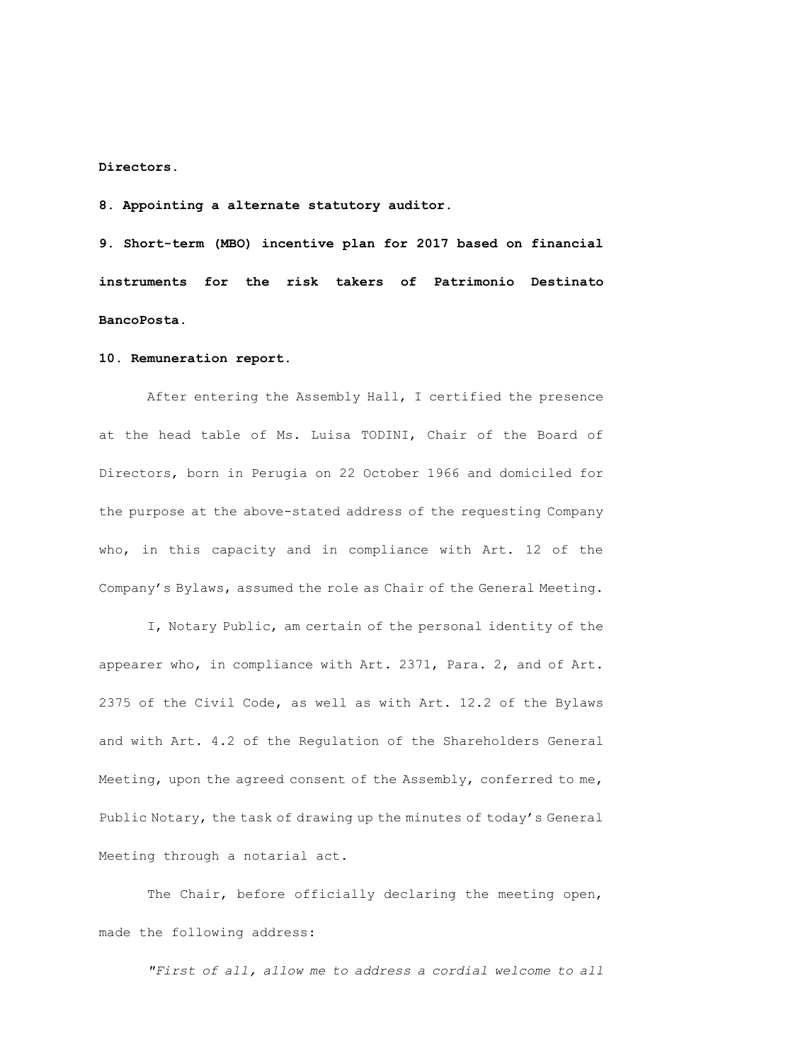**Directors.**

**8. Appointing a alternate statutory auditor.**

**9. Short-term (MBO) incentive plan for 2017 based on financial instruments for the risk takers of Patrimonio Destinato BancoPosta.**

**10. Remuneration report.**

After entering the Assembly Hall, I certified the presence at the head table of Ms. Luisa TODINI, Chair of the Board of Directors, born in Perugia on 22 October 1966 and domiciled for the purpose at the above-stated address of the requesting Company who, in this capacity and in compliance with Art. 12 of the Company's Bylaws, assumed the role as Chair of the General Meeting.

I, Notary Public, am certain of the personal identity of the appearer who, in compliance with Art. 2371, Para. 2, and of Art. 2375 of the Civil Code, as well as with Art. 12.2 of the Bylaws and with Art. 4.2 of the Regulation of the Shareholders General Meeting, upon the agreed consent of the Assembly, conferred to me, Public Notary, the task of drawing up the minutes of today's General Meeting through a notarial act.

The Chair, before officially declaring the meeting open, made the following address:

*"First of all, allow me to address a cordial welcome to all*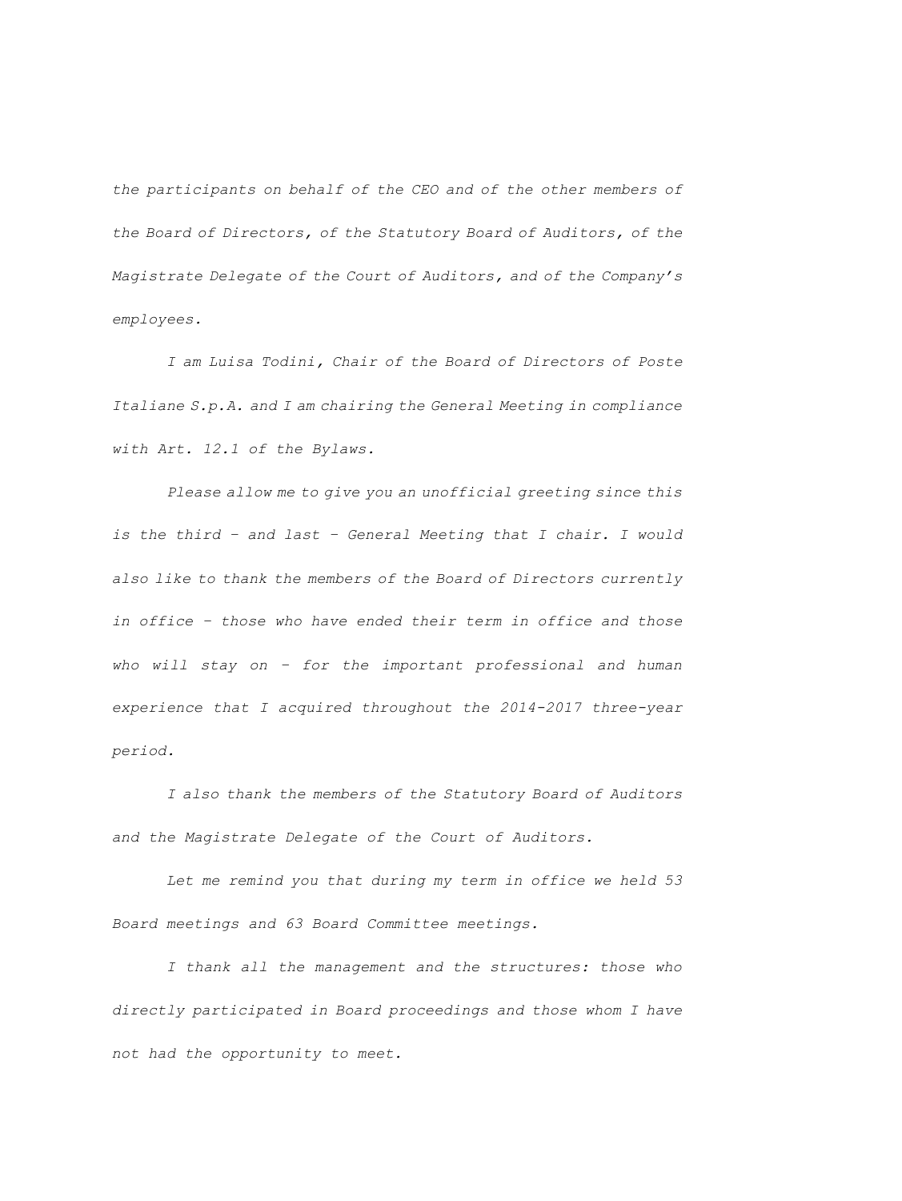*the participants on behalf of the CEO and of the other members of the Board of Directors, of the Statutory Board of Auditors, of the Magistrate Delegate of the Court of Auditors, and of the Company's employees.*

*I am Luisa Todini, Chair of the Board of Directors of Poste Italiane S.p.A. and I am chairing the General Meeting in compliance with Art. 12.1 of the Bylaws.*

*Please allow me to give you an unofficial greeting since this is the third – and last – General Meeting that I chair. I would also like to thank the members of the Board of Directors currently in office – those who have ended their term in office and those who will stay on – for the important professional and human experience that I acquired throughout the 2014-2017 three-year period.*

*I also thank the members of the Statutory Board of Auditors and the Magistrate Delegate of the Court of Auditors.*

*Let me remind you that during my term in office we held 53 Board meetings and 63 Board Committee meetings.*

*I thank all the management and the structures: those who directly participated in Board proceedings and those whom I have not had the opportunity to meet.*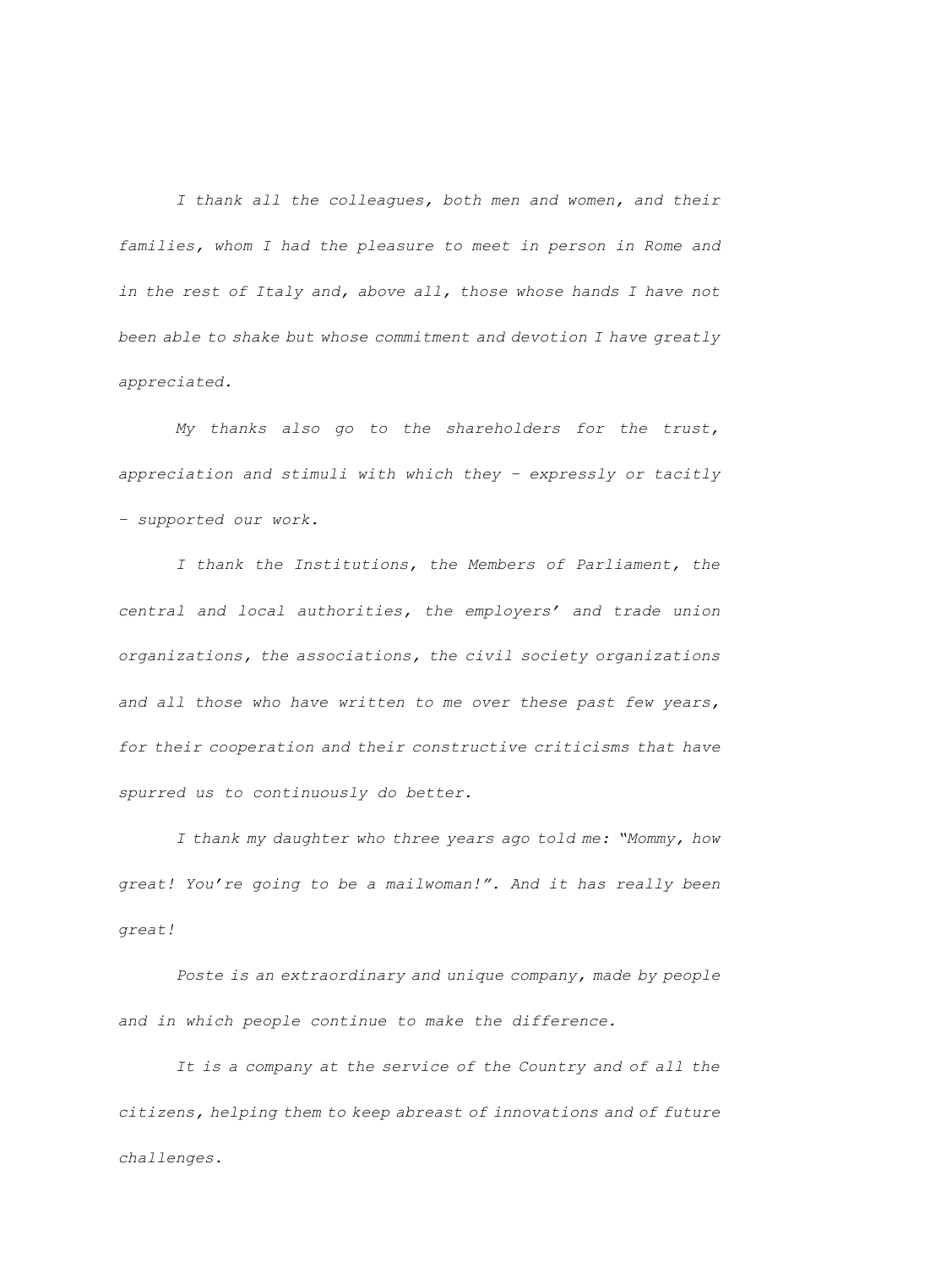*I thank all the colleagues, both men and women, and their families, whom I had the pleasure to meet in person in Rome and in the rest of Italy and, above all, those whose hands I have not been able to shake but whose commitment and devotion I have greatly appreciated.*

*My thanks also go to the shareholders for the trust, appreciation and stimuli with which they – expressly or tacitly – supported our work.*

*I thank the Institutions, the Members of Parliament, the central and local authorities, the employers' and trade union organizations, the associations, the civil society organizations and all those who have written to me over these past few years, for their cooperation and their constructive criticisms that have spurred us to continuously do better.*

*I thank my daughter who three years ago told me: "Mommy, how great! You're going to be a mailwoman!". And it has really been great!*

*Poste is an extraordinary and unique company, made by people and in which people continue to make the difference.*

*It is a company at the service of the Country and of all the citizens, helping them to keep abreast of innovations and of future challenges.*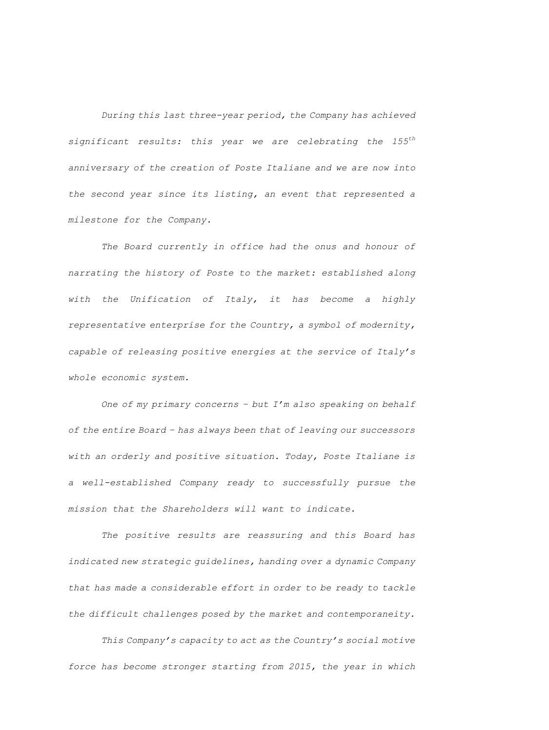*During this last three-year period, the Company has achieved significant results: this year we are celebrating the 155th anniversary of the creation of Poste Italiane and we are now into the second year since its listing, an event that represented a milestone for the Company.*

*The Board currently in office had the onus and honour of narrating the history of Poste to the market: established along with the Unification of Italy, it has become a highly representative enterprise for the Country, a symbol of modernity, capable of releasing positive energies at the service of Italy's whole economic system.*

*One of my primary concerns – but I'm also speaking on behalf of the entire Board – has always been that of leaving our successors with an orderly and positive situation. Today, Poste Italiane is a well-established Company ready to successfully pursue the mission that the Shareholders will want to indicate.*

*The positive results are reassuring and this Board has indicated new strategic guidelines, handing over a dynamic Company that has made a considerable effort in order to be ready to tackle the difficult challenges posed by the market and contemporaneity.*

*This Company's capacity to act as the Country's social motive force has become stronger starting from 2015, the year in which*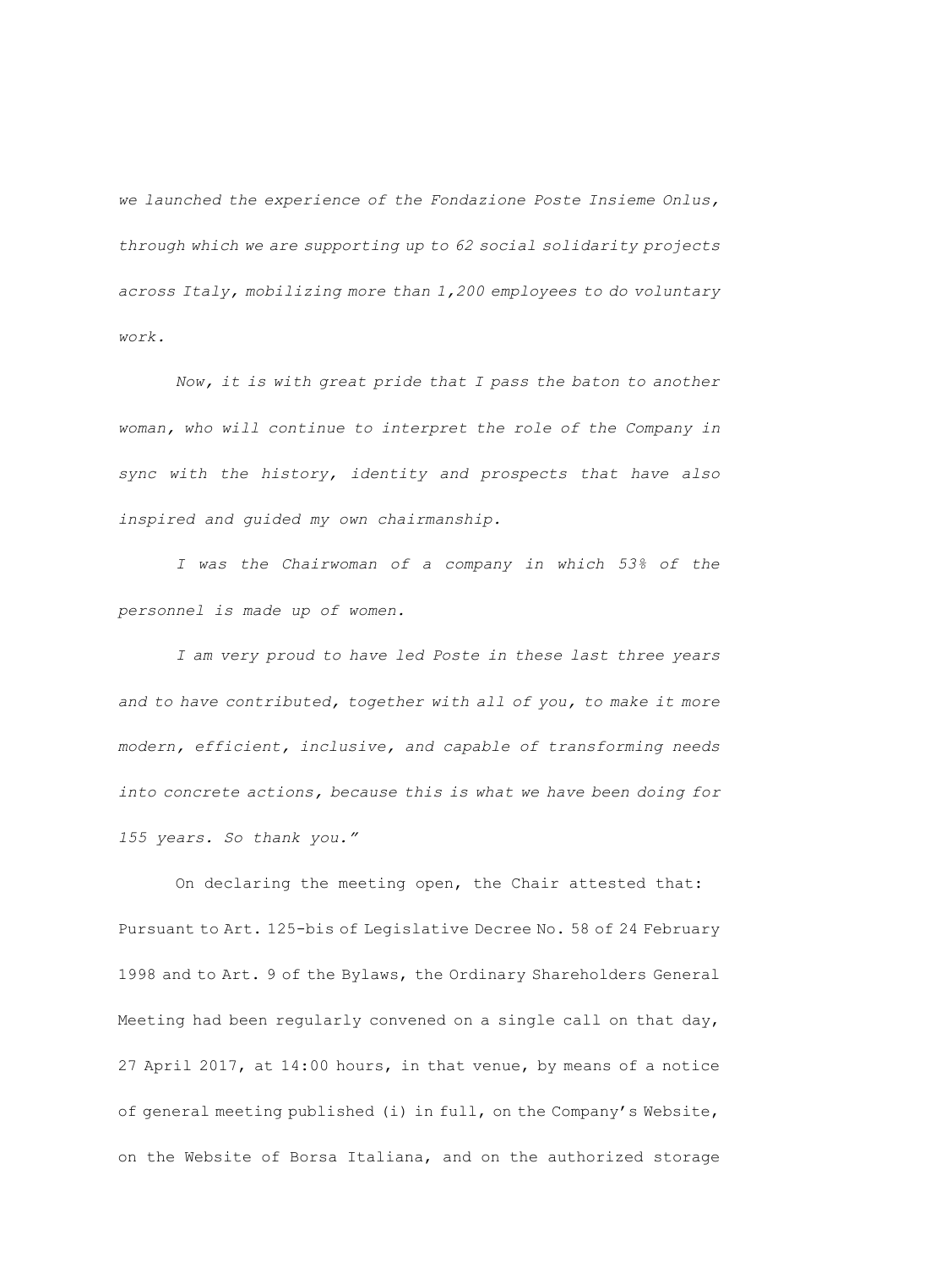*we launched the experience of the Fondazione Poste Insieme Onlus, through which we are supporting up to 62 social solidarity projects across Italy, mobilizing more than 1,200 employees to do voluntary work.*

*Now, it is with great pride that I pass the baton to another woman, who will continue to interpret the role of the Company in sync with the history, identity and prospects that have also inspired and guided my own chairmanship.*

*I was the Chairwoman of a company in which 53% of the personnel is made up of women.*

*I am very proud to have led Poste in these last three years and to have contributed, together with all of you, to make it more modern, efficient, inclusive, and capable of transforming needs into concrete actions, because this is what we have been doing for 155 years. So thank you."*

On declaring the meeting open, the Chair attested that: Pursuant to Art. 125-bis of Legislative Decree No. 58 of 24 February 1998 and to Art. 9 of the Bylaws, the Ordinary Shareholders General Meeting had been regularly convened on a single call on that day, 27 April 2017, at 14:00 hours, in that venue, by means of a notice of general meeting published (i) in full, on the Company's Website, on the Website of Borsa Italiana, and on the authorized storage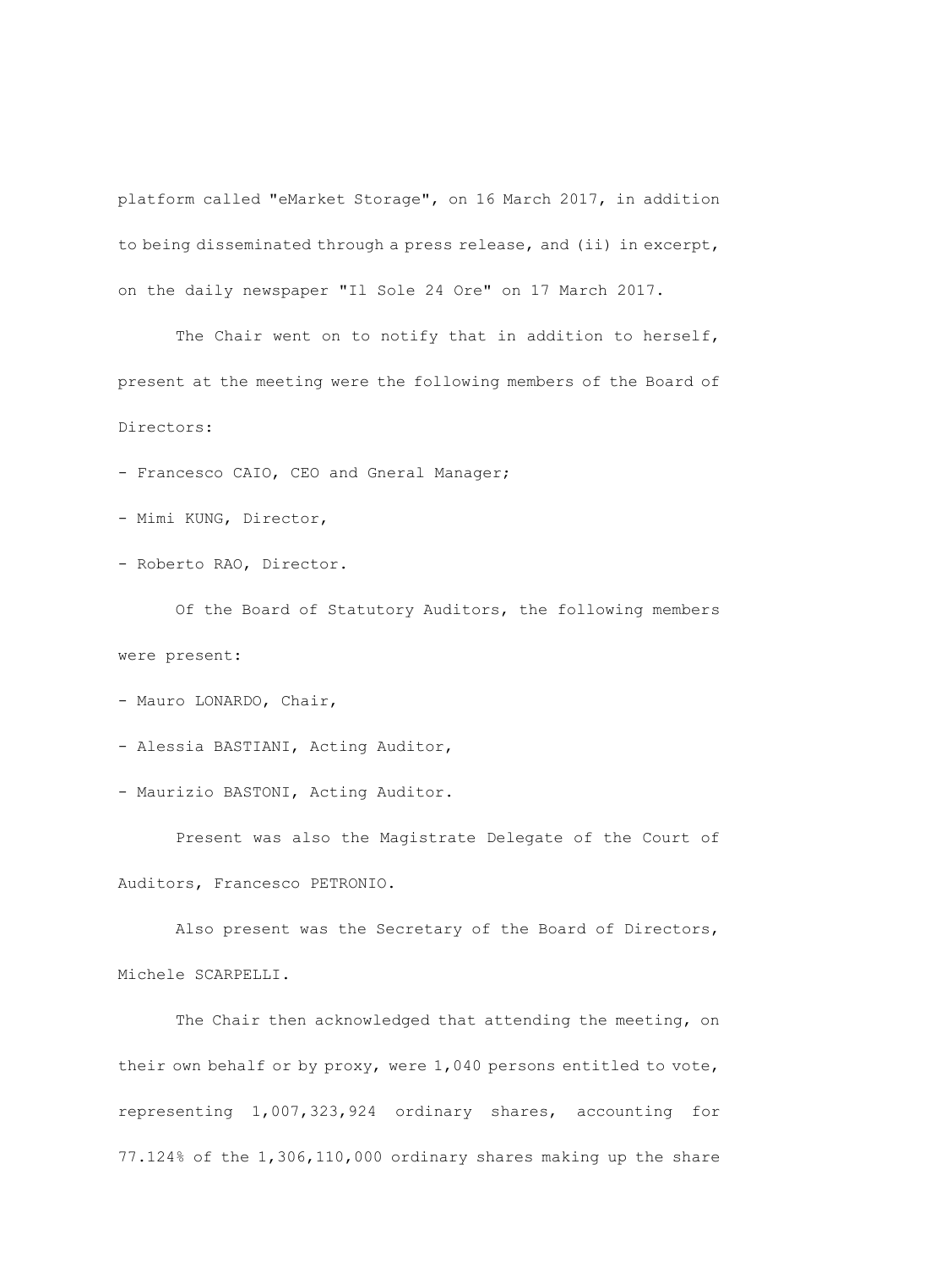platform called "eMarket Storage", on 16 March 2017, in addition to being disseminated through a press release, and (ii) in excerpt, on the daily newspaper "Il Sole 24 Ore" on 17 March 2017.

The Chair went on to notify that in addition to herself, present at the meeting were the following members of the Board of Directors:

- Francesco CAIO, CEO and Gneral Manager;
- Mimi KUNG, Director,
- Roberto RAO, Director.

Of the Board of Statutory Auditors, the following members were present:

- Mauro LONARDO, Chair,
- Alessia BASTIANI, Acting Auditor,
- Maurizio BASTONI, Acting Auditor.

Present was also the Magistrate Delegate of the Court of Auditors, Francesco PETRONIO.

Also present was the Secretary of the Board of Directors, Michele SCARPELLI.

The Chair then acknowledged that attending the meeting, on their own behalf or by proxy, were 1,040 persons entitled to vote, representing 1,007,323,924 ordinary shares, accounting for 77.124% of the 1,306,110,000 ordinary shares making up the share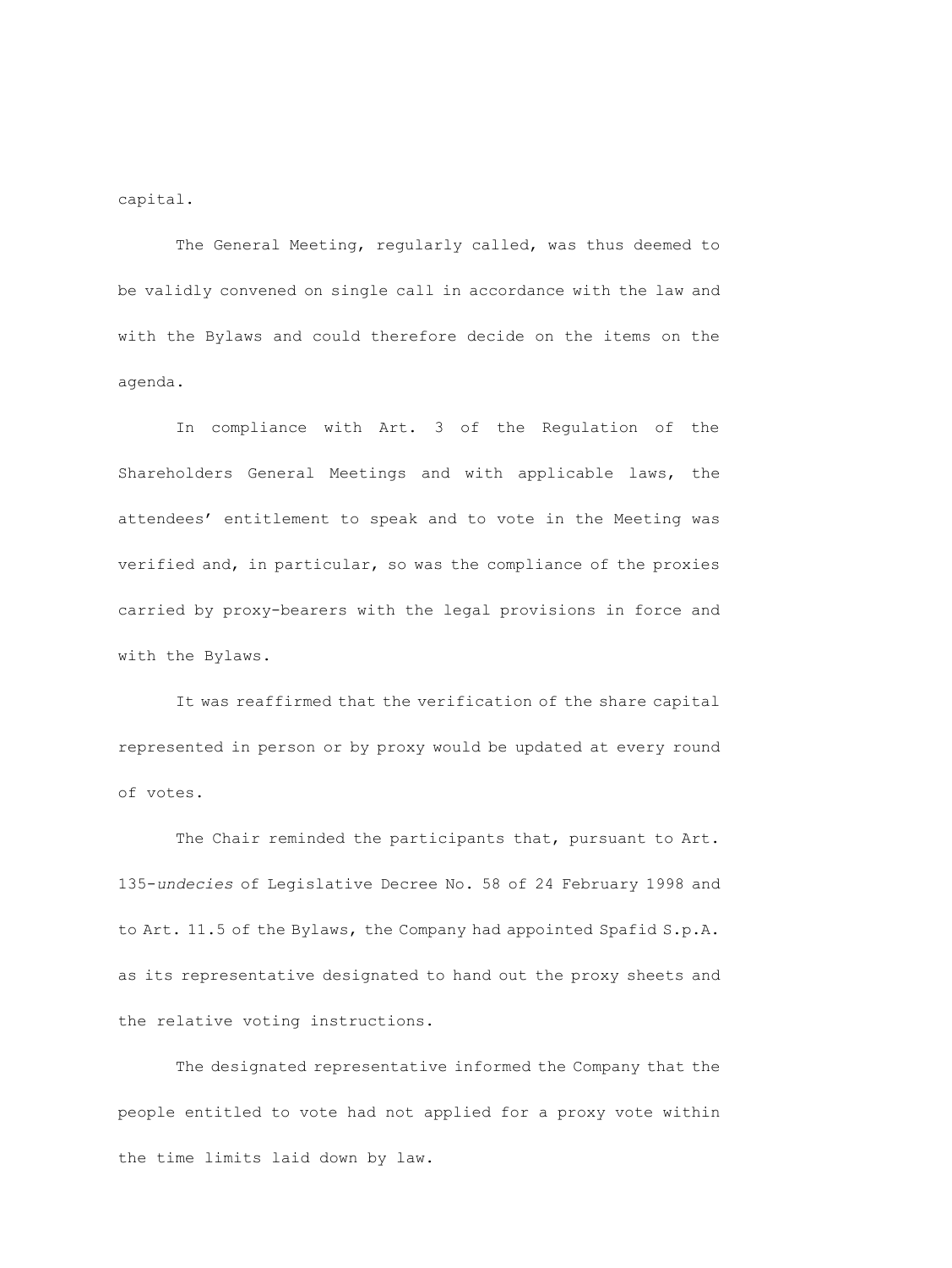capital.

The General Meeting, regularly called, was thus deemed to be validly convened on single call in accordance with the law and with the Bylaws and could therefore decide on the items on the agenda.

In compliance with Art. 3 of the Regulation of the Shareholders General Meetings and with applicable laws, the attendees' entitlement to speak and to vote in the Meeting was verified and, in particular, so was the compliance of the proxies carried by proxy-bearers with the legal provisions in force and with the Bylaws.

It was reaffirmed that the verification of the share capital represented in person or by proxy would be updated at every round of votes.

The Chair reminded the participants that, pursuant to Art. 135-*undecies* of Legislative Decree No. 58 of 24 February 1998 and to Art. 11.5 of the Bylaws, the Company had appointed Spafid S.p.A. as its representative designated to hand out the proxy sheets and the relative voting instructions.

The designated representative informed the Company that the people entitled to vote had not applied for a proxy vote within the time limits laid down by law.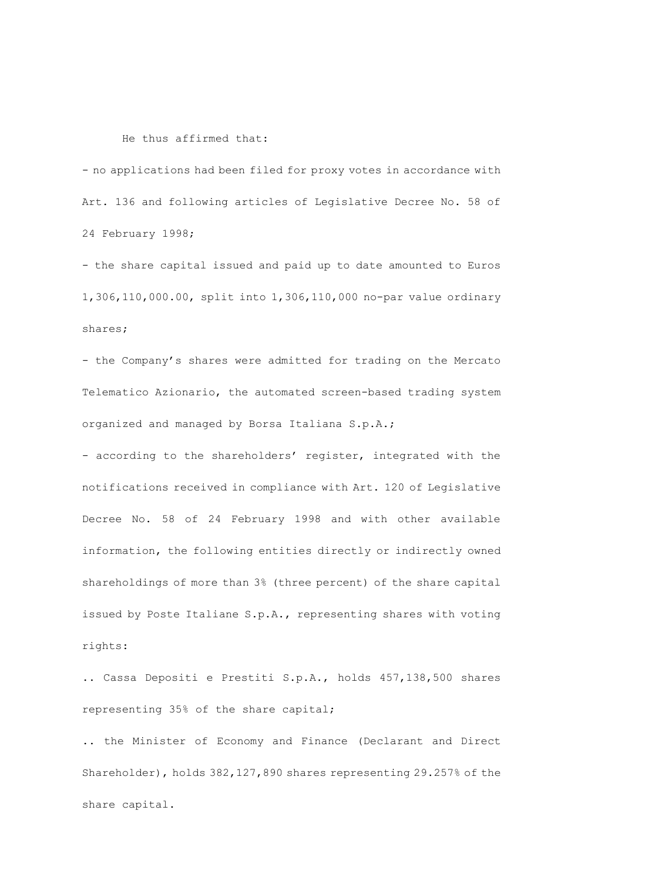He thus affirmed that:

- no applications had been filed for proxy votes in accordance with Art. 136 and following articles of Legislative Decree No. 58 of 24 February 1998;

- the share capital issued and paid up to date amounted to Euros 1,306,110,000.00, split into 1,306,110,000 no-par value ordinary shares;

- the Company's shares were admitted for trading on the Mercato Telematico Azionario, the automated screen-based trading system organized and managed by Borsa Italiana S.p.A.;

- according to the shareholders' register, integrated with the notifications received in compliance with Art. 120 of Legislative Decree No. 58 of 24 February 1998 and with other available information, the following entities directly or indirectly owned shareholdings of more than 3% (three percent) of the share capital issued by Poste Italiane S.p.A., representing shares with voting rights:

.. Cassa Depositi e Prestiti S.p.A., holds 457,138,500 shares representing 35% of the share capital;

.. the Minister of Economy and Finance (Declarant and Direct Shareholder), holds 382,127,890 shares representing 29.257% of the share capital.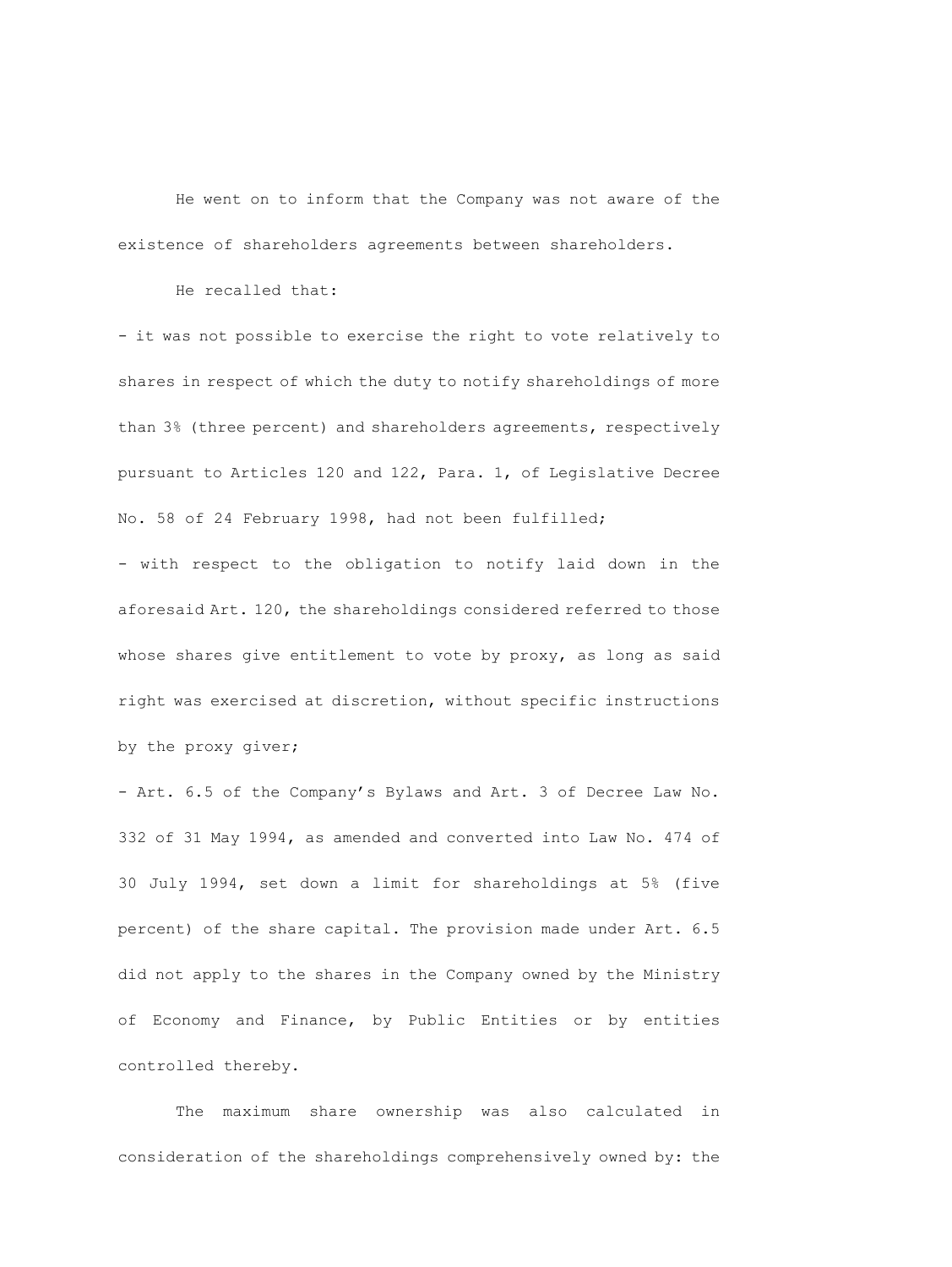He went on to inform that the Company was not aware of the existence of shareholders agreements between shareholders.

He recalled that:

- it was not possible to exercise the right to vote relatively to shares in respect of which the duty to notify shareholdings of more than 3% (three percent) and shareholders agreements, respectively pursuant to Articles 120 and 122, Para. 1, of Legislative Decree No. 58 of 24 February 1998, had not been fulfilled;
- with respect to the obligation to notify laid down in the aforesaid Art. 120, the shareholdings considered referred to those whose shares give entitlement to vote by proxy, as long as said right was exercised at discretion, without specific instructions by the proxy giver;
- Art. 6.5 of the Company's Bylaws and Art. 3 of Decree Law No. 332 of 31 May 1994, as amended and converted into Law No. 474 of 30 July 1994, set down a limit for shareholdings at 5% (five percent) of the share capital. The provision made under Art. 6.5 did not apply to the shares in the Company owned by the Ministry of Economy and Finance, by Public Entities or by entities controlled thereby.

The maximum share ownership was also calculated in consideration of the shareholdings comprehensively owned by: the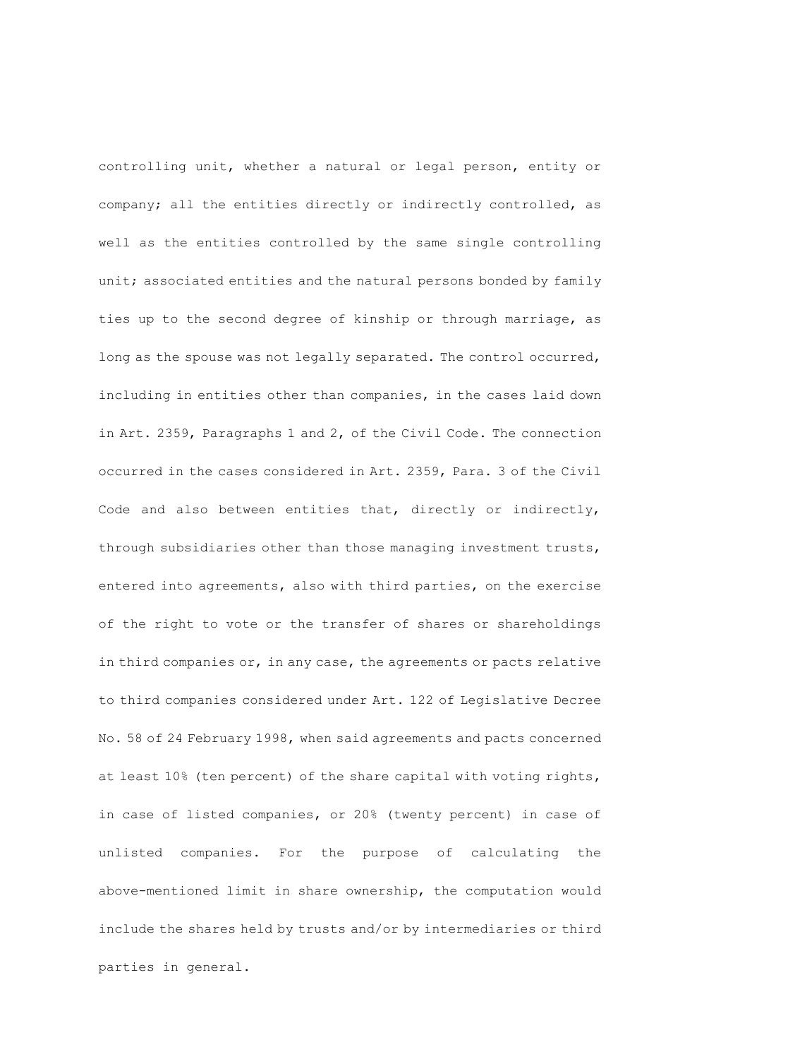controlling unit, whether a natural or legal person, entity or company; all the entities directly or indirectly controlled, as well as the entities controlled by the same single controlling unit; associated entities and the natural persons bonded by family ties up to the second degree of kinship or through marriage, as long as the spouse was not legally separated. The control occurred, including in entities other than companies, in the cases laid down in Art. 2359, Paragraphs 1 and 2, of the Civil Code. The connection occurred in the cases considered in Art. 2359, Para. 3 of the Civil Code and also between entities that, directly or indirectly, through subsidiaries other than those managing investment trusts, entered into agreements, also with third parties, on the exercise of the right to vote or the transfer of shares or shareholdings in third companies or, in any case, the agreements or pacts relative to third companies considered under Art. 122 of Legislative Decree No. 58 of 24 February 1998, when said agreements and pacts concerned at least 10% (ten percent) of the share capital with voting rights, in case of listed companies, or 20% (twenty percent) in case of unlisted companies. For the purpose of calculating the above-mentioned limit in share ownership, the computation would include the shares held by trusts and/or by intermediaries or third parties in general.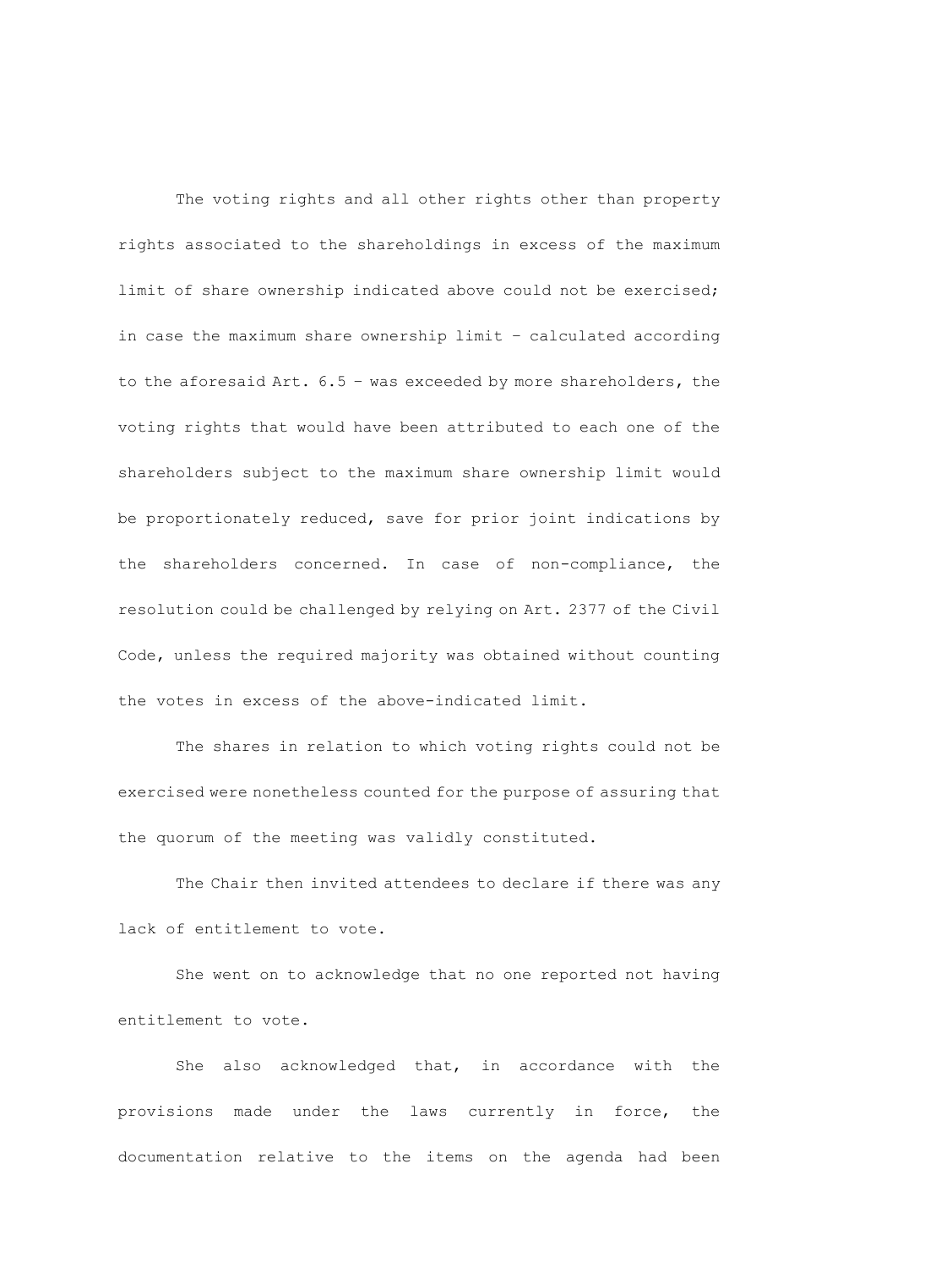The voting rights and all other rights other than property rights associated to the shareholdings in excess of the maximum limit of share ownership indicated above could not be exercised; in case the maximum share ownership limit – calculated according to the aforesaid Art. 6.5 – was exceeded by more shareholders, the voting rights that would have been attributed to each one of the shareholders subject to the maximum share ownership limit would be proportionately reduced, save for prior joint indications by the shareholders concerned. In case of non-compliance, the resolution could be challenged by relying on Art. 2377 of the Civil Code, unless the required majority was obtained without counting the votes in excess of the above-indicated limit.

The shares in relation to which voting rights could not be exercised were nonetheless counted for the purpose of assuring that the quorum of the meeting was validly constituted.

The Chair then invited attendees to declare if there was any lack of entitlement to vote.

She went on to acknowledge that no one reported not having entitlement to vote.

She also acknowledged that, in accordance with the provisions made under the laws currently in force, the documentation relative to the items on the agenda had been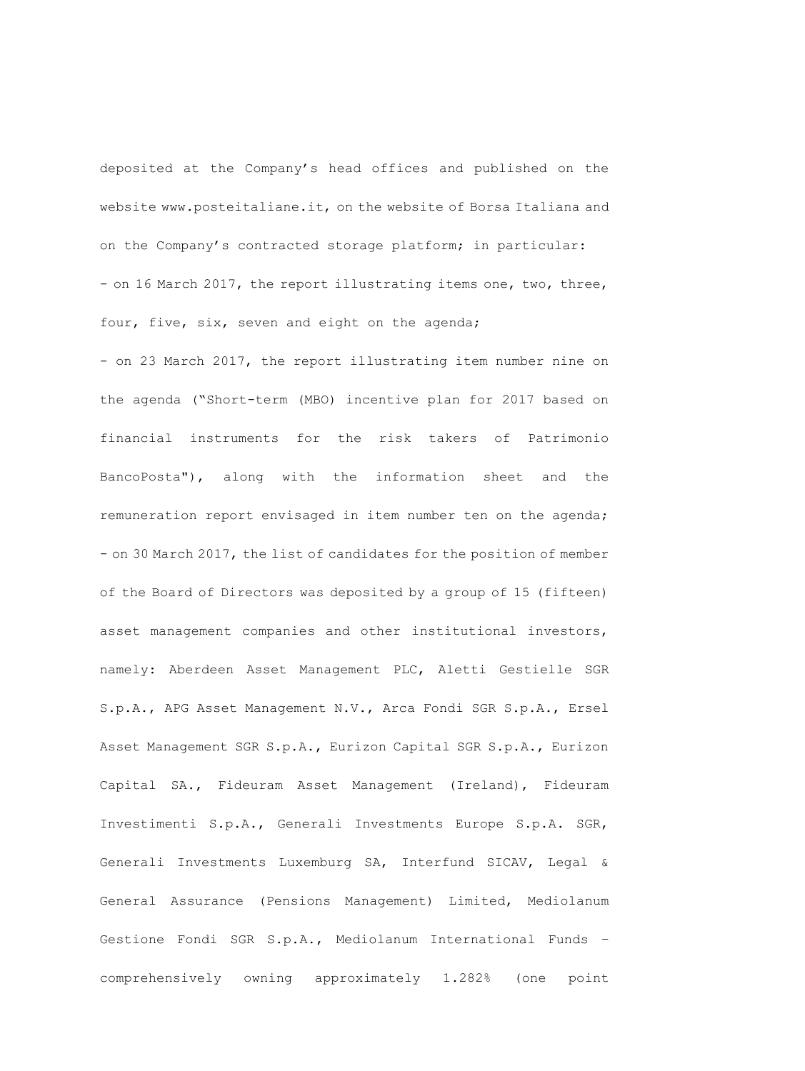deposited at the Company’s head offices and published on the website www.posteitaliane.it, on the website of Borsa Italiana and on the Company’s contracted storage platform; in particular:

- on 16 March 2017, the report illustrating items one, two, three, four, five, six, seven and eight on the agenda;
- on 23 March 2017, the report illustrating item number nine on the agenda (“Short-term (MBO) incentive plan for 2017 based on financial instruments for the risk takers of Patrimonio BancoPosta"), along with the information sheet and the remuneration report envisaged in item number ten on the agenda;
- on 30 March 2017, the list of candidates for the position of member of the Board of Directors was deposited by a group of 15 (fifteen) asset management companies and other institutional investors, namely: Aberdeen Asset Management PLC, Aletti Gestielle SGR S.p.A., APG Asset Management N.V., Arca Fondi SGR S.p.A., Ersel Asset Management SGR S.p.A., Eurizon Capital SGR S.p.A., Eurizon Capital SA., Fideuram Asset Management (Ireland), Fideuram Investimenti S.p.A., Generali Investments Europe S.p.A. SGR, Generali Investments Luxemburg SA, Interfund SICAV, Legal & General Assurance (Pensions Management) Limited, Mediolanum Gestione Fondi SGR S.p.A., Mediolanum International Funds – comprehensively owning approximately 1.282% (one point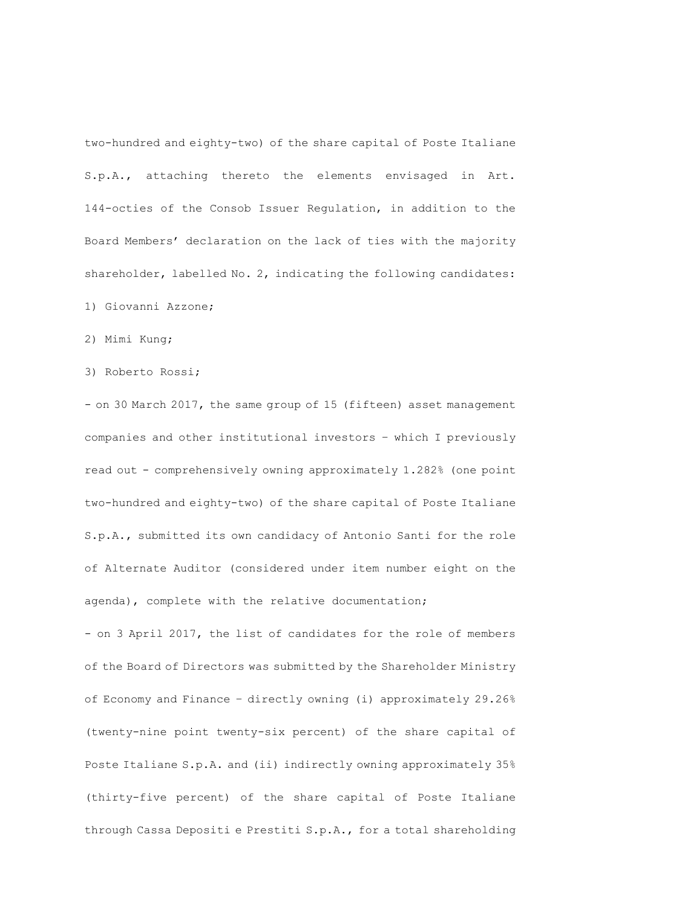two-hundred and eighty-two) of the share capital of Poste Italiane S.p.A., attaching thereto the elements envisaged in Art. 144-octies of the Consob Issuer Regulation, in addition to the Board Members' declaration on the lack of ties with the majority shareholder, labelled No. 2, indicating the following candidates:

1) Giovanni Azzone;

2) Mimi Kung;

3) Roberto Rossi;

- on 30 March 2017, the same group of 15 (fifteen) asset management companies and other institutional investors – which I previously read out - comprehensively owning approximately 1.282% (one point two-hundred and eighty-two) of the share capital of Poste Italiane S.p.A., submitted its own candidacy of Antonio Santi for the role of Alternate Auditor (considered under item number eight on the agenda), complete with the relative documentation;

- on 3 April 2017, the list of candidates for the role of members of the Board of Directors was submitted by the Shareholder Ministry of Economy and Finance – directly owning (i) approximately 29.26% (twenty-nine point twenty-six percent) of the share capital of Poste Italiane S.p.A. and (ii) indirectly owning approximately 35% (thirty-five percent) of the share capital of Poste Italiane through Cassa Depositi e Prestiti S.p.A., for a total shareholding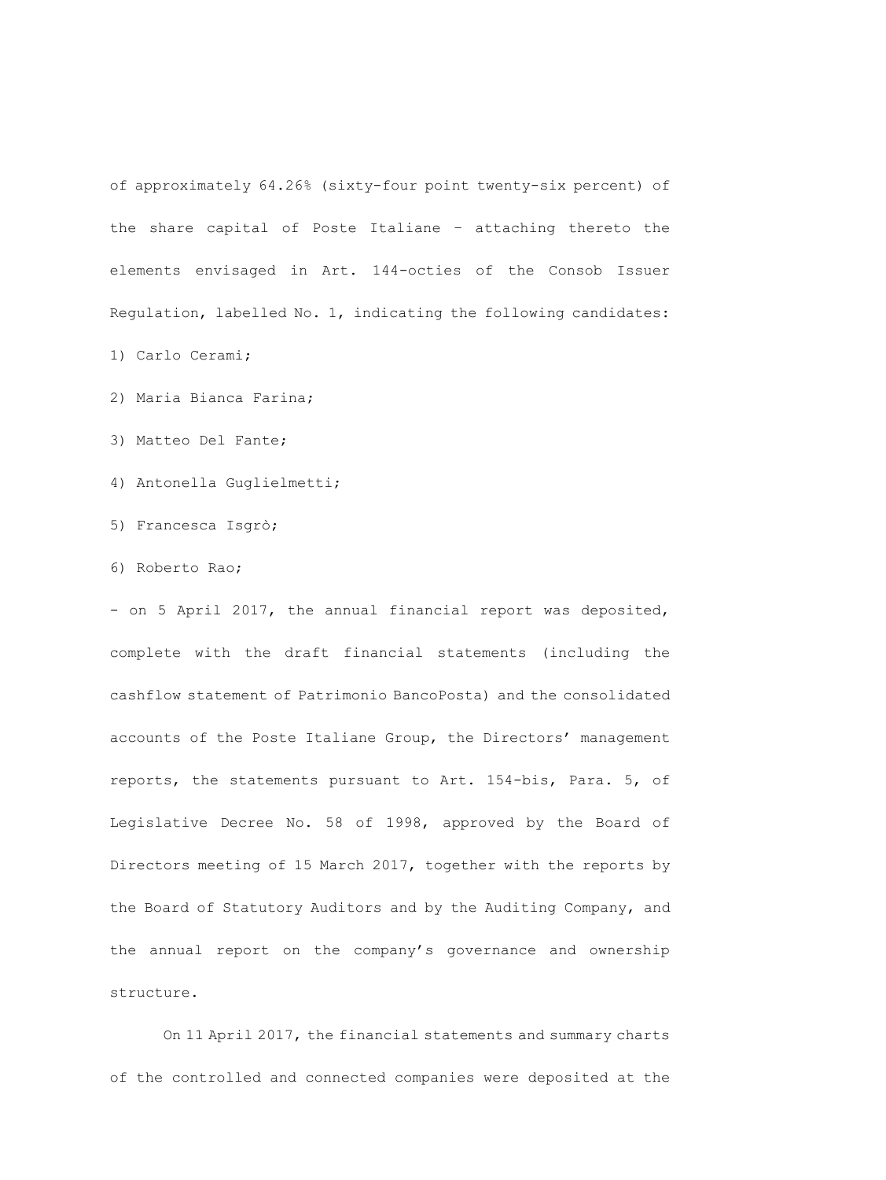of approximately 64.26% (sixty-four point twenty-six percent) of the share capital of Poste Italiane – attaching thereto the elements envisaged in Art. 144-octies of the Consob Issuer Regulation, labelled No. 1, indicating the following candidates:

1) Carlo Cerami;

2) Maria Bianca Farina;

3) Matteo Del Fante;

4) Antonella Guglielmetti;

5) Francesca Isgrò;

6) Roberto Rao;

- on 5 April 2017, the annual financial report was deposited, complete with the draft financial statements (including the cashflow statement of Patrimonio BancoPosta) and the consolidated accounts of the Poste Italiane Group, the Directors' management reports, the statements pursuant to Art. 154-bis, Para. 5, of Legislative Decree No. 58 of 1998, approved by the Board of Directors meeting of 15 March 2017, together with the reports by the Board of Statutory Auditors and by the Auditing Company, and the annual report on the company's governance and ownership structure.

On 11 April 2017, the financial statements and summary charts of the controlled and connected companies were deposited at the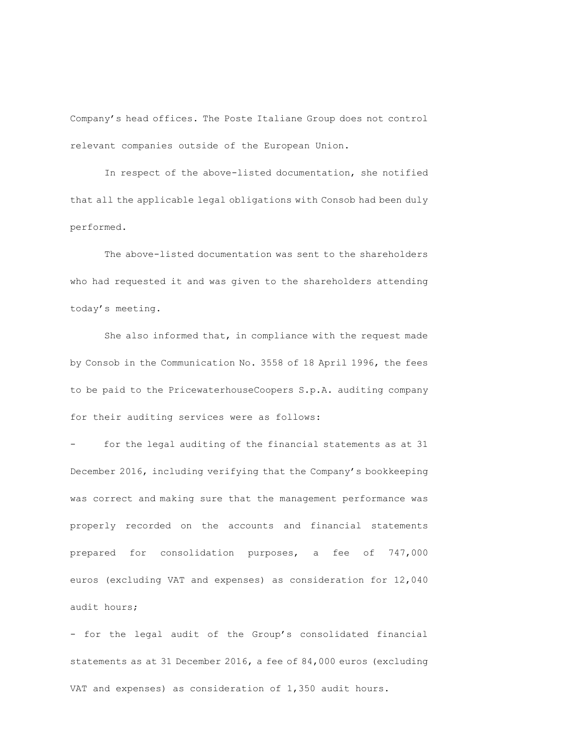Company’s head offices. The Poste Italiane Group does not control relevant companies outside of the European Union.

In respect of the above-listed documentation, she notified that all the applicable legal obligations with Consob had been duly performed.

The above-listed documentation was sent to the shareholders who had requested it and was given to the shareholders attending today’s meeting.

She also informed that, in compliance with the request made by Consob in the Communication No. 3558 of 18 April 1996, the fees to be paid to the PricewaterhouseCoopers S.p.A. auditing company for their auditing services were as follows:

- for the legal auditing of the financial statements as at 31 December 2016, including verifying that the Company’s bookkeeping was correct and making sure that the management performance was properly recorded on the accounts and financial statements prepared for consolidation purposes, a fee of 747,000 euros (excluding VAT and expenses) as consideration for 12,040 audit hours;
- for the legal audit of the Group’s consolidated financial statements as at 31 December 2016, a fee of 84,000 euros (excluding VAT and expenses) as consideration of 1,350 audit hours.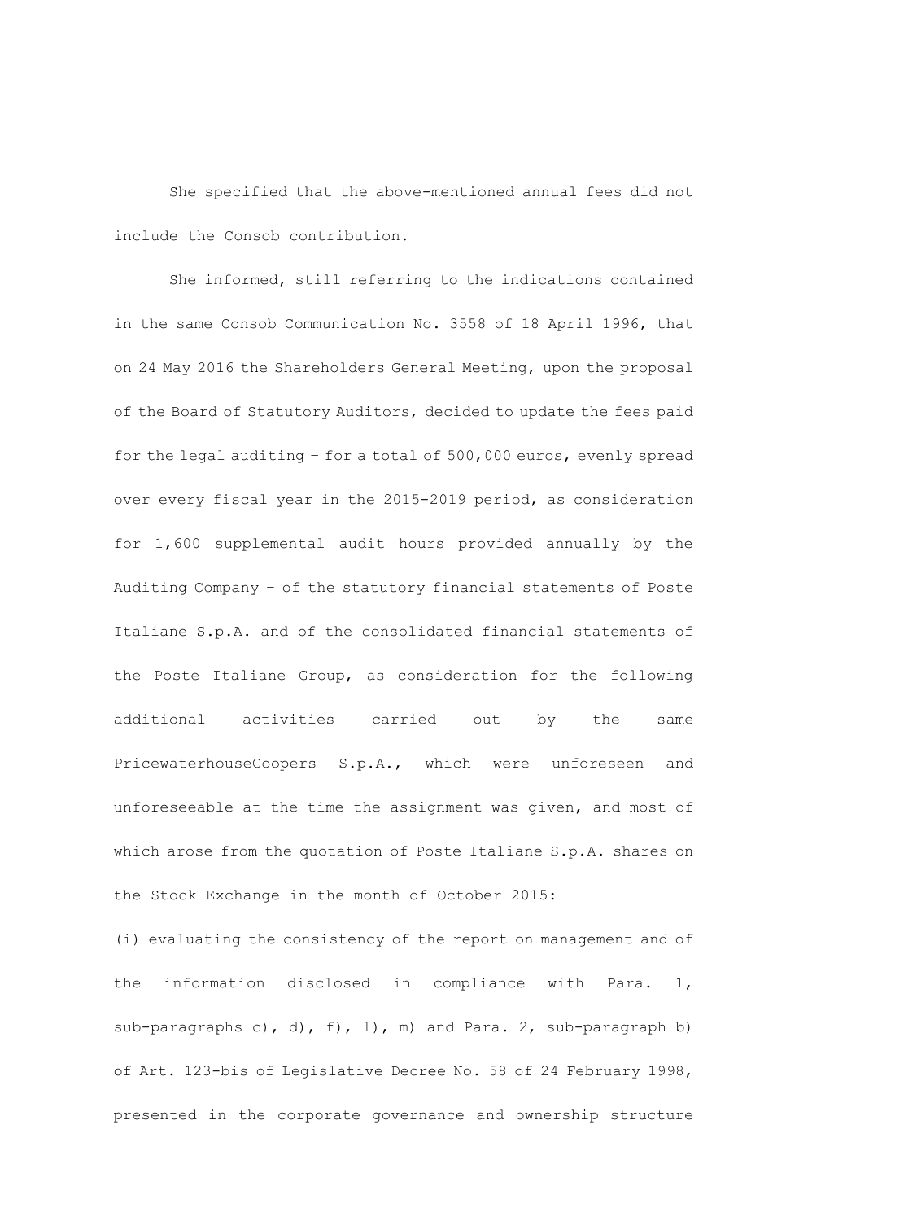She specified that the above-mentioned annual fees did not include the Consob contribution.

She informed, still referring to the indications contained in the same Consob Communication No. 3558 of 18 April 1996, that on 24 May 2016 the Shareholders General Meeting, upon the proposal of the Board of Statutory Auditors, decided to update the fees paid for the legal auditing – for a total of 500,000 euros, evenly spread over every fiscal year in the 2015-2019 period, as consideration for 1,600 supplemental audit hours provided annually by the Auditing Company – of the statutory financial statements of Poste Italiane S.p.A. and of the consolidated financial statements of the Poste Italiane Group, as consideration for the following additional activities carried out by the same PricewaterhouseCoopers S.p.A., which were unforeseen and unforeseeable at the time the assignment was given, and most of which arose from the quotation of Poste Italiane S.p.A. shares on the Stock Exchange in the month of October 2015:

(i) evaluating the consistency of the report on management and of the information disclosed in compliance with Para. 1, sub-paragraphs c), d), f), l), m) and Para. 2, sub-paragraph b) of Art. 123-bis of Legislative Decree No. 58 of 24 February 1998, presented in the corporate governance and ownership structure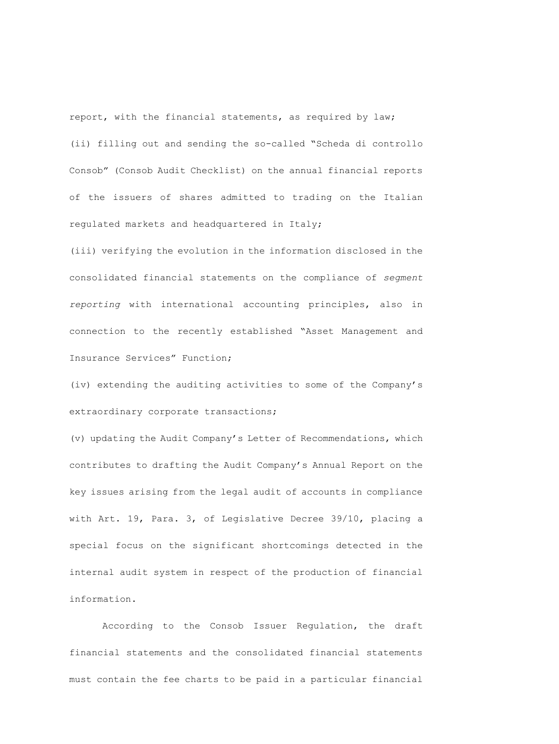report, with the financial statements, as required by law;

(ii) filling out and sending the so-called “Scheda di controllo Consob” (Consob Audit Checklist) on the annual financial reports of the issuers of shares admitted to trading on the Italian regulated markets and headquartered in Italy;

(iii) verifying the evolution in the information disclosed in the consolidated financial statements on the compliance of *segment reporting* with international accounting principles, also in connection to the recently established “Asset Management and Insurance Services” Function;

(iv) extending the auditing activities to some of the Company’s extraordinary corporate transactions;

(v) updating the Audit Company’s Letter of Recommendations, which contributes to drafting the Audit Company’s Annual Report on the key issues arising from the legal audit of accounts in compliance with Art. 19, Para. 3, of Legislative Decree 39/10, placing a special focus on the significant shortcomings detected in the internal audit system in respect of the production of financial information.

According to the Consob Issuer Regulation, the draft financial statements and the consolidated financial statements must contain the fee charts to be paid in a particular financial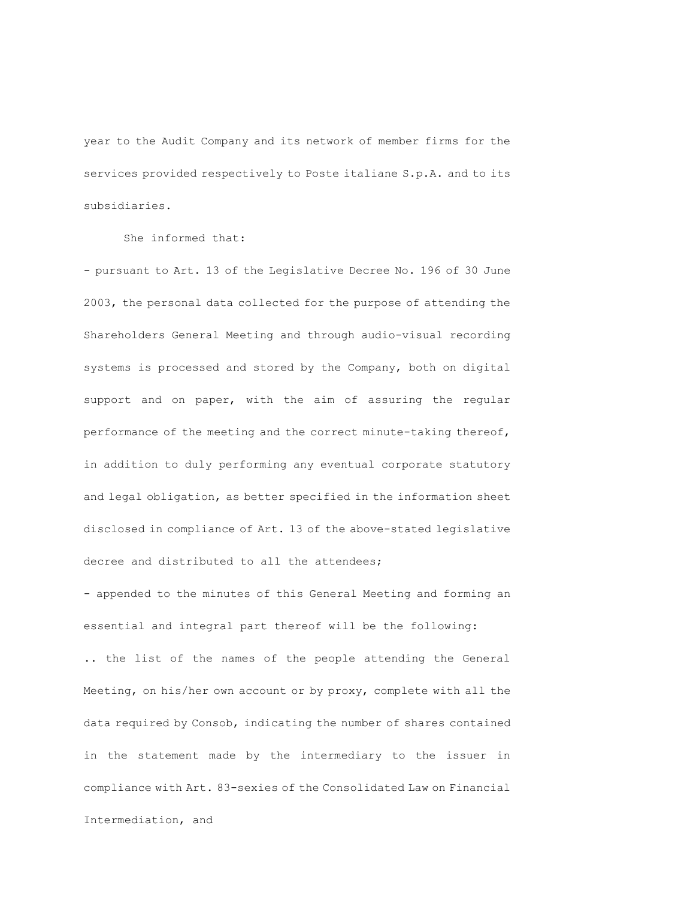year to the Audit Company and its network of member firms for the services provided respectively to Poste italiane S.p.A. and to its subsidiaries.

She informed that:

- pursuant to Art. 13 of the Legislative Decree No. 196 of 30 June 2003, the personal data collected for the purpose of attending the Shareholders General Meeting and through audio-visual recording systems is processed and stored by the Company, both on digital support and on paper, with the aim of assuring the regular performance of the meeting and the correct minute-taking thereof, in addition to duly performing any eventual corporate statutory and legal obligation, as better specified in the information sheet disclosed in compliance of Art. 13 of the above-stated legislative decree and distributed to all the attendees;

- appended to the minutes of this General Meeting and forming an essential and integral part thereof will be the following:

.. the list of the names of the people attending the General Meeting, on his/her own account or by proxy, complete with all the data required by Consob, indicating the number of shares contained in the statement made by the intermediary to the issuer in compliance with Art. 83-sexies of the Consolidated Law on Financial Intermediation, and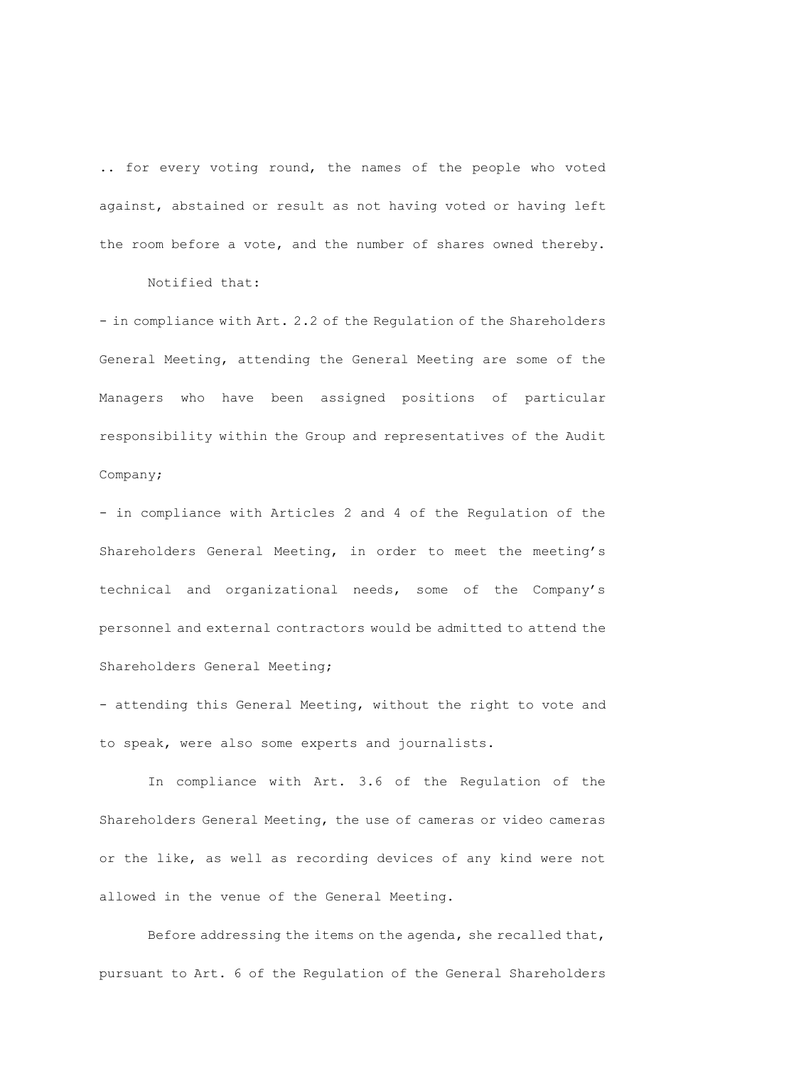.. for every voting round, the names of the people who voted against, abstained or result as not having voted or having left the room before a vote, and the number of shares owned thereby.

Notified that:

- in compliance with Art. 2.2 of the Regulation of the Shareholders General Meeting, attending the General Meeting are some of the Managers who have been assigned positions of particular responsibility within the Group and representatives of the Audit Company;
- in compliance with Articles 2 and 4 of the Regulation of the Shareholders General Meeting, in order to meet the meeting's technical and organizational needs, some of the Company's personnel and external contractors would be admitted to attend the Shareholders General Meeting;
- attending this General Meeting, without the right to vote and to speak, were also some experts and journalists.

In compliance with Art. 3.6 of the Regulation of the Shareholders General Meeting, the use of cameras or video cameras or the like, as well as recording devices of any kind were not allowed in the venue of the General Meeting.

Before addressing the items on the agenda, she recalled that, pursuant to Art. 6 of the Regulation of the General Shareholders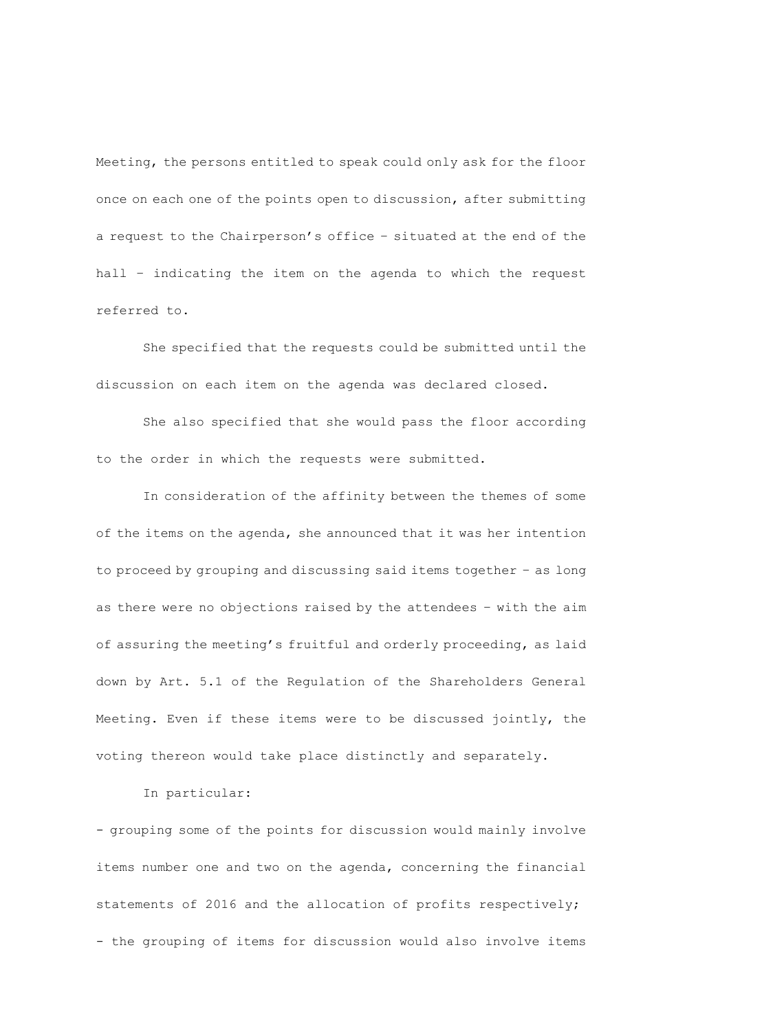Meeting, the persons entitled to speak could only ask for the floor once on each one of the points open to discussion, after submitting a request to the Chairperson's office – situated at the end of the hall – indicating the item on the agenda to which the request referred to.

She specified that the requests could be submitted until the discussion on each item on the agenda was declared closed.

She also specified that she would pass the floor according to the order in which the requests were submitted.

In consideration of the affinity between the themes of some of the items on the agenda, she announced that it was her intention to proceed by grouping and discussing said items together – as long as there were no objections raised by the attendees – with the aim of assuring the meeting's fruitful and orderly proceeding, as laid down by Art. 5.1 of the Regulation of the Shareholders General Meeting. Even if these items were to be discussed jointly, the voting thereon would take place distinctly and separately.

In particular:

- grouping some of the points for discussion would mainly involve items number one and two on the agenda, concerning the financial statements of 2016 and the allocation of profits respectively;
- the grouping of items for discussion would also involve items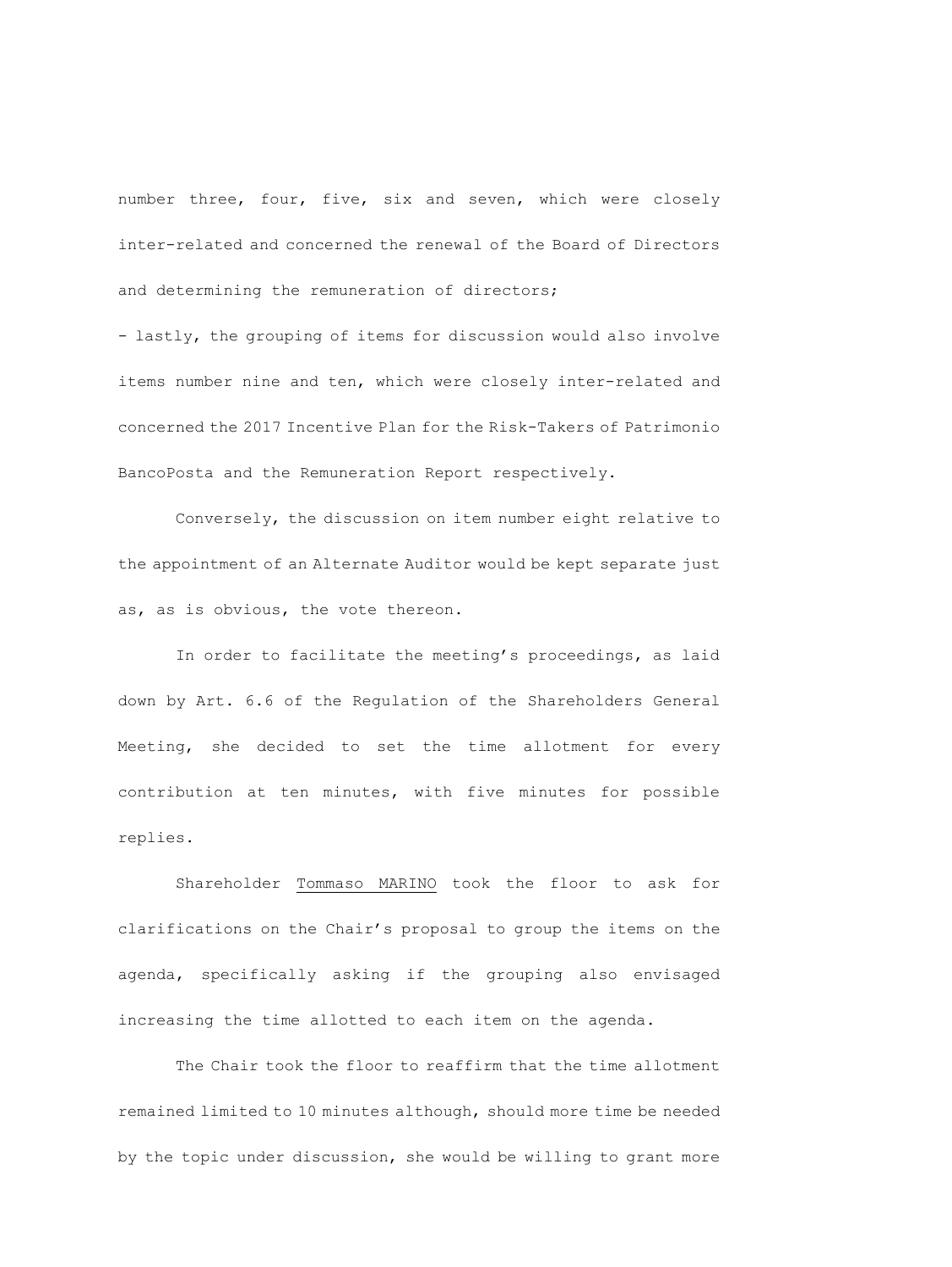number three, four, five, six and seven, which were closely inter-related and concerned the renewal of the Board of Directors and determining the remuneration of directors;

- lastly, the grouping of items for discussion would also involve items number nine and ten, which were closely inter-related and concerned the 2017 Incentive Plan for the Risk-Takers of Patrimonio BancoPosta and the Remuneration Report respectively.

Conversely, the discussion on item number eight relative to the appointment of an Alternate Auditor would be kept separate just as, as is obvious, the vote thereon.

In order to facilitate the meeting's proceedings, as laid down by Art. 6.6 of the Regulation of the Shareholders General Meeting, she decided to set the time allotment for every contribution at ten minutes, with five minutes for possible replies.

Shareholder Tommaso MARINO took the floor to ask for clarifications on the Chair's proposal to group the items on the agenda, specifically asking if the grouping also envisaged increasing the time allotted to each item on the agenda.

The Chair took the floor to reaffirm that the time allotment remained limited to 10 minutes although, should more time be needed by the topic under discussion, she would be willing to grant more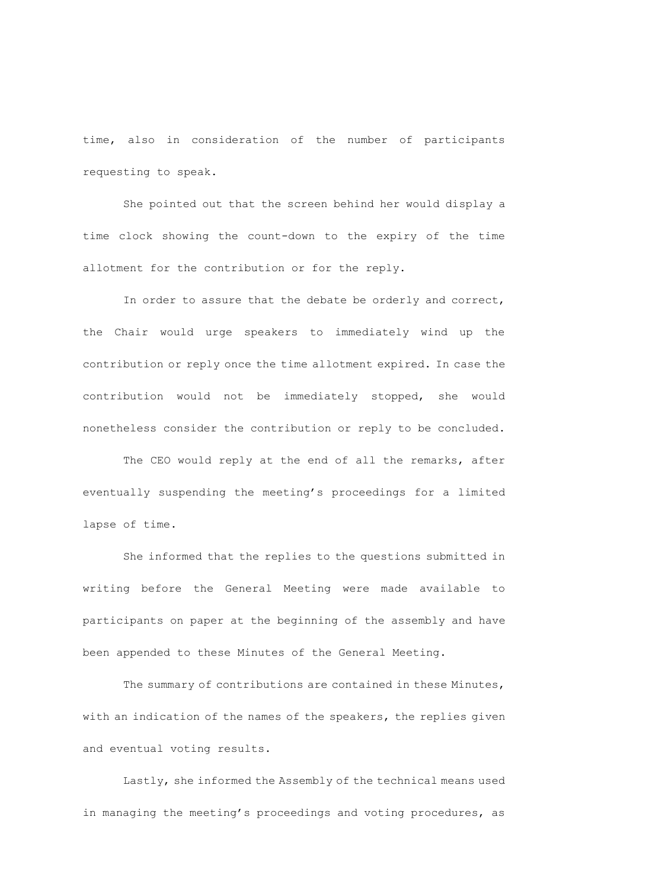time, also in consideration of the number of participants requesting to speak.

She pointed out that the screen behind her would display a time clock showing the count-down to the expiry of the time allotment for the contribution or for the reply.

In order to assure that the debate be orderly and correct, the Chair would urge speakers to immediately wind up the contribution or reply once the time allotment expired. In case the contribution would not be immediately stopped, she would nonetheless consider the contribution or reply to be concluded.

The CEO would reply at the end of all the remarks, after eventually suspending the meeting's proceedings for a limited lapse of time.

She informed that the replies to the questions submitted in writing before the General Meeting were made available to participants on paper at the beginning of the assembly and have been appended to these Minutes of the General Meeting.

The summary of contributions are contained in these Minutes, with an indication of the names of the speakers, the replies given and eventual voting results.

Lastly, she informed the Assembly of the technical means used in managing the meeting's proceedings and voting procedures, as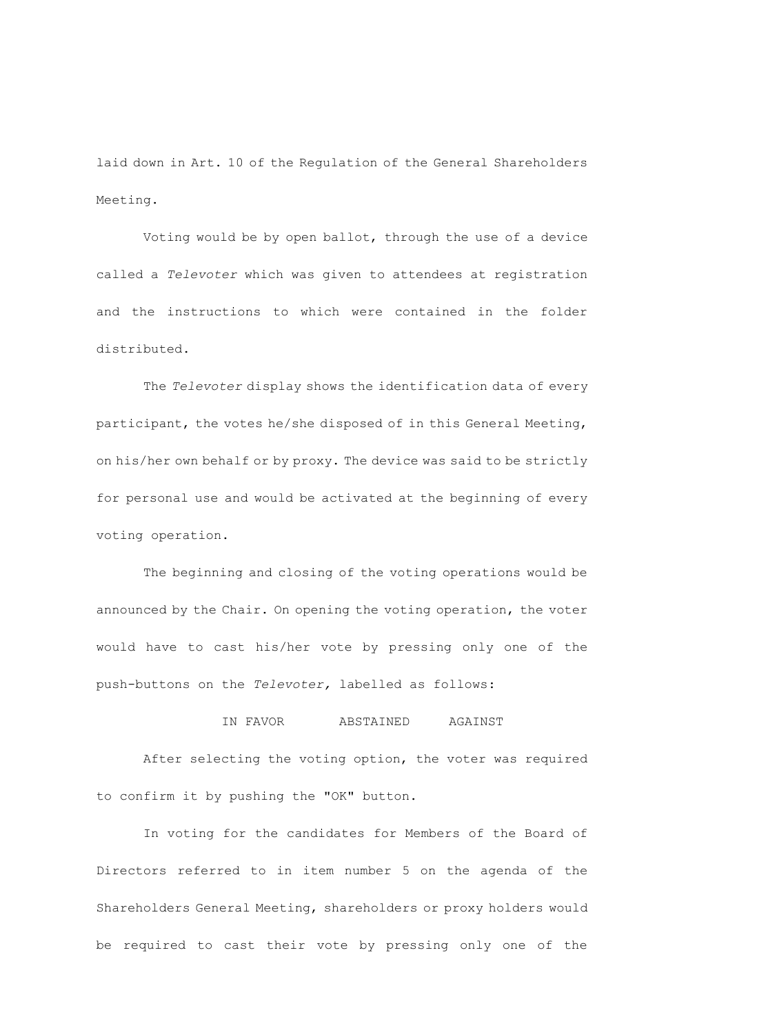laid down in Art. 10 of the Regulation of the General Shareholders Meeting.

Voting would be by open ballot, through the use of a device called a *Televoter* which was given to attendees at registration and the instructions to which were contained in the folder distributed.

The *Televoter* display shows the identification data of every participant, the votes he/she disposed of in this General Meeting, on his/her own behalf or by proxy. The device was said to be strictly for personal use and would be activated at the beginning of every voting operation.

The beginning and closing of the voting operations would be announced by the Chair. On opening the voting operation, the voter would have to cast his/her vote by pressing only one of the push-buttons on the *Televoter,* labelled as follows:

IN FAVOR       ABSTAINED     AGAINST

After selecting the voting option, the voter was required to confirm it by pushing the "OK" button.

In voting for the candidates for Members of the Board of Directors referred to in item number 5 on the agenda of the Shareholders General Meeting, shareholders or proxy holders would be required to cast their vote by pressing only one of the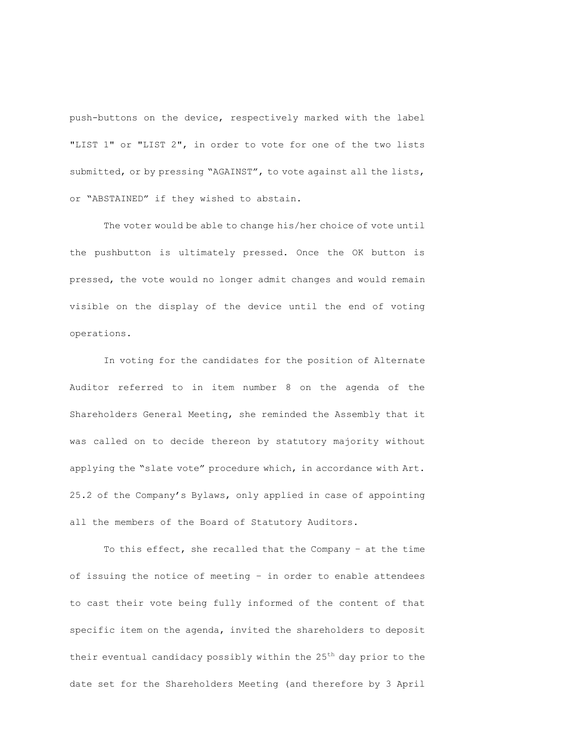push-buttons on the device, respectively marked with the label "LIST 1" or "LIST 2", in order to vote for one of the two lists submitted, or by pressing “AGAINST”, to vote against all the lists, or “ABSTAINED” if they wished to abstain.

The voter would be able to change his/her choice of vote until the pushbutton is ultimately pressed. Once the OK button is pressed, the vote would no longer admit changes and would remain visible on the display of the device until the end of voting operations.

In voting for the candidates for the position of Alternate Auditor referred to in item number 8 on the agenda of the Shareholders General Meeting, she reminded the Assembly that it was called on to decide thereon by statutory majority without applying the “slate vote” procedure which, in accordance with Art. 25.2 of the Company’s Bylaws, only applied in case of appointing all the members of the Board of Statutory Auditors.

To this effect, she recalled that the Company – at the time of issuing the notice of meeting – in order to enable attendees to cast their vote being fully informed of the content of that specific item on the agenda, invited the shareholders to deposit their eventual candidacy possibly within the 25th day prior to the date set for the Shareholders Meeting (and therefore by 3 April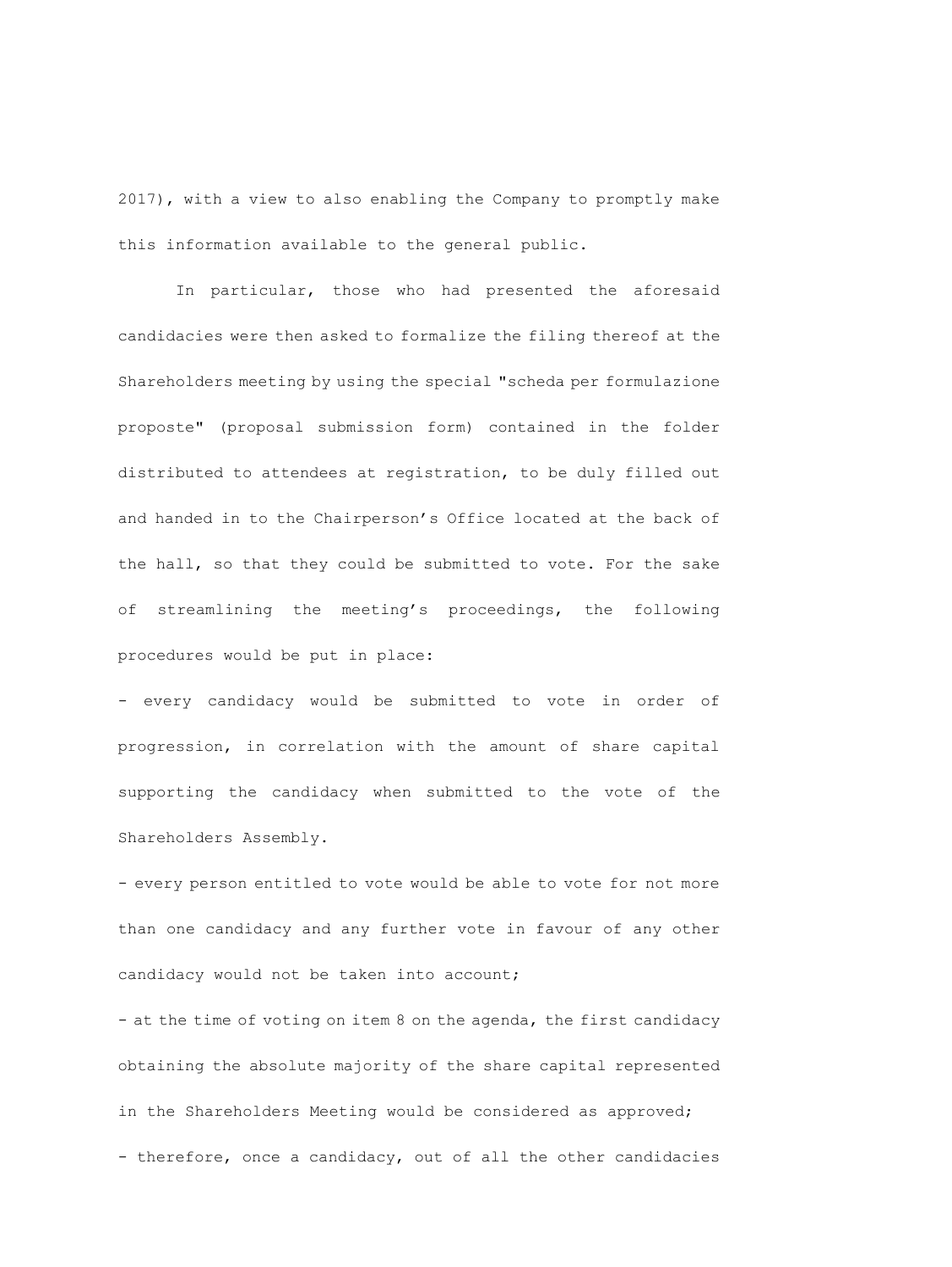2017), with a view to also enabling the Company to promptly make this information available to the general public.

In particular, those who had presented the aforesaid candidacies were then asked to formalize the filing thereof at the Shareholders meeting by using the special "scheda per formulazione proposte" (proposal submission form) contained in the folder distributed to attendees at registration, to be duly filled out and handed in to the Chairperson's Office located at the back of the hall, so that they could be submitted to vote. For the sake of streamlining the meeting's proceedings, the following procedures would be put in place:

- every candidacy would be submitted to vote in order of progression, in correlation with the amount of share capital supporting the candidacy when submitted to the vote of the Shareholders Assembly.
- every person entitled to vote would be able to vote for not more than one candidacy and any further vote in favour of any other candidacy would not be taken into account;
- at the time of voting on item 8 on the agenda, the first candidacy obtaining the absolute majority of the share capital represented in the Shareholders Meeting would be considered as approved;
- therefore, once a candidacy, out of all the other candidacies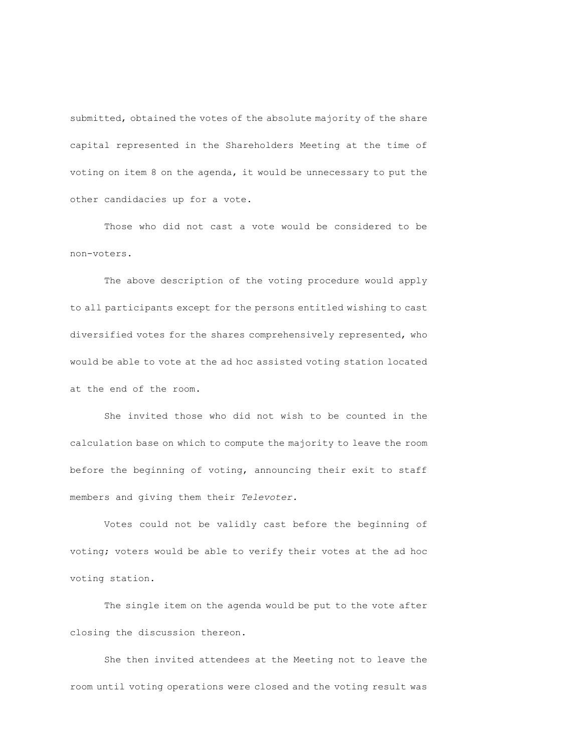submitted, obtained the votes of the absolute majority of the share capital represented in the Shareholders Meeting at the time of voting on item 8 on the agenda, it would be unnecessary to put the other candidacies up for a vote.

Those who did not cast a vote would be considered to be non-voters.

The above description of the voting procedure would apply to all participants except for the persons entitled wishing to cast diversified votes for the shares comprehensively represented, who would be able to vote at the ad hoc assisted voting station located at the end of the room.

She invited those who did not wish to be counted in the calculation base on which to compute the majority to leave the room before the beginning of voting, announcing their exit to staff members and giving them their *Televoter.*

Votes could not be validly cast before the beginning of voting; voters would be able to verify their votes at the ad hoc voting station.

The single item on the agenda would be put to the vote after closing the discussion thereon.

She then invited attendees at the Meeting not to leave the room until voting operations were closed and the voting result was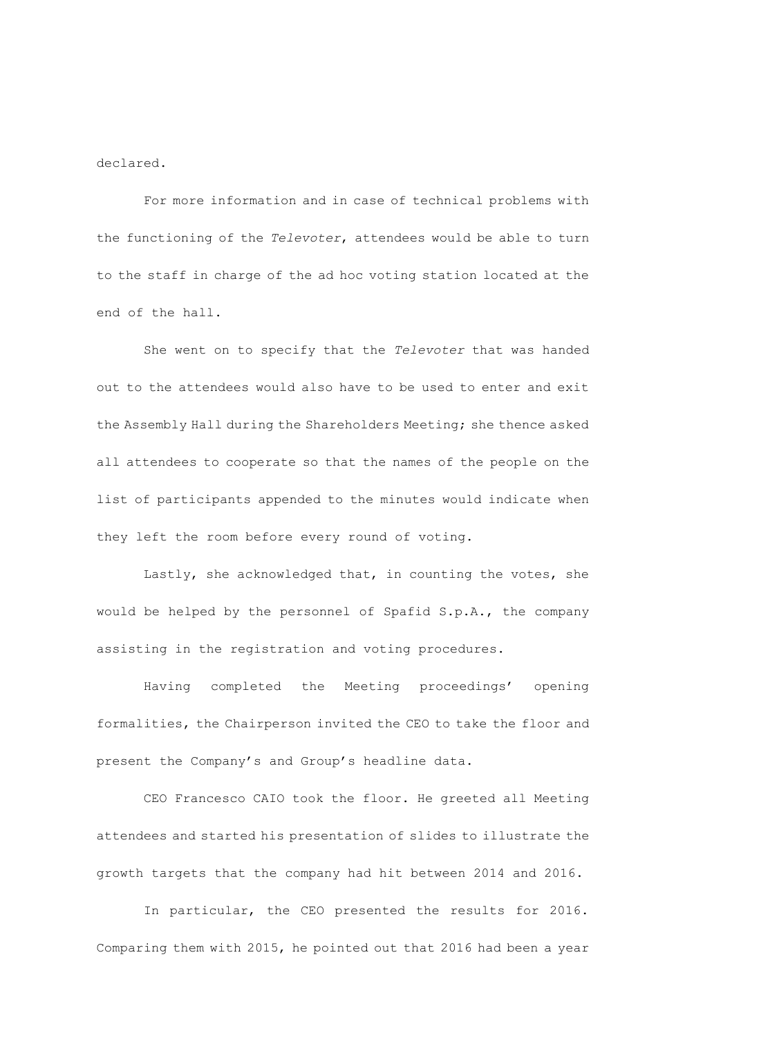declared.

For more information and in case of technical problems with the functioning of the *Televoter*, attendees would be able to turn to the staff in charge of the ad hoc voting station located at the end of the hall.

She went on to specify that the *Televoter* that was handed out to the attendees would also have to be used to enter and exit the Assembly Hall during the Shareholders Meeting; she thence asked all attendees to cooperate so that the names of the people on the list of participants appended to the minutes would indicate when they left the room before every round of voting.

Lastly, she acknowledged that, in counting the votes, she would be helped by the personnel of Spafid S.p.A., the company assisting in the registration and voting procedures.

Having completed the Meeting proceedings' opening formalities, the Chairperson invited the CEO to take the floor and present the Company's and Group's headline data.

CEO Francesco CAIO took the floor. He greeted all Meeting attendees and started his presentation of slides to illustrate the growth targets that the company had hit between 2014 and 2016.

In particular, the CEO presented the results for 2016. Comparing them with 2015, he pointed out that 2016 had been a year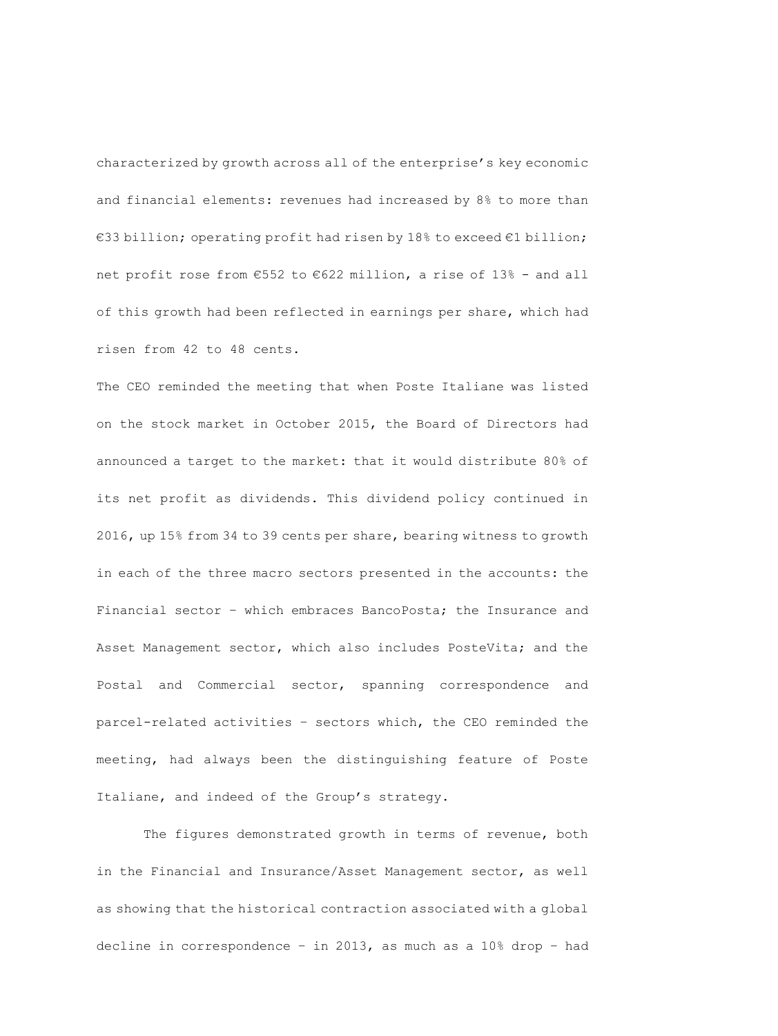characterized by growth across all of the enterprise's key economic and financial elements: revenues had increased by 8% to more than €33 billion; operating profit had risen by 18% to exceed €1 billion; net profit rose from €552 to €622 million, a rise of 13% - and all of this growth had been reflected in earnings per share, which had risen from 42 to 48 cents.

The CEO reminded the meeting that when Poste Italiane was listed on the stock market in October 2015, the Board of Directors had announced a target to the market: that it would distribute 80% of its net profit as dividends. This dividend policy continued in 2016, up 15% from 34 to 39 cents per share, bearing witness to growth in each of the three macro sectors presented in the accounts: the Financial sector – which embraces BancoPosta; the Insurance and Asset Management sector, which also includes PosteVita; and the Postal and Commercial sector, spanning correspondence and parcel-related activities – sectors which, the CEO reminded the meeting, had always been the distinguishing feature of Poste Italiane, and indeed of the Group's strategy.

The figures demonstrated growth in terms of revenue, both in the Financial and Insurance/Asset Management sector, as well as showing that the historical contraction associated with a global decline in correspondence – in 2013, as much as a 10% drop – had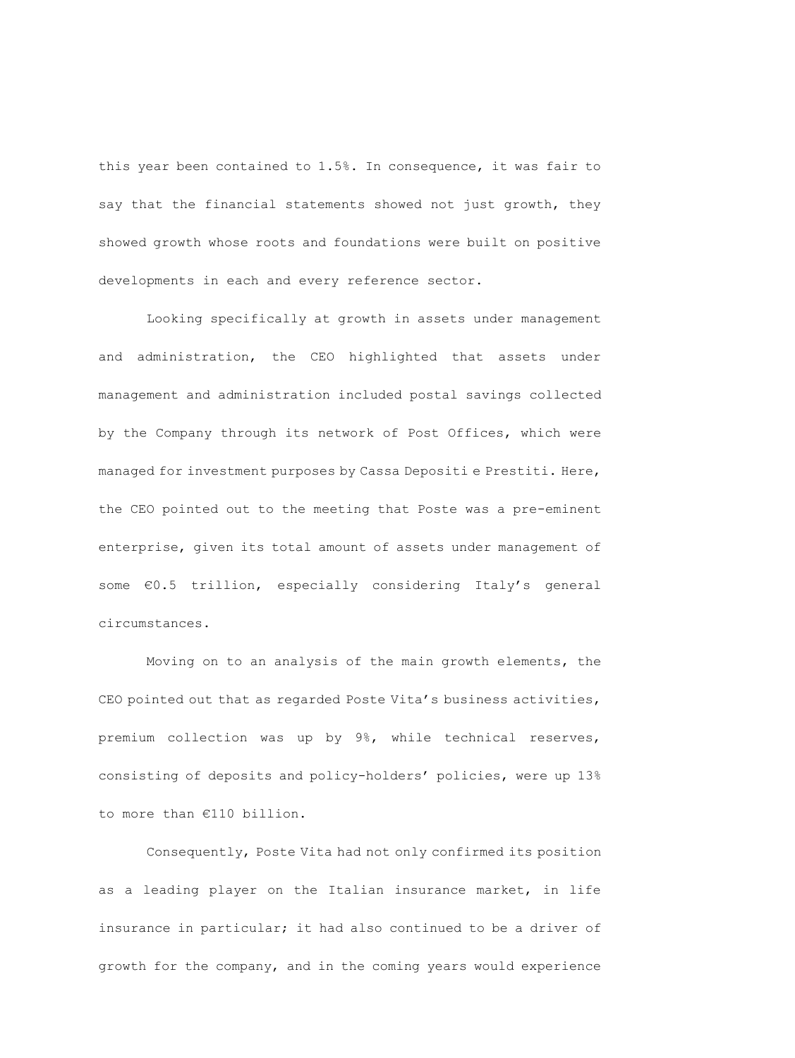this year been contained to 1.5%. In consequence, it was fair to say that the financial statements showed not just growth, they showed growth whose roots and foundations were built on positive developments in each and every reference sector.

Looking specifically at growth in assets under management and administration, the CEO highlighted that assets under management and administration included postal savings collected by the Company through its network of Post Offices, which were managed for investment purposes by Cassa Depositi e Prestiti. Here, the CEO pointed out to the meeting that Poste was a pre-eminent enterprise, given its total amount of assets under management of some €0.5 trillion, especially considering Italy's general circumstances.

Moving on to an analysis of the main growth elements, the CEO pointed out that as regarded Poste Vita's business activities, premium collection was up by 9%, while technical reserves, consisting of deposits and policy-holders' policies, were up 13% to more than €110 billion.

Consequently, Poste Vita had not only confirmed its position as a leading player on the Italian insurance market, in life insurance in particular; it had also continued to be a driver of growth for the company, and in the coming years would experience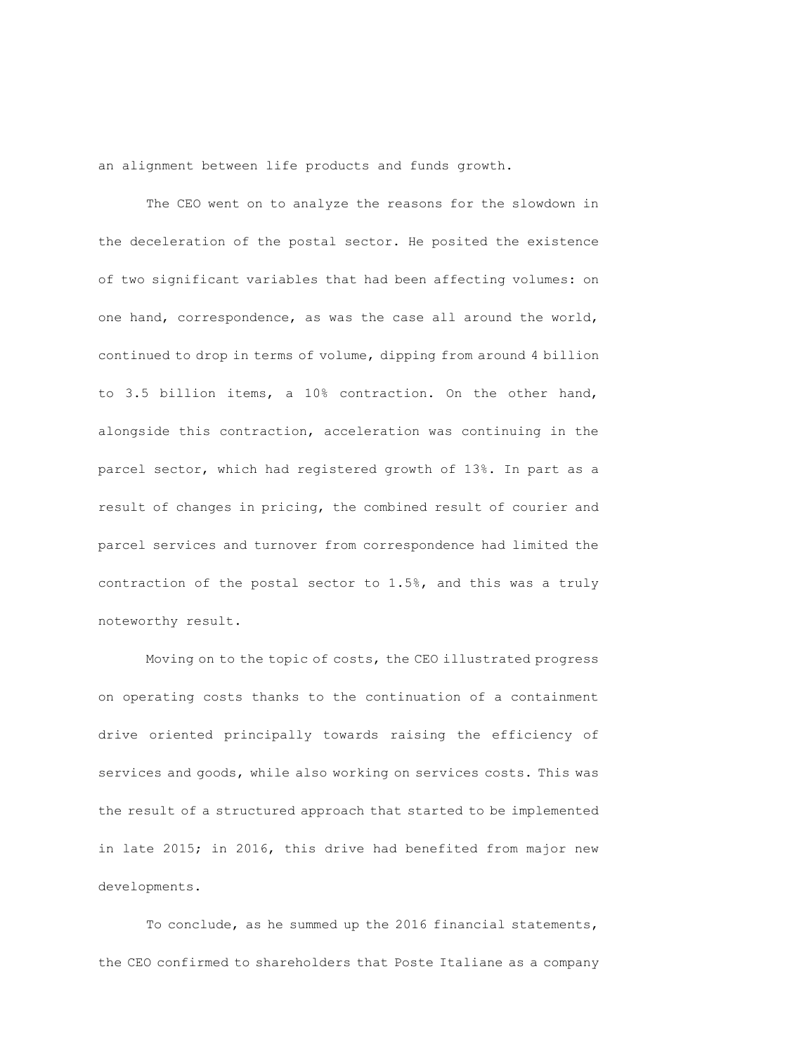an alignment between life products and funds growth.

The CEO went on to analyze the reasons for the slowdown in the deceleration of the postal sector. He posited the existence of two significant variables that had been affecting volumes: on one hand, correspondence, as was the case all around the world, continued to drop in terms of volume, dipping from around 4 billion to 3.5 billion items, a 10% contraction. On the other hand, alongside this contraction, acceleration was continuing in the parcel sector, which had registered growth of 13%. In part as a result of changes in pricing, the combined result of courier and parcel services and turnover from correspondence had limited the contraction of the postal sector to 1.5%, and this was a truly noteworthy result.

Moving on to the topic of costs, the CEO illustrated progress on operating costs thanks to the continuation of a containment drive oriented principally towards raising the efficiency of services and goods, while also working on services costs. This was the result of a structured approach that started to be implemented in late 2015; in 2016, this drive had benefited from major new developments.

To conclude, as he summed up the 2016 financial statements, the CEO confirmed to shareholders that Poste Italiane as a company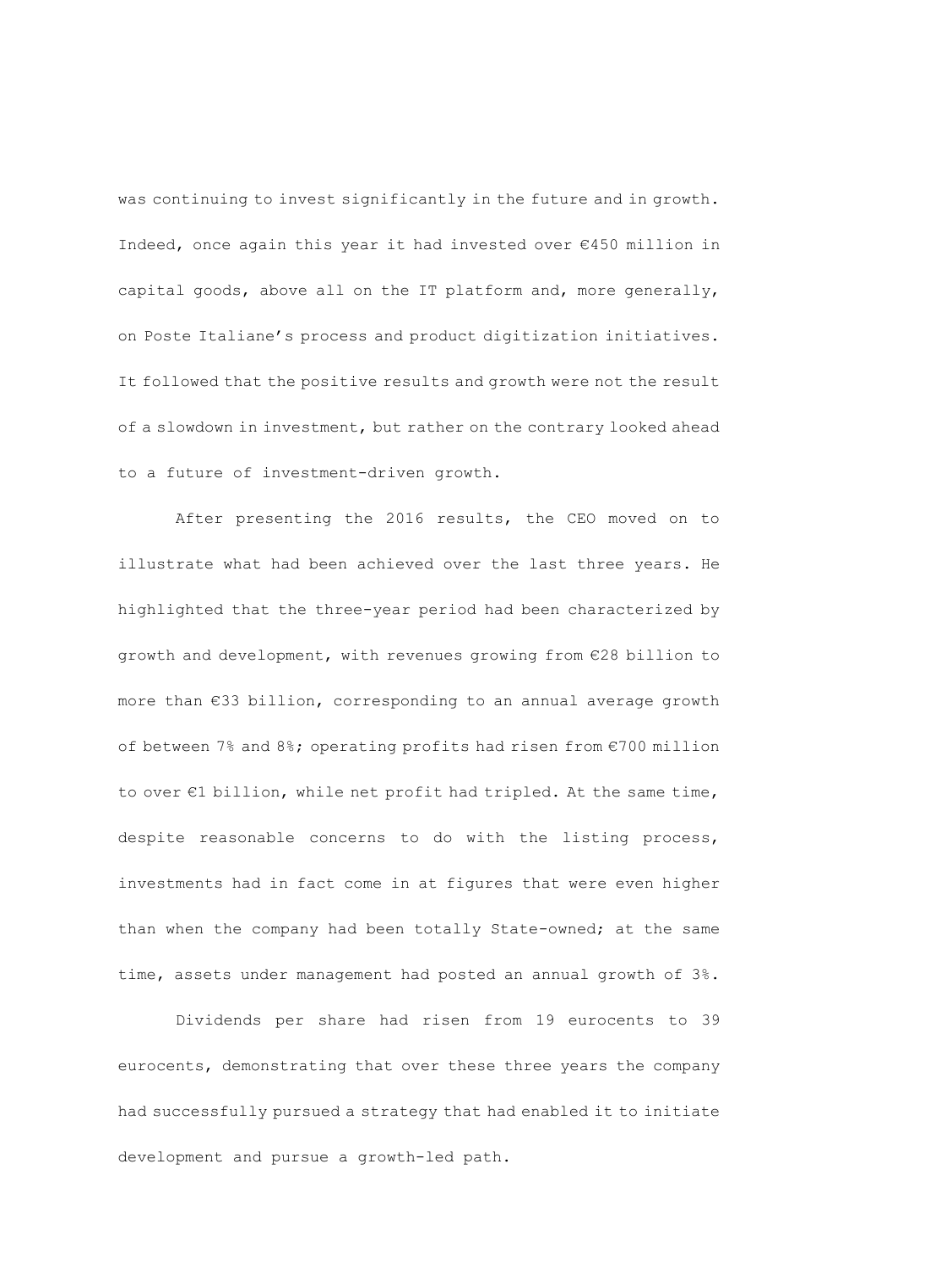was continuing to invest significantly in the future and in growth. Indeed, once again this year it had invested over €450 million in capital goods, above all on the IT platform and, more generally, on Poste Italiane's process and product digitization initiatives. It followed that the positive results and growth were not the result of a slowdown in investment, but rather on the contrary looked ahead to a future of investment-driven growth.

After presenting the 2016 results, the CEO moved on to illustrate what had been achieved over the last three years. He highlighted that the three-year period had been characterized by growth and development, with revenues growing from €28 billion to more than €33 billion, corresponding to an annual average growth of between 7% and 8%; operating profits had risen from €700 million to over €1 billion, while net profit had tripled. At the same time, despite reasonable concerns to do with the listing process, investments had in fact come in at figures that were even higher than when the company had been totally State-owned; at the same time, assets under management had posted an annual growth of 3%.

Dividends per share had risen from 19 eurocents to 39 eurocents, demonstrating that over these three years the company had successfully pursued a strategy that had enabled it to initiate development and pursue a growth-led path.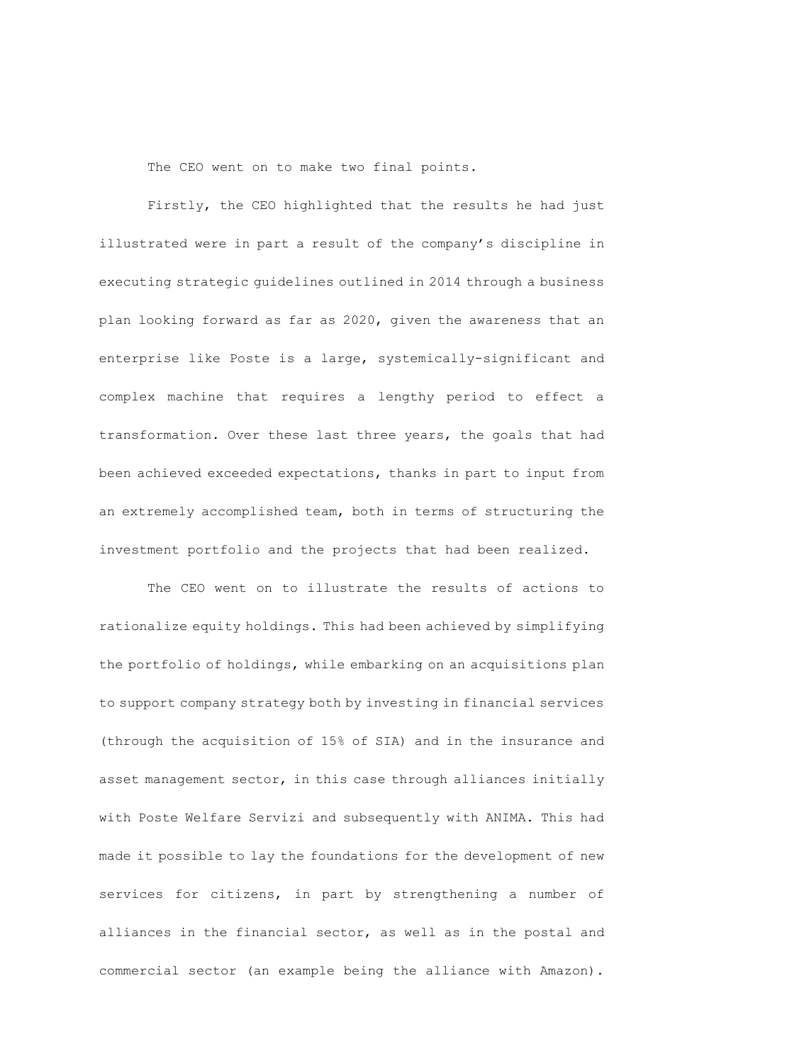The CEO went on to make two final points.

Firstly, the CEO highlighted that the results he had just illustrated were in part a result of the company's discipline in executing strategic guidelines outlined in 2014 through a business plan looking forward as far as 2020, given the awareness that an enterprise like Poste is a large, systemically-significant and complex machine that requires a lengthy period to effect a transformation. Over these last three years, the goals that had been achieved exceeded expectations, thanks in part to input from an extremely accomplished team, both in terms of structuring the investment portfolio and the projects that had been realized.

The CEO went on to illustrate the results of actions to rationalize equity holdings. This had been achieved by simplifying the portfolio of holdings, while embarking on an acquisitions plan to support company strategy both by investing in financial services (through the acquisition of 15% of SIA) and in the insurance and asset management sector, in this case through alliances initially with Poste Welfare Servizi and subsequently with ANIMA. This had made it possible to lay the foundations for the development of new services for citizens, in part by strengthening a number of alliances in the financial sector, as well as in the postal and commercial sector (an example being the alliance with Amazon).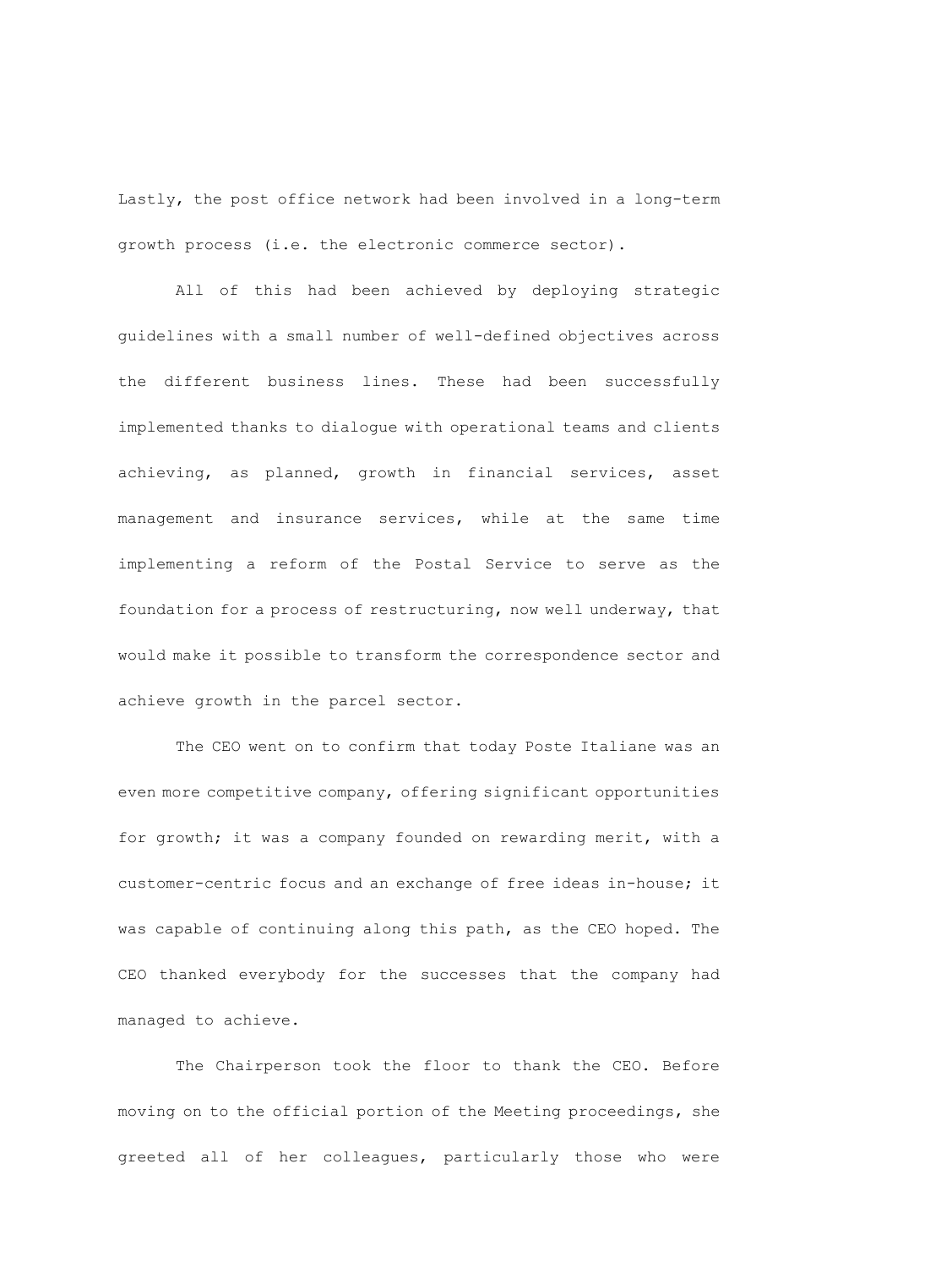Lastly, the post office network had been involved in a long-term growth process (i.e. the electronic commerce sector).

All of this had been achieved by deploying strategic guidelines with a small number of well-defined objectives across the different business lines. These had been successfully implemented thanks to dialogue with operational teams and clients achieving, as planned, growth in financial services, asset management and insurance services, while at the same time implementing a reform of the Postal Service to serve as the foundation for a process of restructuring, now well underway, that would make it possible to transform the correspondence sector and achieve growth in the parcel sector.

The CEO went on to confirm that today Poste Italiane was an even more competitive company, offering significant opportunities for growth; it was a company founded on rewarding merit, with a customer-centric focus and an exchange of free ideas in-house; it was capable of continuing along this path, as the CEO hoped. The CEO thanked everybody for the successes that the company had managed to achieve.

The Chairperson took the floor to thank the CEO. Before moving on to the official portion of the Meeting proceedings, she greeted all of her colleagues, particularly those who were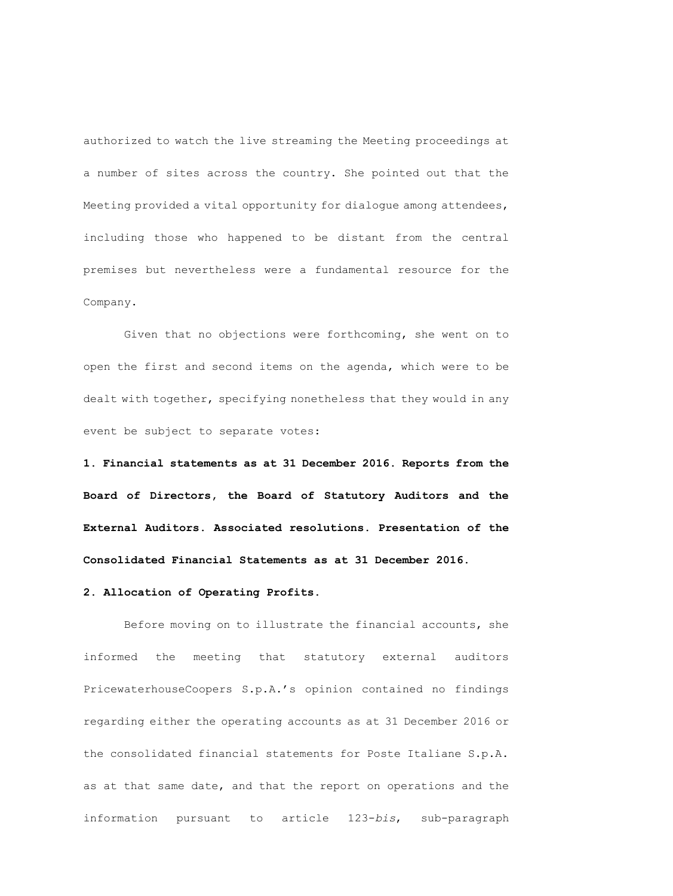authorized to watch the live streaming the Meeting proceedings at a number of sites across the country. She pointed out that the Meeting provided a vital opportunity for dialogue among attendees, including those who happened to be distant from the central premises but nevertheless were a fundamental resource for the Company.

Given that no objections were forthcoming, she went on to open the first and second items on the agenda, which were to be dealt with together, specifying nonetheless that they would in any event be subject to separate votes:

**1. Financial statements as at 31 December 2016. Reports from the Board of Directors, the Board of Statutory Auditors and the External Auditors. Associated resolutions. Presentation of the Consolidated Financial Statements as at 31 December 2016.**

**2. Allocation of Operating Profits.**

Before moving on to illustrate the financial accounts, she informed the meeting that statutory external auditors PricewaterhouseCoopers S.p.A.'s opinion contained no findings regarding either the operating accounts as at 31 December 2016 or the consolidated financial statements for Poste Italiane S.p.A. as at that same date, and that the report on operations and the information pursuant to article 123-*bis*, sub-paragraph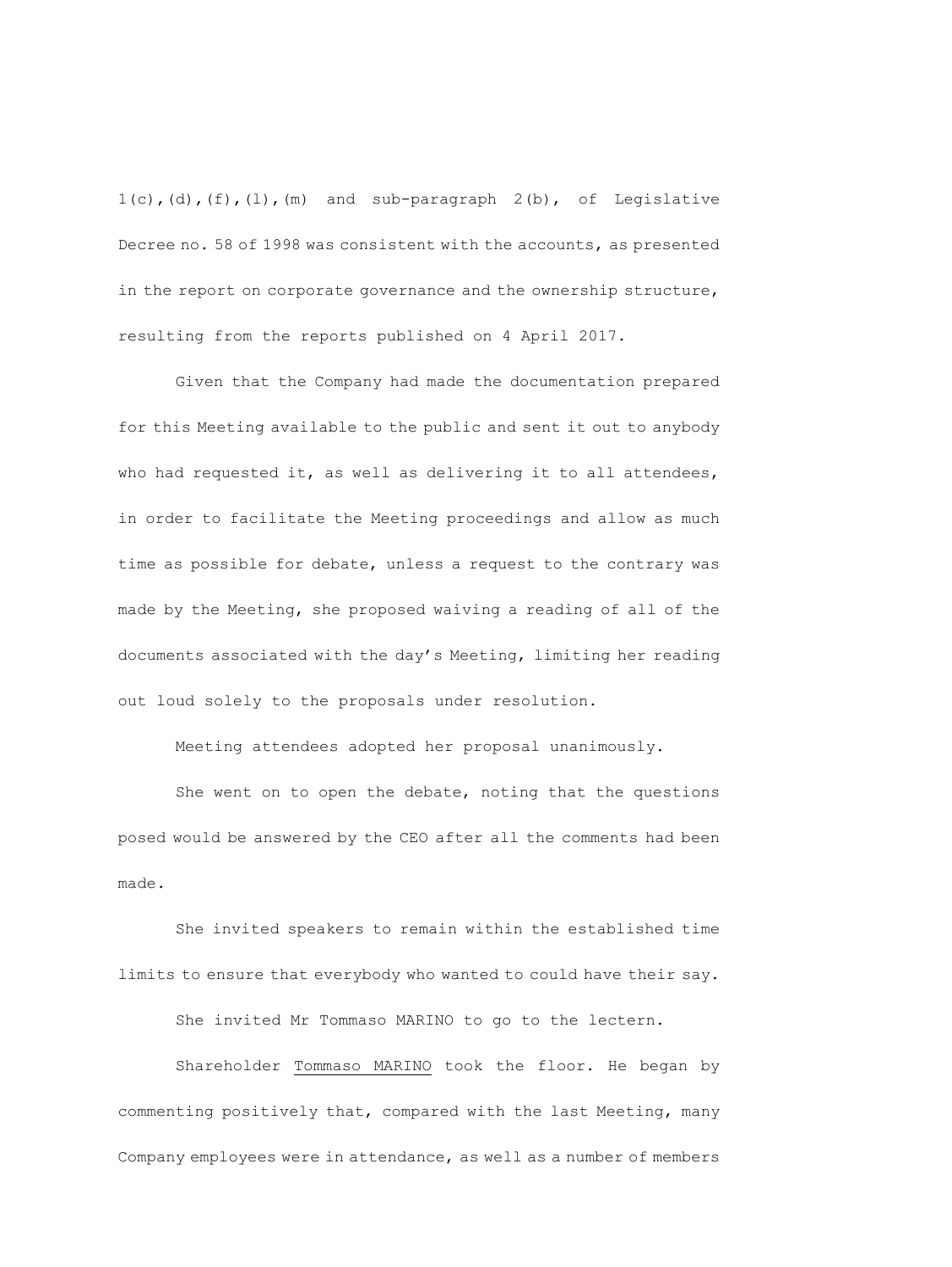1(c),(d),(f),(l),(m) and sub-paragraph 2(b), of Legislative Decree no. 58 of 1998 was consistent with the accounts, as presented in the report on corporate governance and the ownership structure, resulting from the reports published on 4 April 2017.

Given that the Company had made the documentation prepared for this Meeting available to the public and sent it out to anybody who had requested it, as well as delivering it to all attendees, in order to facilitate the Meeting proceedings and allow as much time as possible for debate, unless a request to the contrary was made by the Meeting, she proposed waiving a reading of all of the documents associated with the day's Meeting, limiting her reading out loud solely to the proposals under resolution.

Meeting attendees adopted her proposal unanimously.

She went on to open the debate, noting that the questions posed would be answered by the CEO after all the comments had been made.

She invited speakers to remain within the established time limits to ensure that everybody who wanted to could have their say.

She invited Mr Tommaso MARINO to go to the lectern.

Shareholder Tommaso MARINO took the floor. He began by commenting positively that, compared with the last Meeting, many Company employees were in attendance, as well as a number of members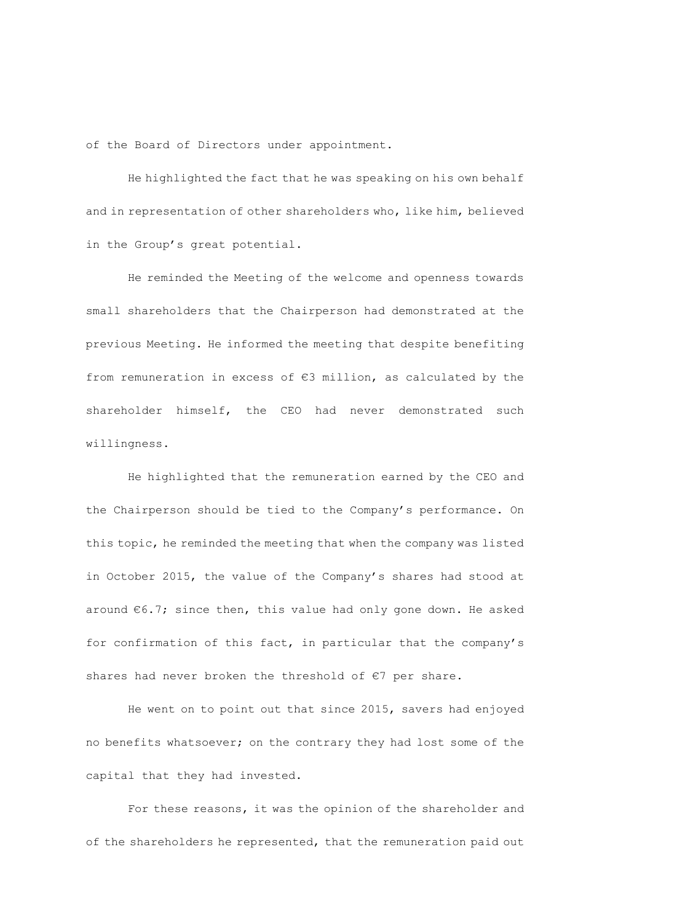of the Board of Directors under appointment.

He highlighted the fact that he was speaking on his own behalf and in representation of other shareholders who, like him, believed in the Group's great potential.

He reminded the Meeting of the welcome and openness towards small shareholders that the Chairperson had demonstrated at the previous Meeting. He informed the meeting that despite benefiting from remuneration in excess of €3 million, as calculated by the shareholder himself, the CEO had never demonstrated such willingness.

He highlighted that the remuneration earned by the CEO and the Chairperson should be tied to the Company's performance. On this topic, he reminded the meeting that when the company was listed in October 2015, the value of the Company's shares had stood at around €6.7; since then, this value had only gone down. He asked for confirmation of this fact, in particular that the company's shares had never broken the threshold of €7 per share.

He went on to point out that since 2015, savers had enjoyed no benefits whatsoever; on the contrary they had lost some of the capital that they had invested.

For these reasons, it was the opinion of the shareholder and of the shareholders he represented, that the remuneration paid out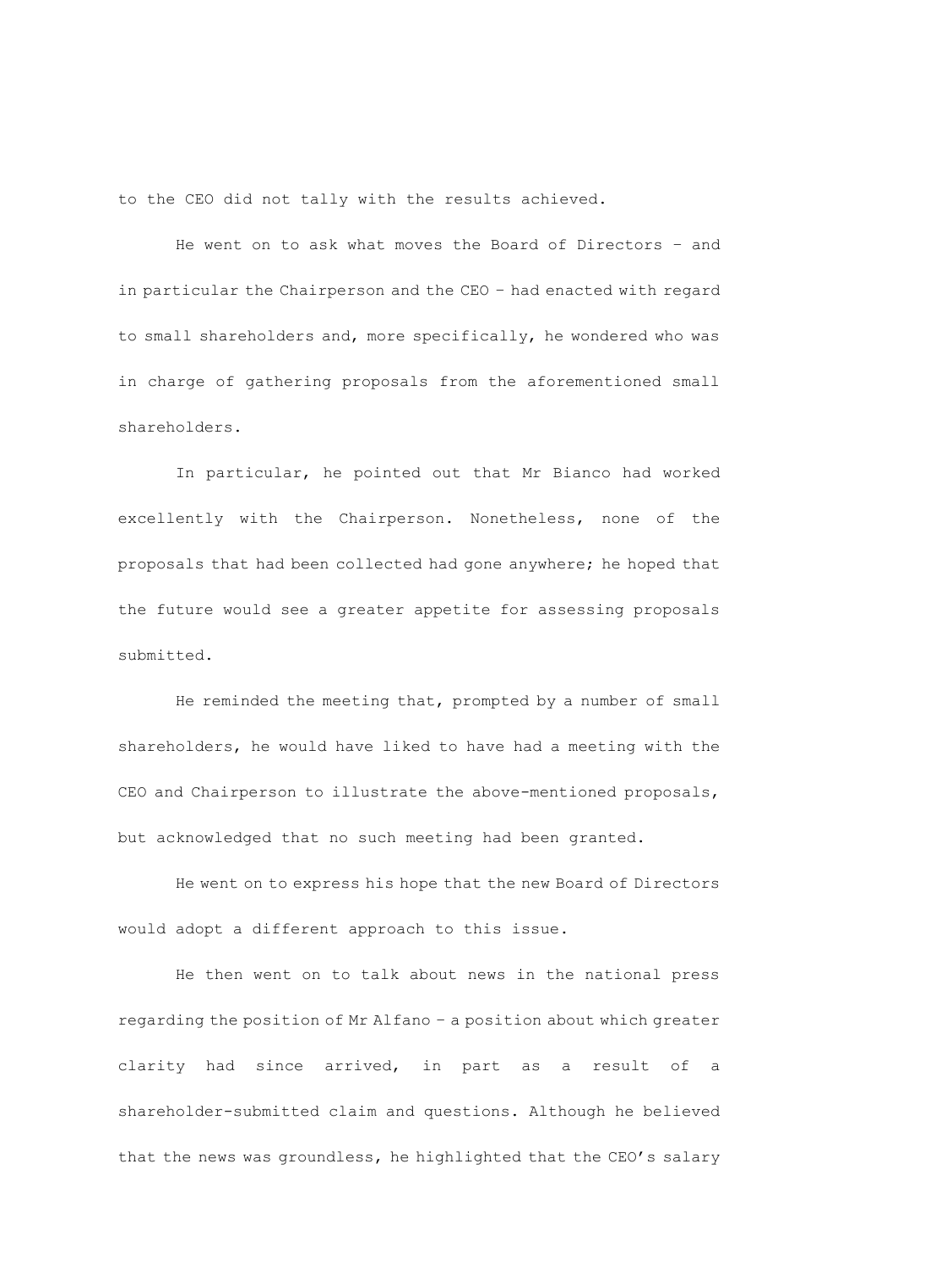to the CEO did not tally with the results achieved.

He went on to ask what moves the Board of Directors – and in particular the Chairperson and the CEO – had enacted with regard to small shareholders and, more specifically, he wondered who was in charge of gathering proposals from the aforementioned small shareholders.

In particular, he pointed out that Mr Bianco had worked excellently with the Chairperson. Nonetheless, none of the proposals that had been collected had gone anywhere; he hoped that the future would see a greater appetite for assessing proposals submitted.

He reminded the meeting that, prompted by a number of small shareholders, he would have liked to have had a meeting with the CEO and Chairperson to illustrate the above-mentioned proposals, but acknowledged that no such meeting had been granted.

He went on to express his hope that the new Board of Directors would adopt a different approach to this issue.

He then went on to talk about news in the national press regarding the position of Mr Alfano – a position about which greater clarity had since arrived, in part as a result of a shareholder-submitted claim and questions. Although he believed that the news was groundless, he highlighted that the CEO's salary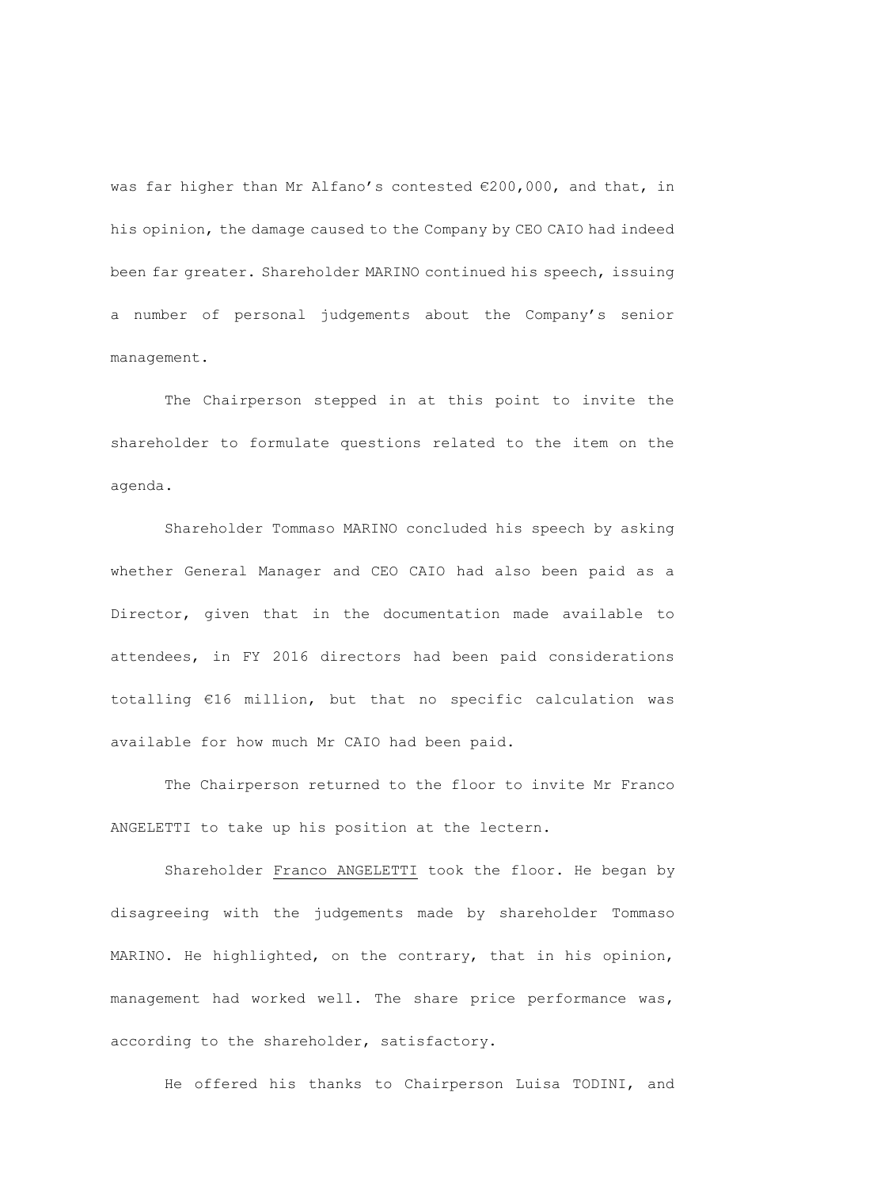was far higher than Mr Alfano's contested €200,000, and that, in his opinion, the damage caused to the Company by CEO CAIO had indeed been far greater. Shareholder MARINO continued his speech, issuing a number of personal judgements about the Company's senior management.

The Chairperson stepped in at this point to invite the shareholder to formulate questions related to the item on the agenda.

Shareholder Tommaso MARINO concluded his speech by asking whether General Manager and CEO CAIO had also been paid as a Director, given that in the documentation made available to attendees, in FY 2016 directors had been paid considerations totalling €16 million, but that no specific calculation was available for how much Mr CAIO had been paid.

The Chairperson returned to the floor to invite Mr Franco ANGELETTI to take up his position at the lectern.

Shareholder Franco ANGELETTI took the floor. He began by disagreeing with the judgements made by shareholder Tommaso MARINO. He highlighted, on the contrary, that in his opinion, management had worked well. The share price performance was, according to the shareholder, satisfactory.

He offered his thanks to Chairperson Luisa TODINI, and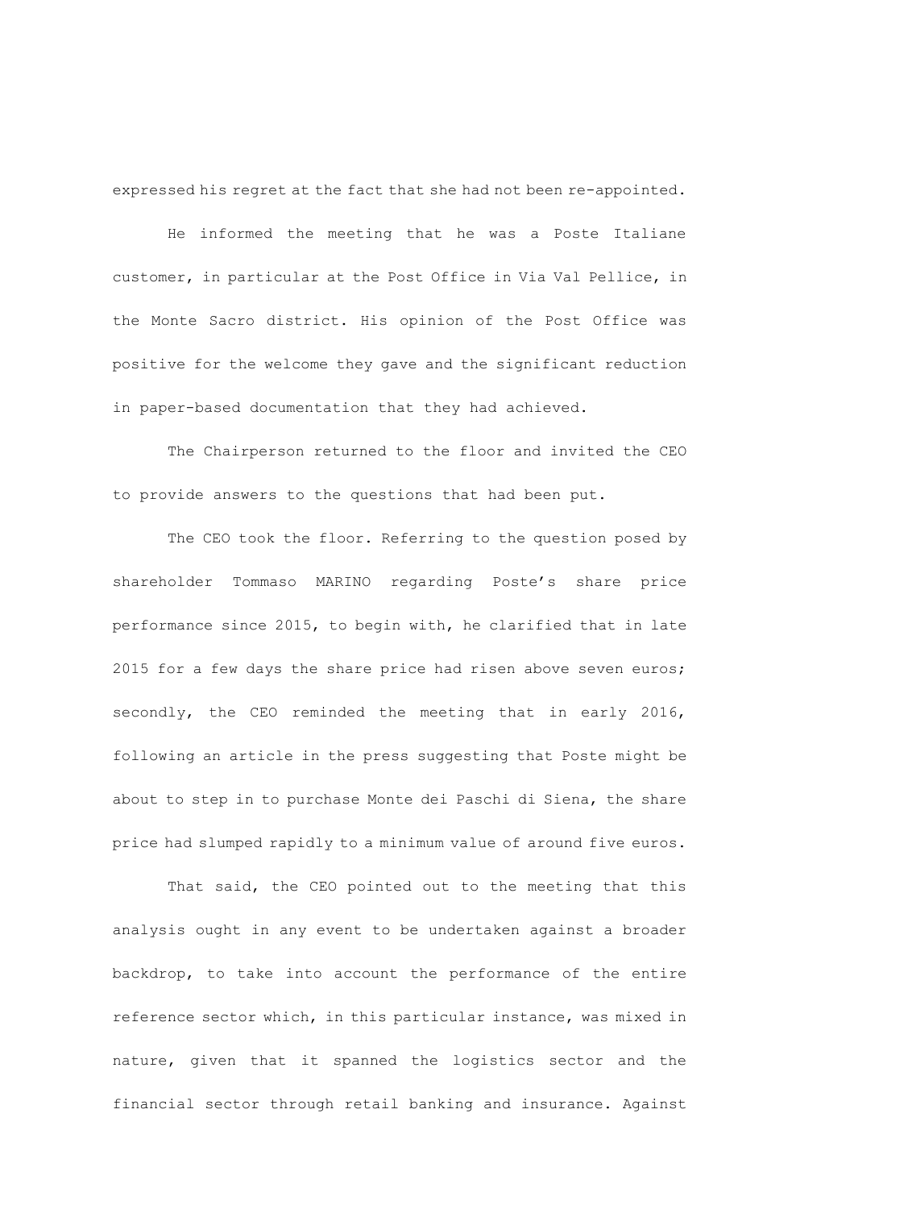expressed his regret at the fact that she had not been re-appointed.

He informed the meeting that he was a Poste Italiane customer, in particular at the Post Office in Via Val Pellice, in the Monte Sacro district. His opinion of the Post Office was positive for the welcome they gave and the significant reduction in paper-based documentation that they had achieved.

The Chairperson returned to the floor and invited the CEO to provide answers to the questions that had been put.

The CEO took the floor. Referring to the question posed by shareholder Tommaso MARINO regarding Poste's share price performance since 2015, to begin with, he clarified that in late 2015 for a few days the share price had risen above seven euros; secondly, the CEO reminded the meeting that in early 2016, following an article in the press suggesting that Poste might be about to step in to purchase Monte dei Paschi di Siena, the share price had slumped rapidly to a minimum value of around five euros.

That said, the CEO pointed out to the meeting that this analysis ought in any event to be undertaken against a broader backdrop, to take into account the performance of the entire reference sector which, in this particular instance, was mixed in nature, given that it spanned the logistics sector and the financial sector through retail banking and insurance. Against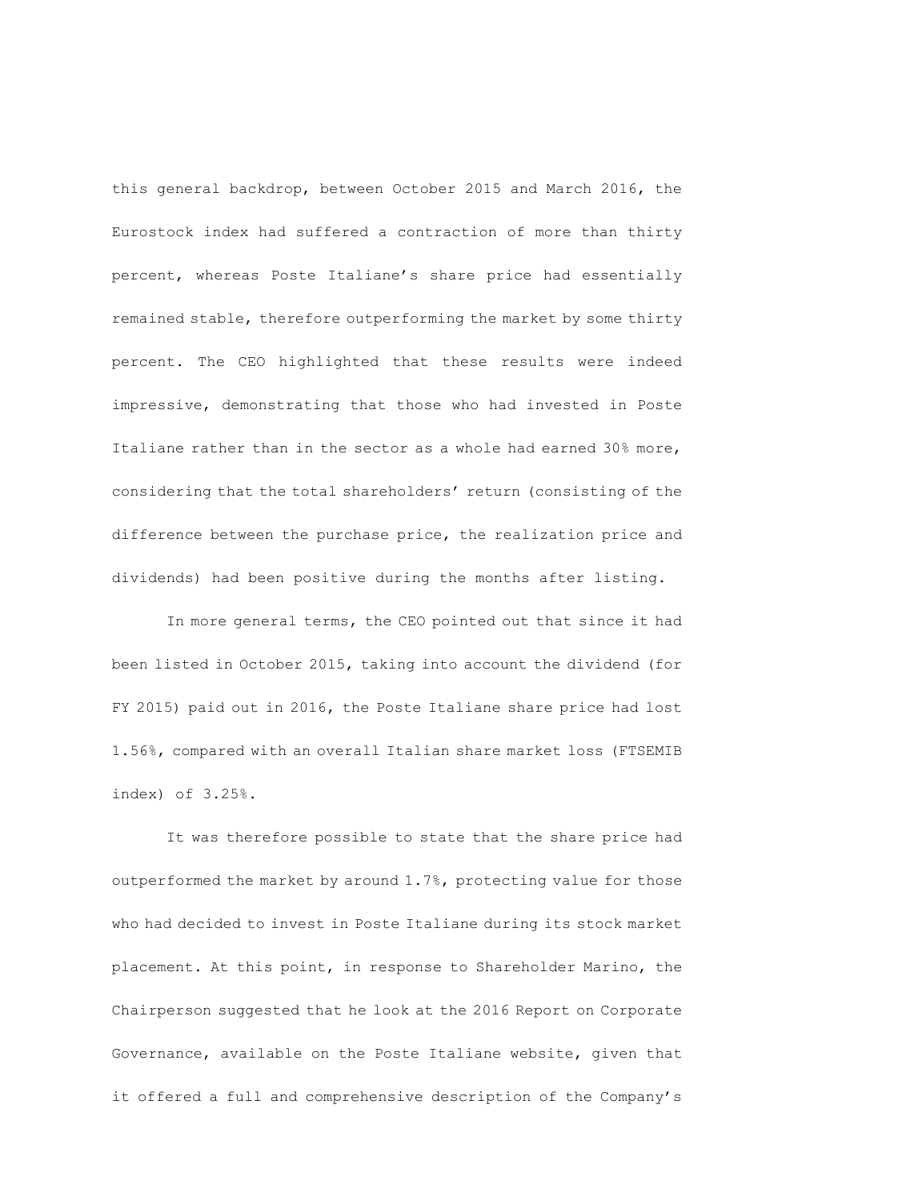this general backdrop, between October 2015 and March 2016, the Eurostock index had suffered a contraction of more than thirty percent, whereas Poste Italiane's share price had essentially remained stable, therefore outperforming the market by some thirty percent. The CEO highlighted that these results were indeed impressive, demonstrating that those who had invested in Poste Italiane rather than in the sector as a whole had earned 30% more, considering that the total shareholders' return (consisting of the difference between the purchase price, the realization price and dividends) had been positive during the months after listing.

In more general terms, the CEO pointed out that since it had been listed in October 2015, taking into account the dividend (for FY 2015) paid out in 2016, the Poste Italiane share price had lost 1.56%, compared with an overall Italian share market loss (FTSEMIB index) of 3.25%.

It was therefore possible to state that the share price had outperformed the market by around 1.7%, protecting value for those who had decided to invest in Poste Italiane during its stock market placement. At this point, in response to Shareholder Marino, the Chairperson suggested that he look at the 2016 Report on Corporate Governance, available on the Poste Italiane website, given that it offered a full and comprehensive description of the Company's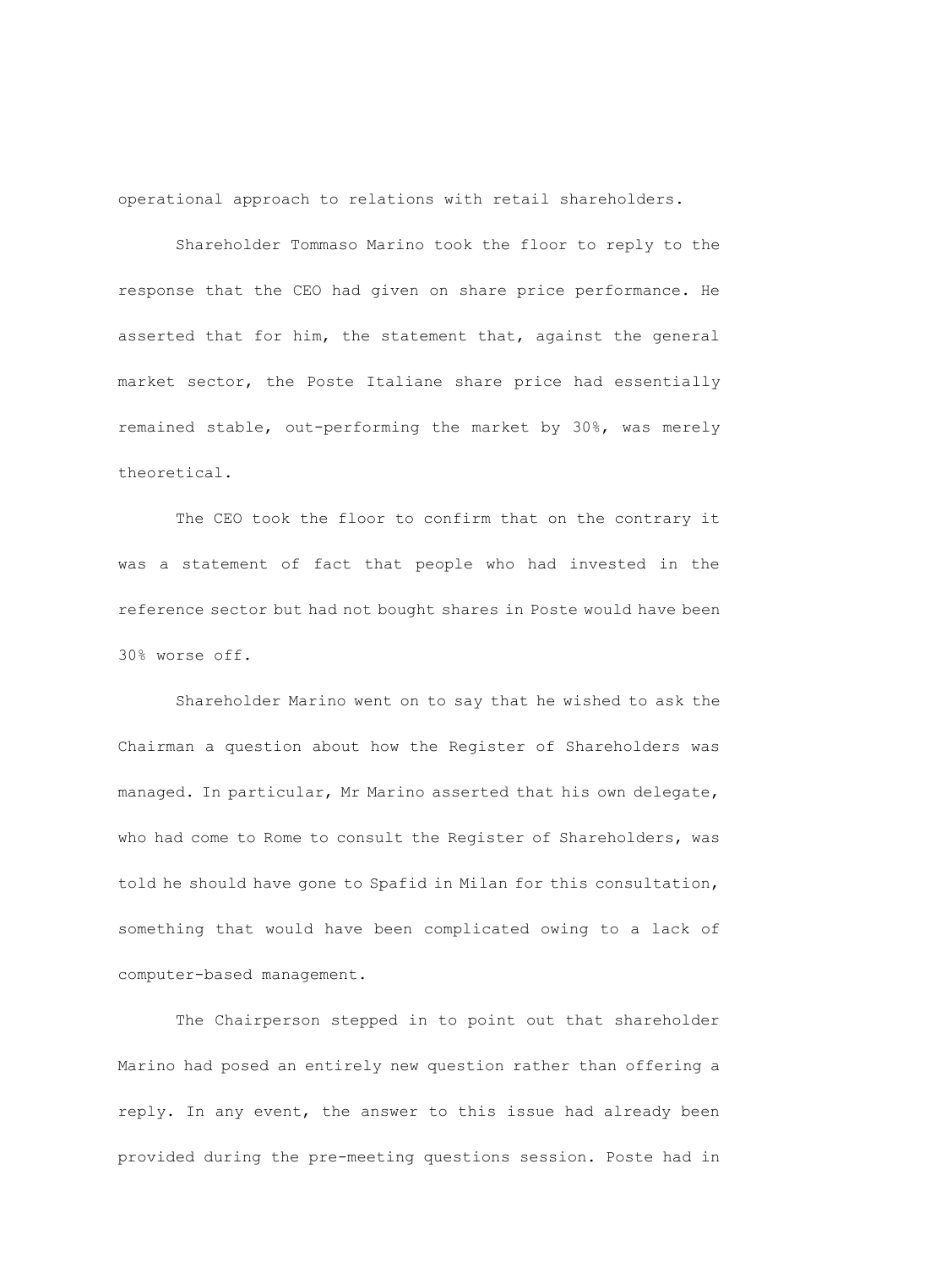operational approach to relations with retail shareholders.

Shareholder Tommaso Marino took the floor to reply to the response that the CEO had given on share price performance. He asserted that for him, the statement that, against the general market sector, the Poste Italiane share price had essentially remained stable, out-performing the market by 30%, was merely theoretical.

The CEO took the floor to confirm that on the contrary it was a statement of fact that people who had invested in the reference sector but had not bought shares in Poste would have been 30% worse off.

Shareholder Marino went on to say that he wished to ask the Chairman a question about how the Register of Shareholders was managed. In particular, Mr Marino asserted that his own delegate, who had come to Rome to consult the Register of Shareholders, was told he should have gone to Spafid in Milan for this consultation, something that would have been complicated owing to a lack of computer-based management.

The Chairperson stepped in to point out that shareholder Marino had posed an entirely new question rather than offering a reply. In any event, the answer to this issue had already been provided during the pre-meeting questions session. Poste had in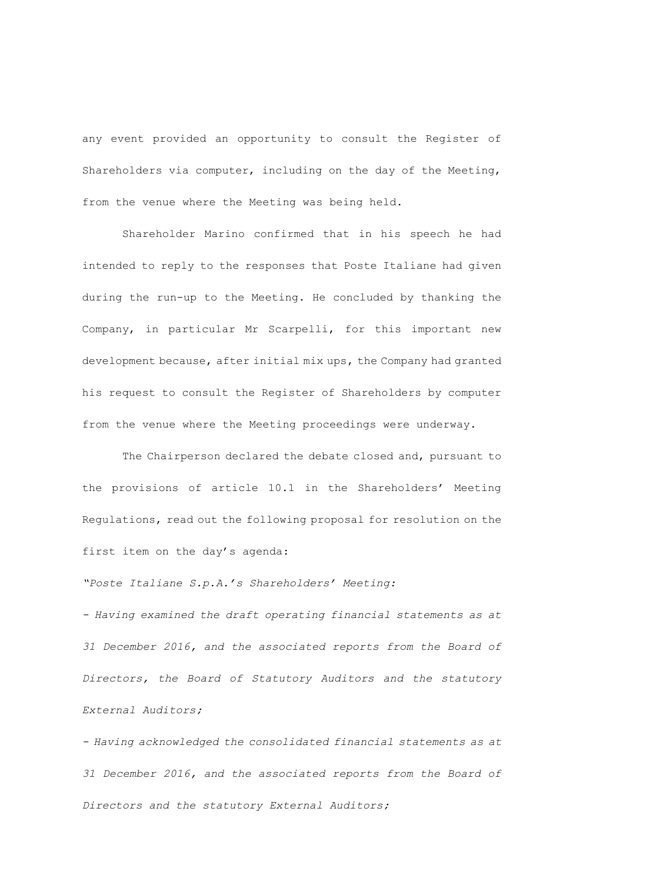any event provided an opportunity to consult the Register of Shareholders via computer, including on the day of the Meeting, from the venue where the Meeting was being held.

Shareholder Marino confirmed that in his speech he had intended to reply to the responses that Poste Italiane had given during the run-up to the Meeting. He concluded by thanking the Company, in particular Mr Scarpelli, for this important new development because, after initial mix ups, the Company had granted his request to consult the Register of Shareholders by computer from the venue where the Meeting proceedings were underway.

The Chairperson declared the debate closed and, pursuant to the provisions of article 10.1 in the Shareholders' Meeting Regulations, read out the following proposal for resolution on the first item on the day's agenda:

*"Poste Italiane S.p.A.'s Shareholders' Meeting:*

*- Having examined the draft operating financial statements as at 31 December 2016, and the associated reports from the Board of Directors, the Board of Statutory Auditors and the statutory External Auditors;*

*- Having acknowledged the consolidated financial statements as at 31 December 2016, and the associated reports from the Board of Directors and the statutory External Auditors;*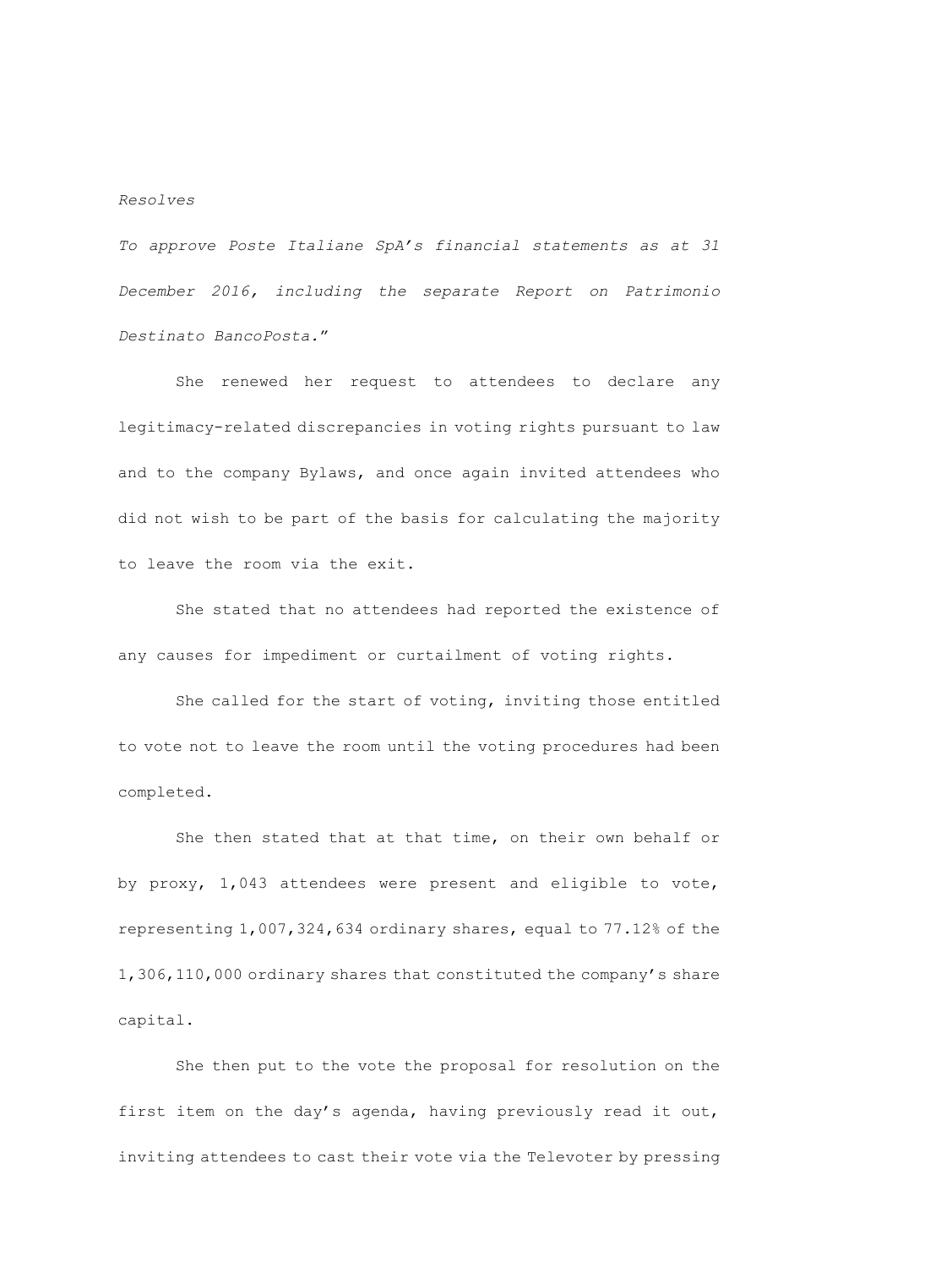*Resolves*

*To approve Poste Italiane SpA's financial statements as at 31 December 2016, including the separate Report on Patrimonio Destinato BancoPosta.*"

She renewed her request to attendees to declare any legitimacy-related discrepancies in voting rights pursuant to law and to the company Bylaws, and once again invited attendees who did not wish to be part of the basis for calculating the majority to leave the room via the exit.

She stated that no attendees had reported the existence of any causes for impediment or curtailment of voting rights.

She called for the start of voting, inviting those entitled to vote not to leave the room until the voting procedures had been completed.

She then stated that at that time, on their own behalf or by proxy, 1,043 attendees were present and eligible to vote, representing 1,007,324,634 ordinary shares, equal to 77.12% of the 1,306,110,000 ordinary shares that constituted the company's share capital.

She then put to the vote the proposal for resolution on the first item on the day's agenda, having previously read it out, inviting attendees to cast their vote via the Televoter by pressing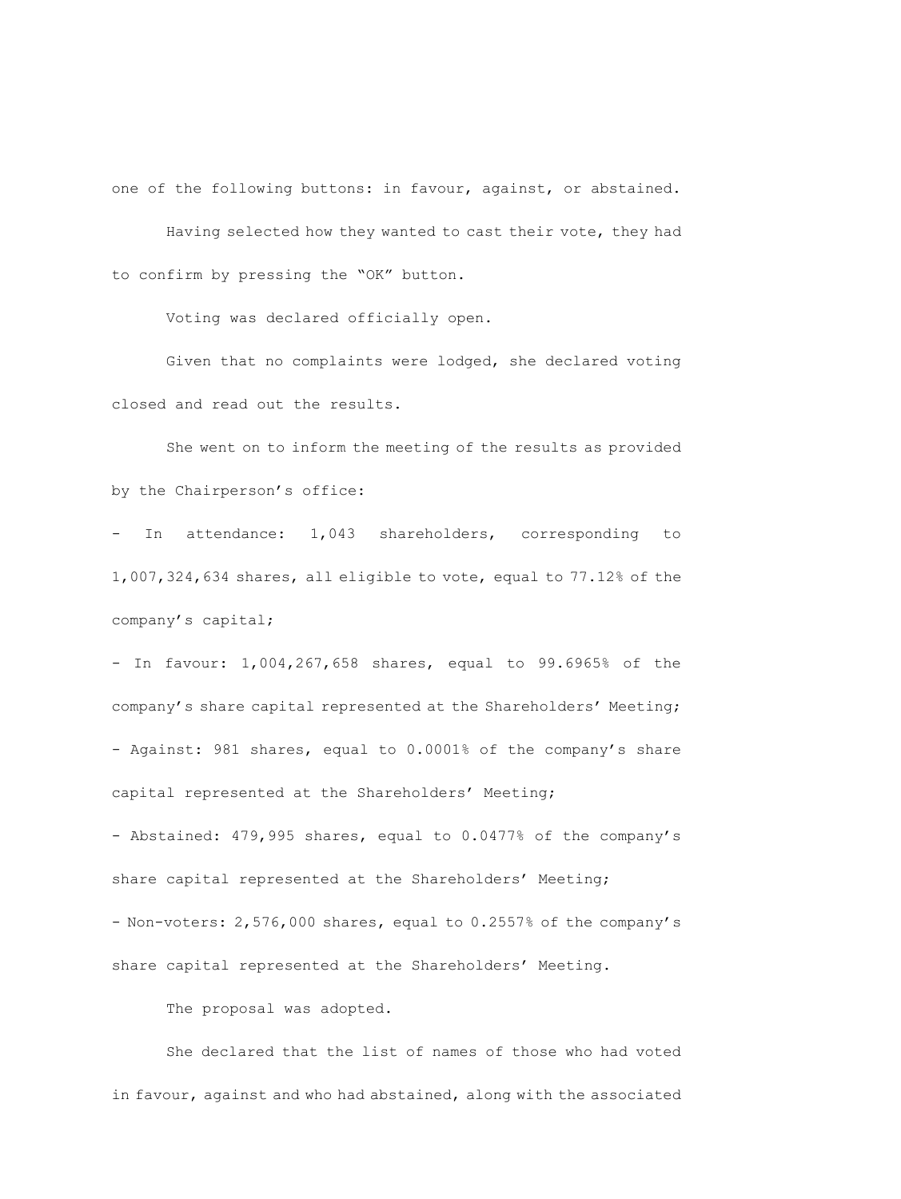one of the following buttons: in favour, against, or abstained.

Having selected how they wanted to cast their vote, they had to confirm by pressing the "OK" button.

Voting was declared officially open.

Given that no complaints were lodged, she declared voting closed and read out the results.

She went on to inform the meeting of the results as provided by the Chairperson's office:

- In attendance: 1,043 shareholders, corresponding to 1,007,324,634 shares, all eligible to vote, equal to 77.12% of the company's capital;
- In favour: 1,004,267,658 shares, equal to 99.6965% of the company's share capital represented at the Shareholders' Meeting;
- Against: 981 shares, equal to 0.0001% of the company's share capital represented at the Shareholders' Meeting;
- Abstained: 479,995 shares, equal to 0.0477% of the company's share capital represented at the Shareholders' Meeting;
- Non-voters: 2,576,000 shares, equal to 0.2557% of the company's share capital represented at the Shareholders' Meeting.

The proposal was adopted.

She declared that the list of names of those who had voted in favour, against and who had abstained, along with the associated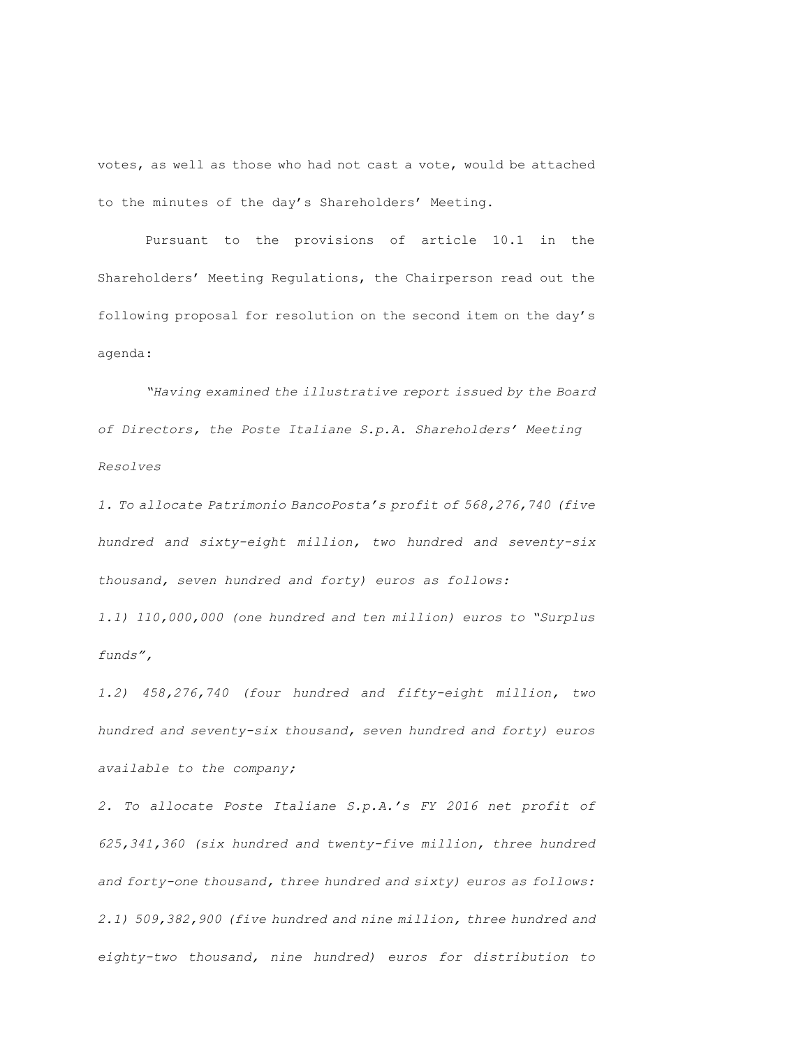votes, as well as those who had not cast a vote, would be attached to the minutes of the day's Shareholders' Meeting.

Pursuant to the provisions of article 10.1 in the Shareholders' Meeting Regulations, the Chairperson read out the following proposal for resolution on the second item on the day's agenda:

*"Having examined the illustrative report issued by the Board of Directors, the Poste Italiane S.p.A. Shareholders' Meeting Resolves*

*1. To allocate Patrimonio BancoPosta's profit of 568,276,740 (five hundred and sixty-eight million, two hundred and seventy-six thousand, seven hundred and forty) euros as follows:*

*1.1) 110,000,000 (one hundred and ten million) euros to "Surplus funds",*

*1.2) 458,276,740 (four hundred and fifty-eight million, two hundred and seventy-six thousand, seven hundred and forty) euros available to the company;*

*2. To allocate Poste Italiane S.p.A.'s FY 2016 net profit of 625,341,360 (six hundred and twenty-five million, three hundred and forty-one thousand, three hundred and sixty) euros as follows:*

*2.1) 509,382,900 (five hundred and nine million, three hundred and eighty-two thousand, nine hundred) euros for distribution to*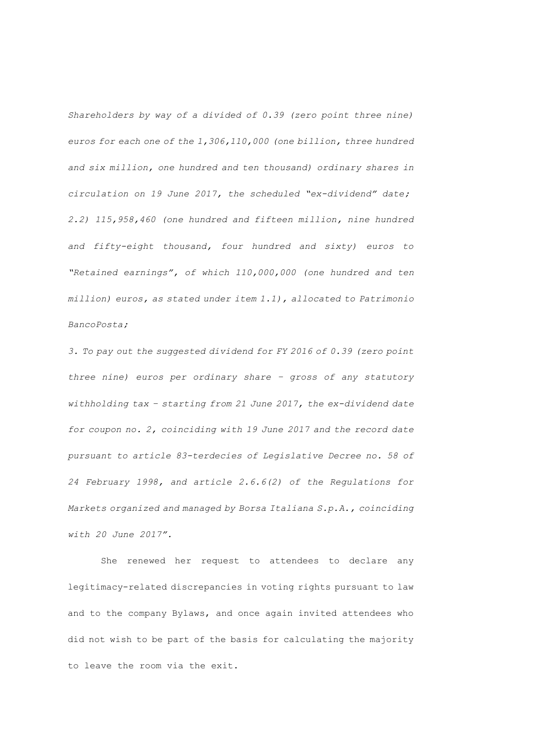*Shareholders by way of a divided of 0.39 (zero point three nine) euros for each one of the 1,306,110,000 (one billion, three hundred and six million, one hundred and ten thousand) ordinary shares in circulation on 19 June 2017, the scheduled "ex-dividend" date; 2.2) 115,958,460 (one hundred and fifteen million, nine hundred and fifty-eight thousand, four hundred and sixty) euros to "Retained earnings", of which 110,000,000 (one hundred and ten million) euros, as stated under item 1.1), allocated to Patrimonio BancoPosta;*

*3. To pay out the suggested dividend for FY 2016 of 0.39 (zero point three nine) euros per ordinary share – gross of any statutory withholding tax – starting from 21 June 2017, the ex-dividend date for coupon no. 2, coinciding with 19 June 2017 and the record date pursuant to article 83-terdecies of Legislative Decree no. 58 of 24 February 1998, and article 2.6.6(2) of the Regulations for Markets organized and managed by Borsa Italiana S.p.A., coinciding with 20 June 2017".*

She renewed her request to attendees to declare any legitimacy-related discrepancies in voting rights pursuant to law and to the company Bylaws, and once again invited attendees who did not wish to be part of the basis for calculating the majority to leave the room via the exit.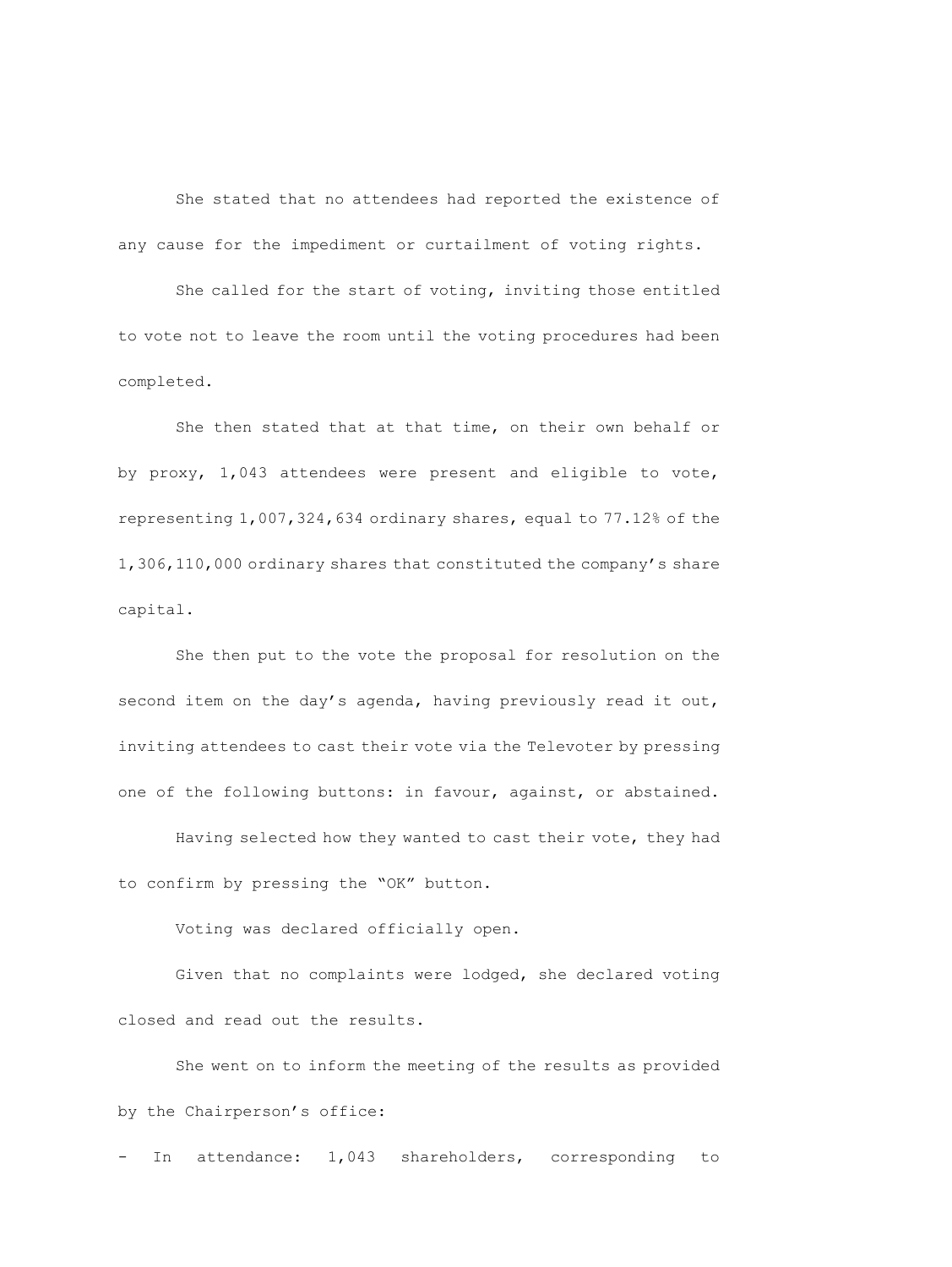She stated that no attendees had reported the existence of any cause for the impediment or curtailment of voting rights.

She called for the start of voting, inviting those entitled to vote not to leave the room until the voting procedures had been completed.

She then stated that at that time, on their own behalf or by proxy, 1,043 attendees were present and eligible to vote, representing 1,007,324,634 ordinary shares, equal to 77.12% of the 1,306,110,000 ordinary shares that constituted the company's share capital.

She then put to the vote the proposal for resolution on the second item on the day's agenda, having previously read it out, inviting attendees to cast their vote via the Televoter by pressing one of the following buttons: in favour, against, or abstained.

Having selected how they wanted to cast their vote, they had to confirm by pressing the "OK" button.

Voting was declared officially open.

Given that no complaints were lodged, she declared voting closed and read out the results.

She went on to inform the meeting of the results as provided by the Chairperson's office:

- In attendance: 1,043 shareholders, corresponding to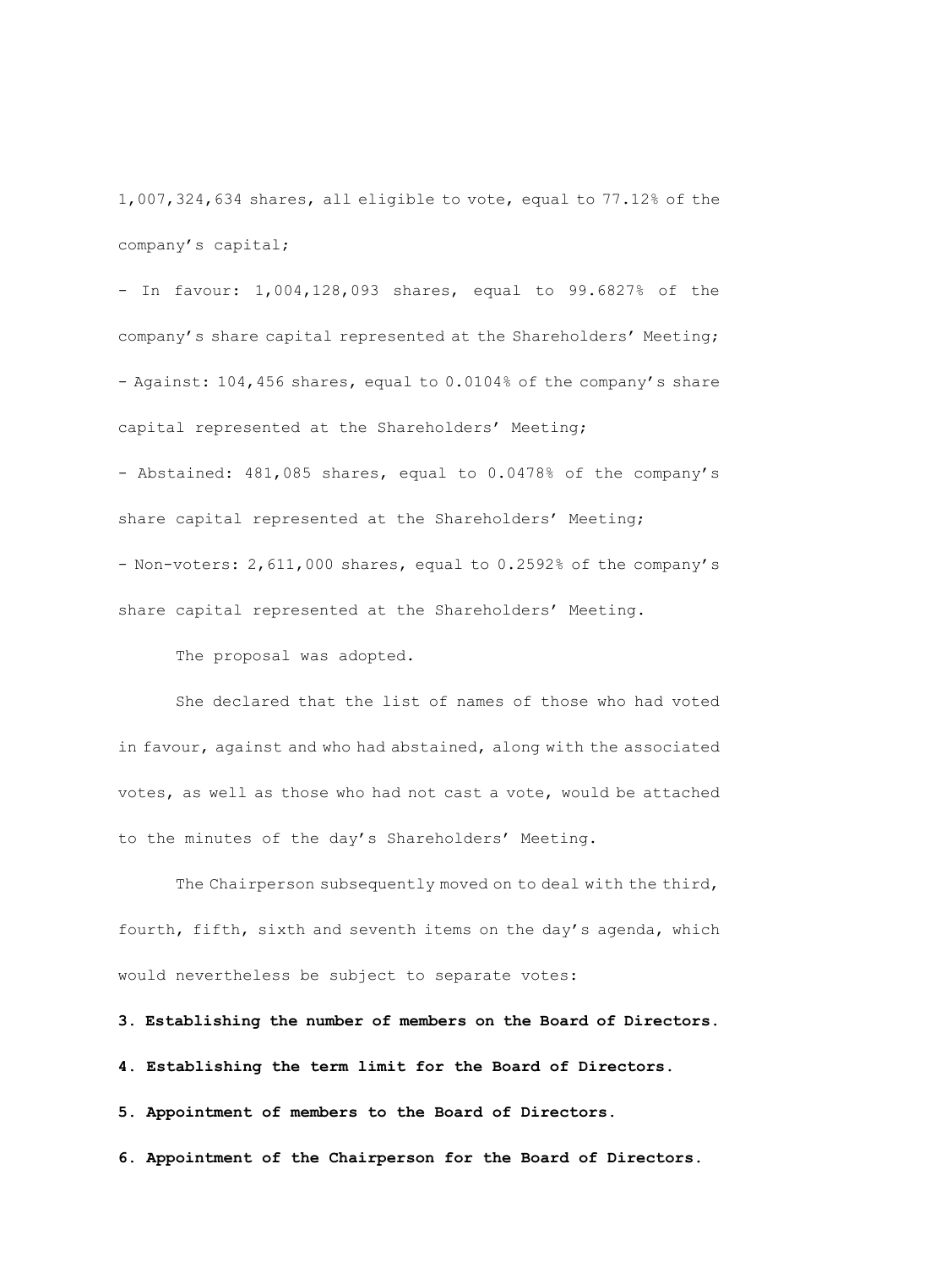1,007,324,634 shares, all eligible to vote, equal to 77.12% of the company's capital;

- In favour: 1,004,128,093 shares, equal to 99.6827% of the company's share capital represented at the Shareholders' Meeting;
- Against: 104,456 shares, equal to 0.0104% of the company's share capital represented at the Shareholders' Meeting;
- Abstained: 481,085 shares, equal to 0.0478% of the company's share capital represented at the Shareholders' Meeting;
- Non-voters: 2,611,000 shares, equal to 0.2592% of the company's share capital represented at the Shareholders' Meeting.

The proposal was adopted.

She declared that the list of names of those who had voted in favour, against and who had abstained, along with the associated votes, as well as those who had not cast a vote, would be attached to the minutes of the day's Shareholders' Meeting.

The Chairperson subsequently moved on to deal with the third, fourth, fifth, sixth and seventh items on the day's agenda, which would nevertheless be subject to separate votes:

**3. Establishing the number of members on the Board of Directors.**

**4. Establishing the term limit for the Board of Directors.**

**5. Appointment of members to the Board of Directors.**

**6. Appointment of the Chairperson for the Board of Directors.**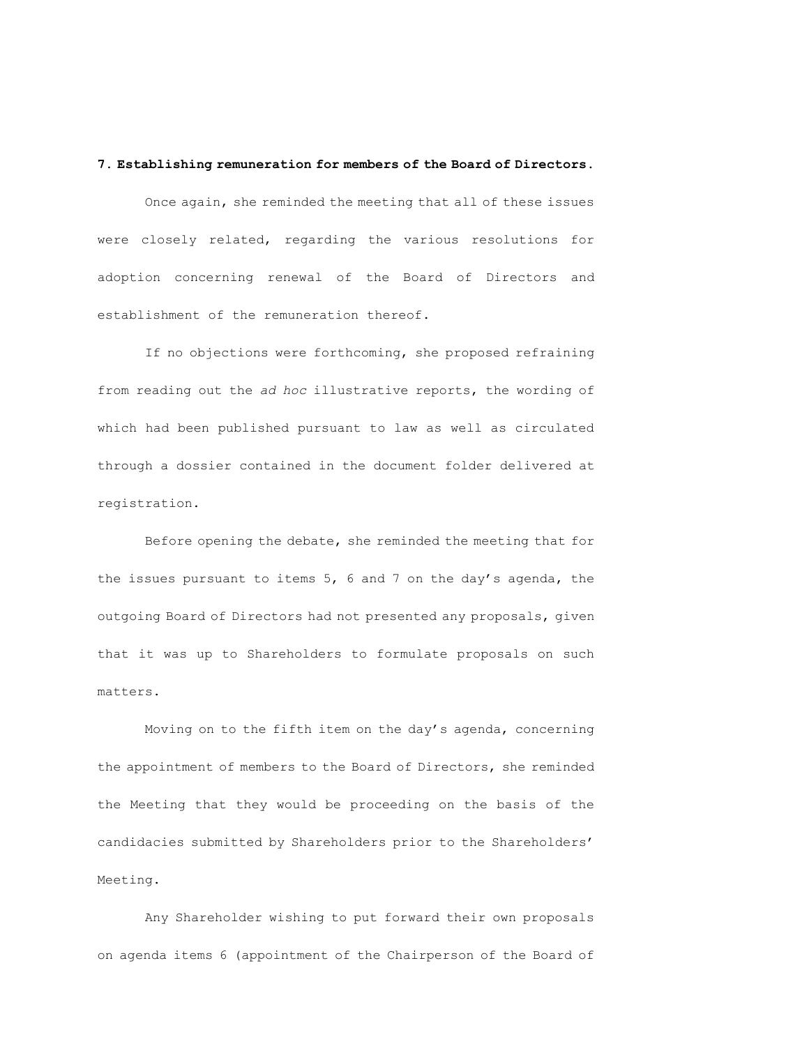**7. Establishing remuneration for members of the Board of Directors.**

Once again, she reminded the meeting that all of these issues were closely related, regarding the various resolutions for adoption concerning renewal of the Board of Directors and establishment of the remuneration thereof.

If no objections were forthcoming, she proposed refraining from reading out the *ad hoc* illustrative reports, the wording of which had been published pursuant to law as well as circulated through a dossier contained in the document folder delivered at registration.

Before opening the debate, she reminded the meeting that for the issues pursuant to items 5, 6 and 7 on the day's agenda, the outgoing Board of Directors had not presented any proposals, given that it was up to Shareholders to formulate proposals on such matters.

Moving on to the fifth item on the day's agenda, concerning the appointment of members to the Board of Directors, she reminded the Meeting that they would be proceeding on the basis of the candidacies submitted by Shareholders prior to the Shareholders' Meeting.

Any Shareholder wishing to put forward their own proposals on agenda items 6 (appointment of the Chairperson of the Board of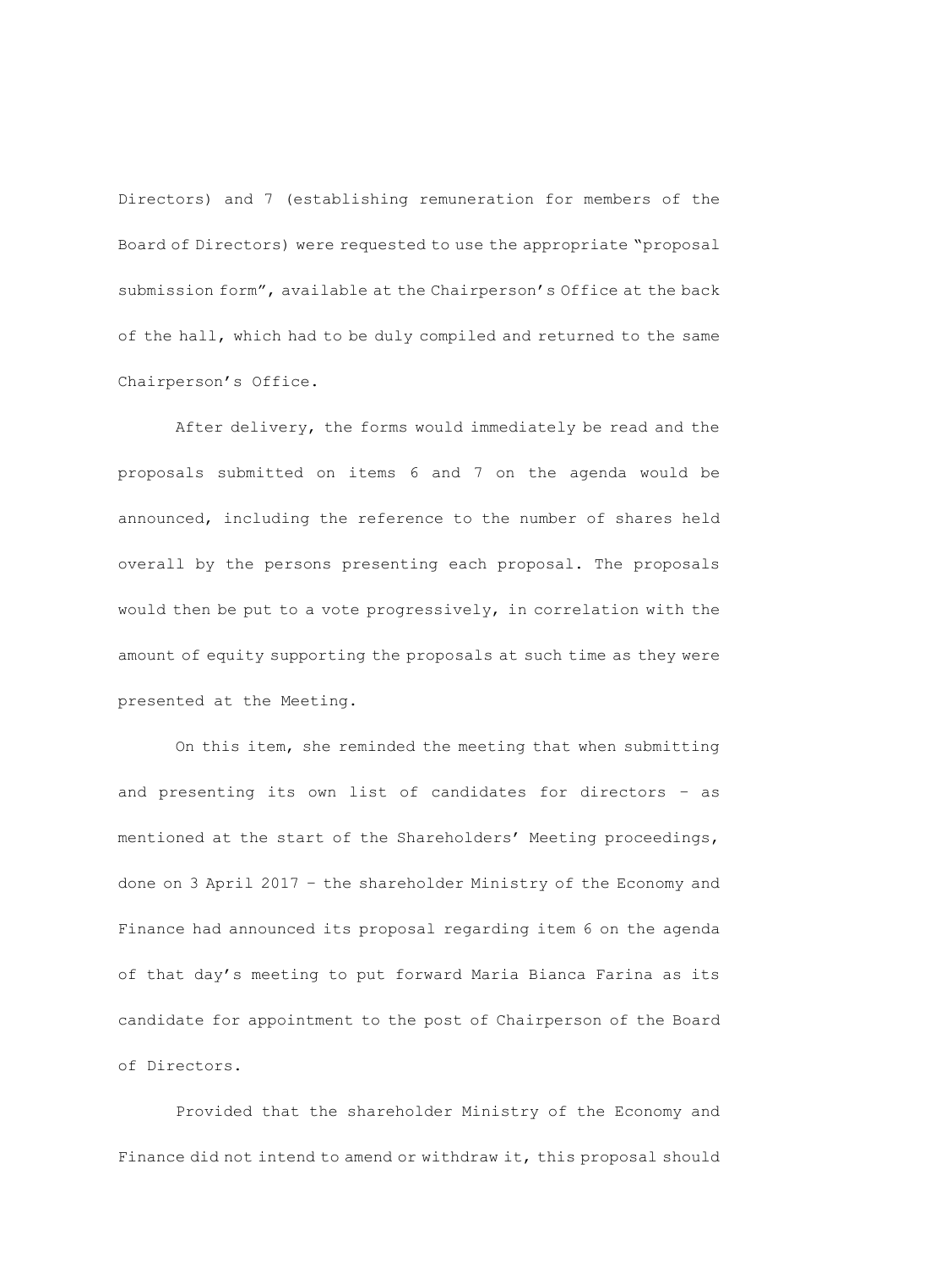Directors) and 7 (establishing remuneration for members of the Board of Directors) were requested to use the appropriate "proposal submission form", available at the Chairperson's Office at the back of the hall, which had to be duly compiled and returned to the same Chairperson's Office.

After delivery, the forms would immediately be read and the proposals submitted on items 6 and 7 on the agenda would be announced, including the reference to the number of shares held overall by the persons presenting each proposal. The proposals would then be put to a vote progressively, in correlation with the amount of equity supporting the proposals at such time as they were presented at the Meeting.

On this item, she reminded the meeting that when submitting and presenting its own list of candidates for directors – as mentioned at the start of the Shareholders' Meeting proceedings, done on 3 April 2017 – the shareholder Ministry of the Economy and Finance had announced its proposal regarding item 6 on the agenda of that day's meeting to put forward Maria Bianca Farina as its candidate for appointment to the post of Chairperson of the Board of Directors.

Provided that the shareholder Ministry of the Economy and Finance did not intend to amend or withdraw it, this proposal should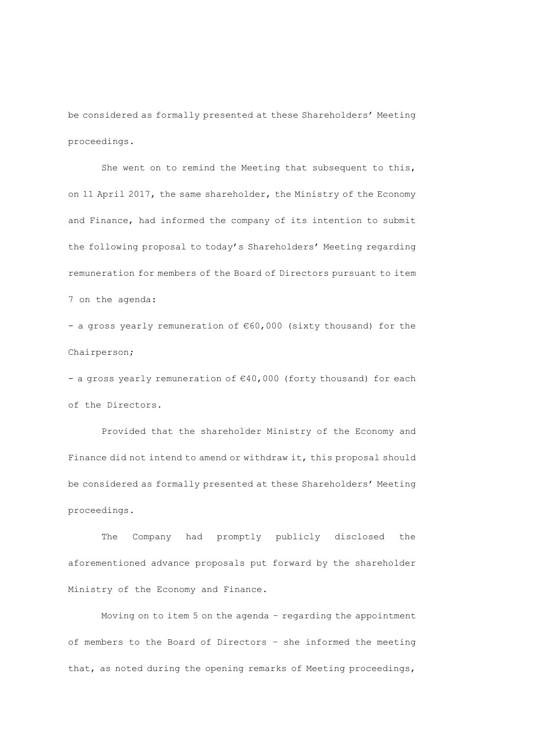be considered as formally presented at these Shareholders' Meeting proceedings.

She went on to remind the Meeting that subsequent to this, on 11 April 2017, the same shareholder, the Ministry of the Economy and Finance, had informed the company of its intention to submit the following proposal to today's Shareholders' Meeting regarding remuneration for members of the Board of Directors pursuant to item 7 on the agenda:

- a gross yearly remuneration of €60,000 (sixty thousand) for the Chairperson;
- a gross yearly remuneration of €40,000 (forty thousand) for each of the Directors.

Provided that the shareholder Ministry of the Economy and Finance did not intend to amend or withdraw it, this proposal should be considered as formally presented at these Shareholders' Meeting proceedings.

The Company had promptly publicly disclosed the aforementioned advance proposals put forward by the shareholder Ministry of the Economy and Finance.

Moving on to item 5 on the agenda – regarding the appointment of members to the Board of Directors – she informed the meeting that, as noted during the opening remarks of Meeting proceedings,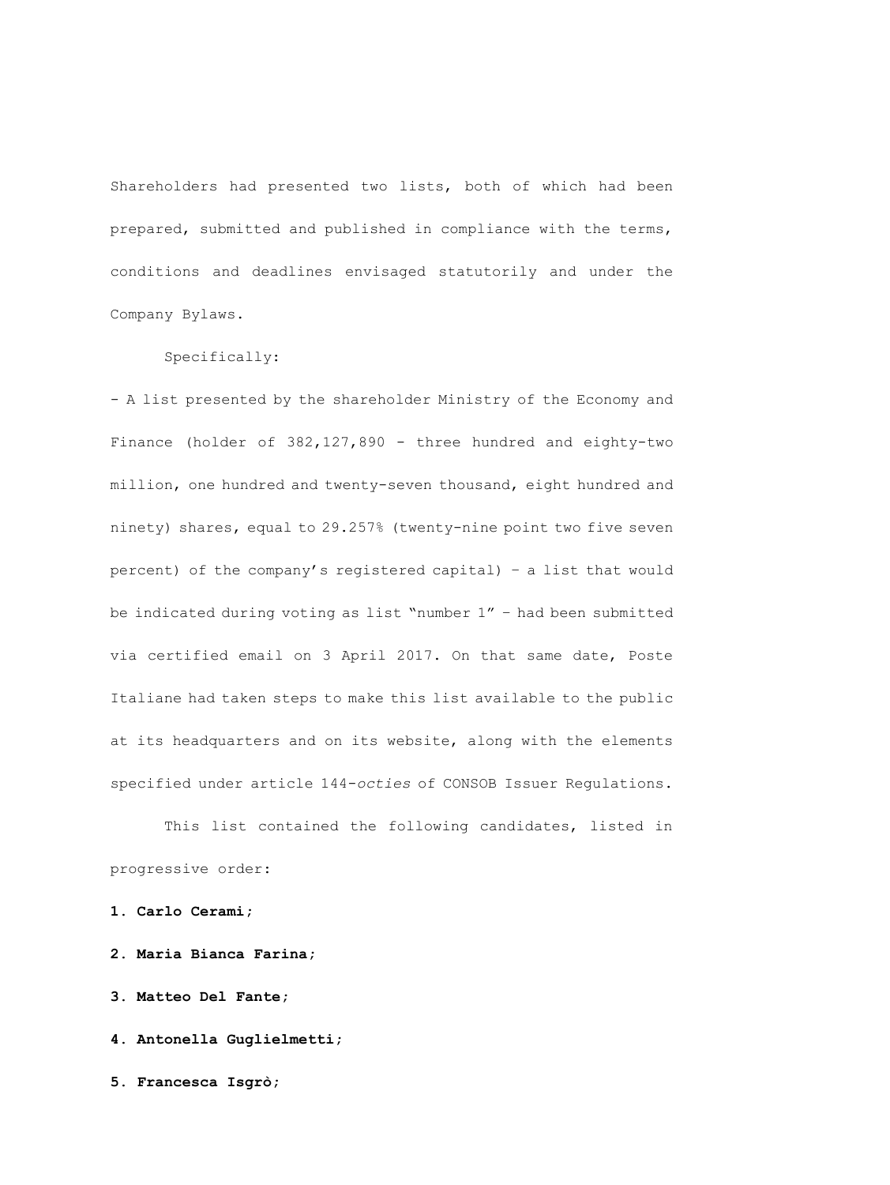Shareholders had presented two lists, both of which had been prepared, submitted and published in compliance with the terms, conditions and deadlines envisaged statutorily and under the Company Bylaws.

Specifically:

- A list presented by the shareholder Ministry of the Economy and Finance (holder of 382,127,890 - three hundred and eighty-two million, one hundred and twenty-seven thousand, eight hundred and ninety) shares, equal to 29.257% (twenty-nine point two five seven percent) of the company's registered capital) – a list that would be indicated during voting as list "number 1" – had been submitted via certified email on 3 April 2017. On that same date, Poste Italiane had taken steps to make this list available to the public at its headquarters and on its website, along with the elements specified under article 144-*octies* of CONSOB Issuer Regulations.

This list contained the following candidates, listed in progressive order:

**1. Carlo Cerami;**

**2. Maria Bianca Farina;**

**3. Matteo Del Fante;**

**4. Antonella Guglielmetti;**

**5. Francesca Isgrò;**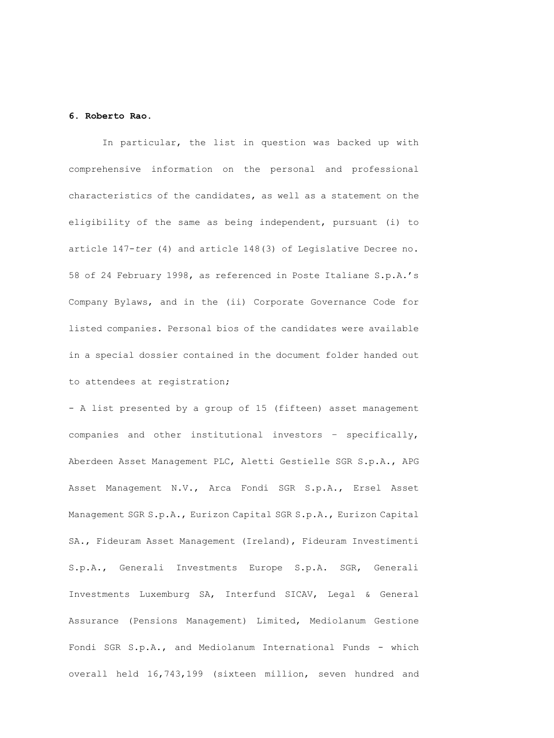**6. Roberto Rao.**

In particular, the list in question was backed up with comprehensive information on the personal and professional characteristics of the candidates, as well as a statement on the eligibility of the same as being independent, pursuant (i) to article 147-*ter* (4) and article 148(3) of Legislative Decree no. 58 of 24 February 1998, as referenced in Poste Italiane S.p.A.'s Company Bylaws, and in the (ii) Corporate Governance Code for listed companies. Personal bios of the candidates were available in a special dossier contained in the document folder handed out to attendees at registration;

- A list presented by a group of 15 (fifteen) asset management companies and other institutional investors – specifically, Aberdeen Asset Management PLC, Aletti Gestielle SGR S.p.A., APG Asset Management N.V., Arca Fondi SGR S.p.A., Ersel Asset Management SGR S.p.A., Eurizon Capital SGR S.p.A., Eurizon Capital SA., Fideuram Asset Management (Ireland), Fideuram Investimenti S.p.A., Generali Investments Europe S.p.A. SGR, Generali Investments Luxemburg SA, Interfund SICAV, Legal & General Assurance (Pensions Management) Limited, Mediolanum Gestione Fondi SGR S.p.A., and Mediolanum International Funds - which overall held 16,743,199 (sixteen million, seven hundred and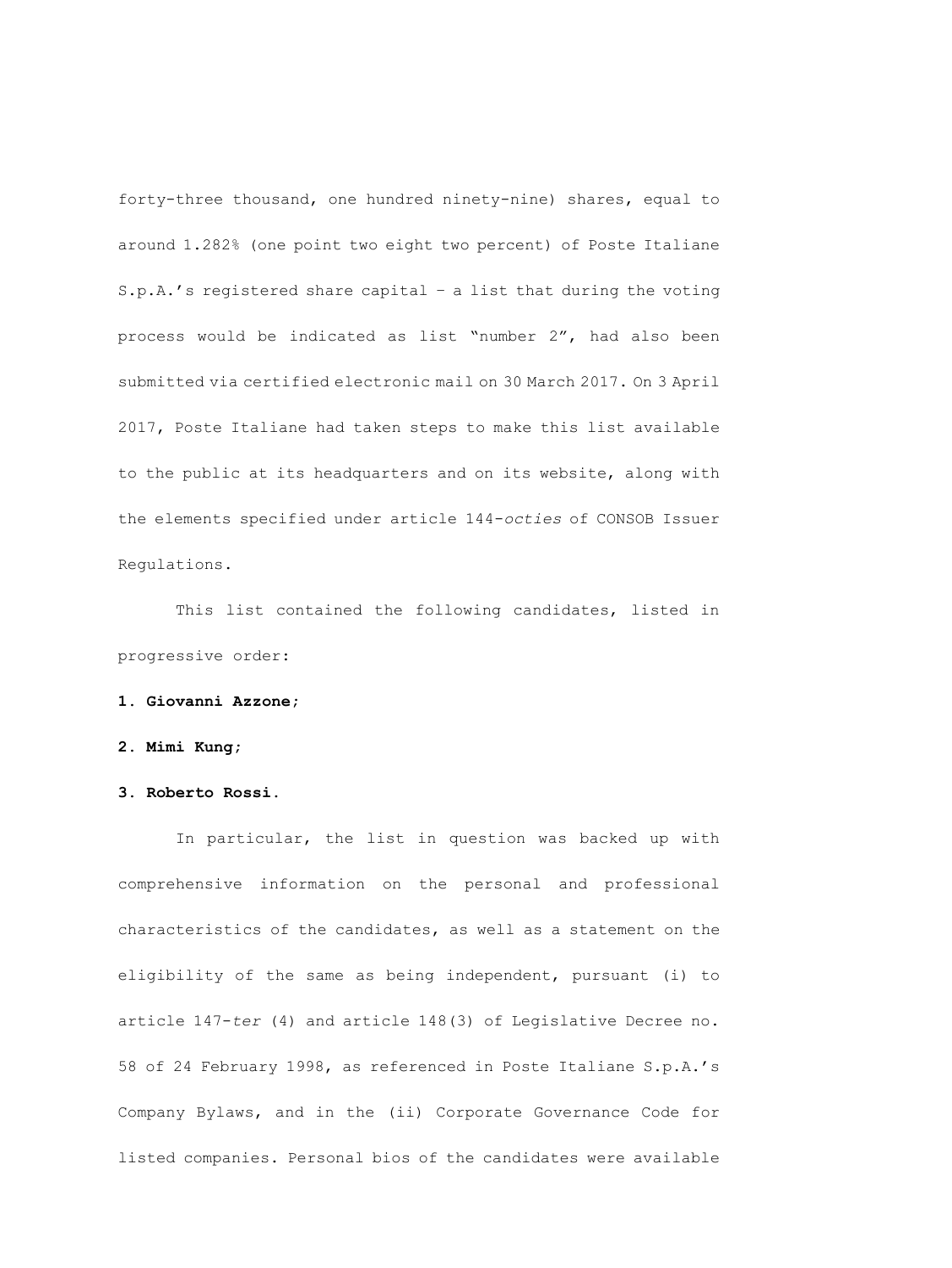forty-three thousand, one hundred ninety-nine) shares, equal to around 1.282% (one point two eight two percent) of Poste Italiane S.p.A.'s registered share capital – a list that during the voting process would be indicated as list "number 2", had also been submitted via certified electronic mail on 30 March 2017. On 3 April 2017, Poste Italiane had taken steps to make this list available to the public at its headquarters and on its website, along with the elements specified under article 144-*octies* of CONSOB Issuer Regulations.

This list contained the following candidates, listed in progressive order:

**1. Giovanni Azzone;**

**2. Mimi Kung;**

**3. Roberto Rossi.**

In particular, the list in question was backed up with comprehensive information on the personal and professional characteristics of the candidates, as well as a statement on the eligibility of the same as being independent, pursuant (i) to article 147-*ter* (4) and article 148(3) of Legislative Decree no. 58 of 24 February 1998, as referenced in Poste Italiane S.p.A.'s Company Bylaws, and in the (ii) Corporate Governance Code for listed companies. Personal bios of the candidates were available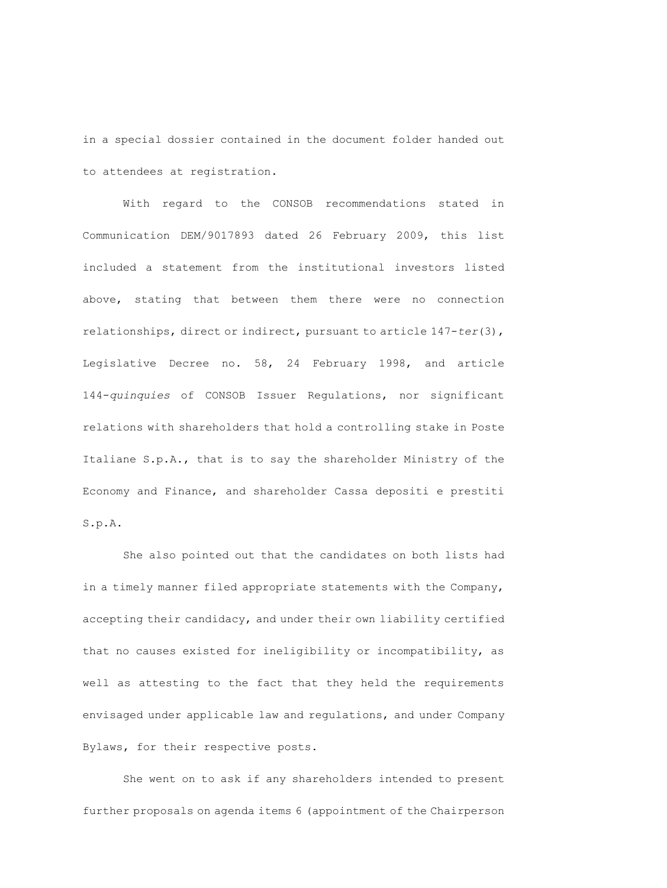in a special dossier contained in the document folder handed out to attendees at registration.

With regard to the CONSOB recommendations stated in Communication DEM/9017893 dated 26 February 2009, this list included a statement from the institutional investors listed above, stating that between them there were no connection relationships, direct or indirect, pursuant to article 147-*ter*(3), Legislative Decree no. 58, 24 February 1998, and article 144-*quinquies* of CONSOB Issuer Regulations, nor significant relations with shareholders that hold a controlling stake in Poste Italiane S.p.A., that is to say the shareholder Ministry of the Economy and Finance, and shareholder Cassa depositi e prestiti S.p.A.

She also pointed out that the candidates on both lists had in a timely manner filed appropriate statements with the Company, accepting their candidacy, and under their own liability certified that no causes existed for ineligibility or incompatibility, as well as attesting to the fact that they held the requirements envisaged under applicable law and regulations, and under Company Bylaws, for their respective posts.

She went on to ask if any shareholders intended to present further proposals on agenda items 6 (appointment of the Chairperson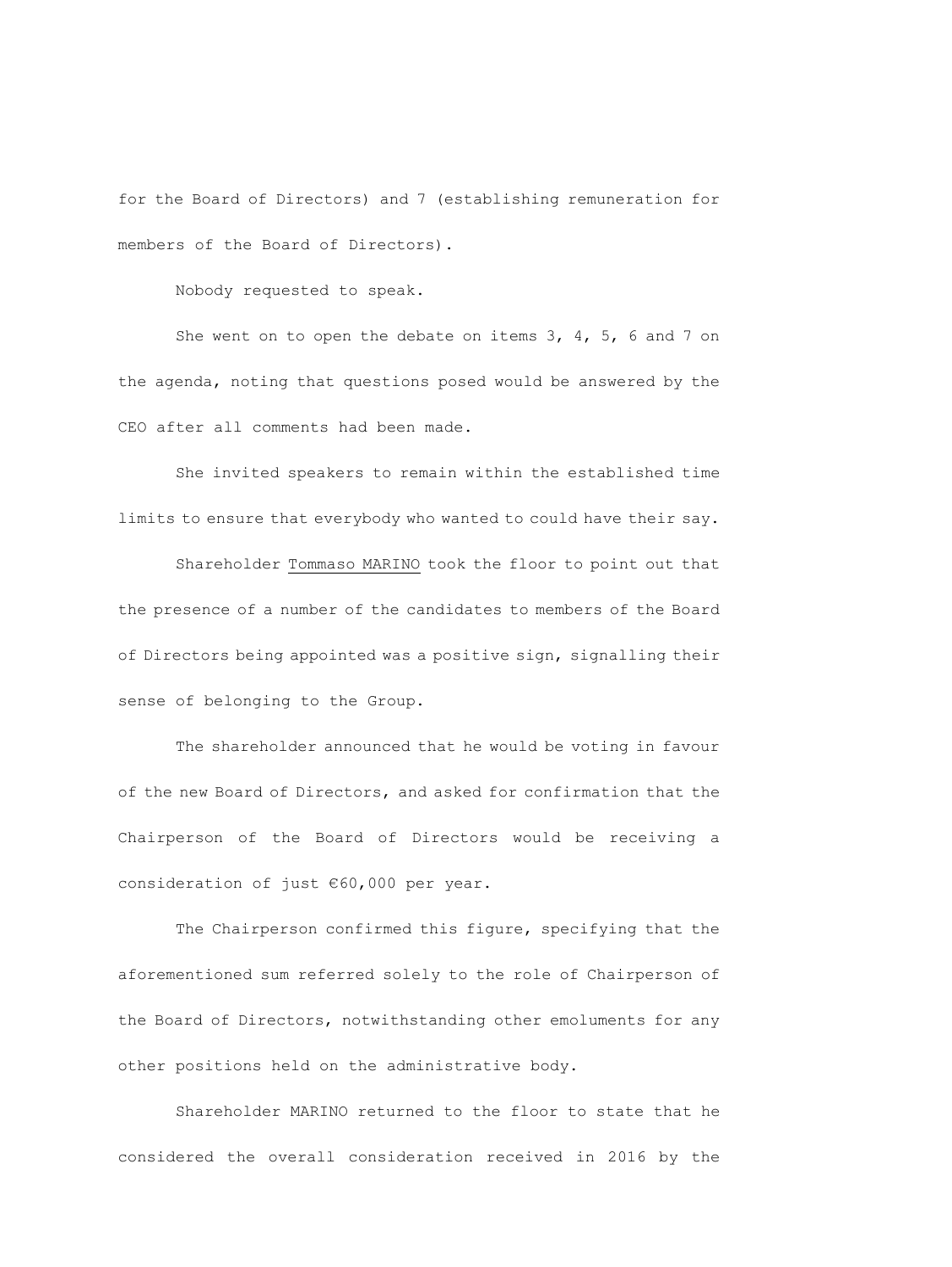for the Board of Directors) and 7 (establishing remuneration for members of the Board of Directors).

Nobody requested to speak.

She went on to open the debate on items 3, 4, 5, 6 and 7 on the agenda, noting that questions posed would be answered by the CEO after all comments had been made.

She invited speakers to remain within the established time limits to ensure that everybody who wanted to could have their say.

Shareholder Tommaso MARINO took the floor to point out that the presence of a number of the candidates to members of the Board of Directors being appointed was a positive sign, signalling their sense of belonging to the Group.

The shareholder announced that he would be voting in favour of the new Board of Directors, and asked for confirmation that the Chairperson of the Board of Directors would be receiving a consideration of just €60,000 per year.

The Chairperson confirmed this figure, specifying that the aforementioned sum referred solely to the role of Chairperson of the Board of Directors, notwithstanding other emoluments for any other positions held on the administrative body.

Shareholder MARINO returned to the floor to state that he considered the overall consideration received in 2016 by the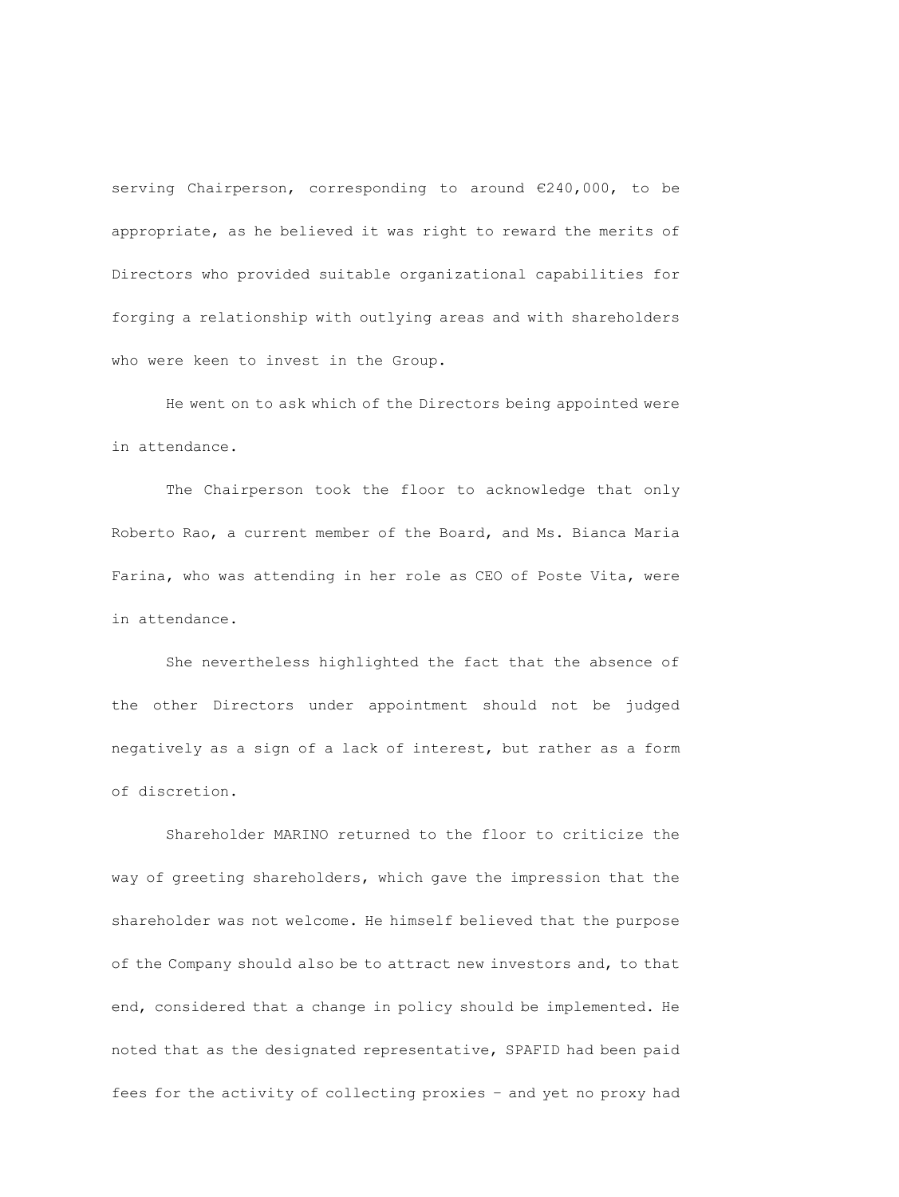serving Chairperson, corresponding to around €240,000, to be appropriate, as he believed it was right to reward the merits of Directors who provided suitable organizational capabilities for forging a relationship with outlying areas and with shareholders who were keen to invest in the Group.

He went on to ask which of the Directors being appointed were in attendance.

The Chairperson took the floor to acknowledge that only Roberto Rao, a current member of the Board, and Ms. Bianca Maria Farina, who was attending in her role as CEO of Poste Vita, were in attendance.

She nevertheless highlighted the fact that the absence of the other Directors under appointment should not be judged negatively as a sign of a lack of interest, but rather as a form of discretion.

Shareholder MARINO returned to the floor to criticize the way of greeting shareholders, which gave the impression that the shareholder was not welcome. He himself believed that the purpose of the Company should also be to attract new investors and, to that end, considered that a change in policy should be implemented. He noted that as the designated representative, SPAFID had been paid fees for the activity of collecting proxies – and yet no proxy had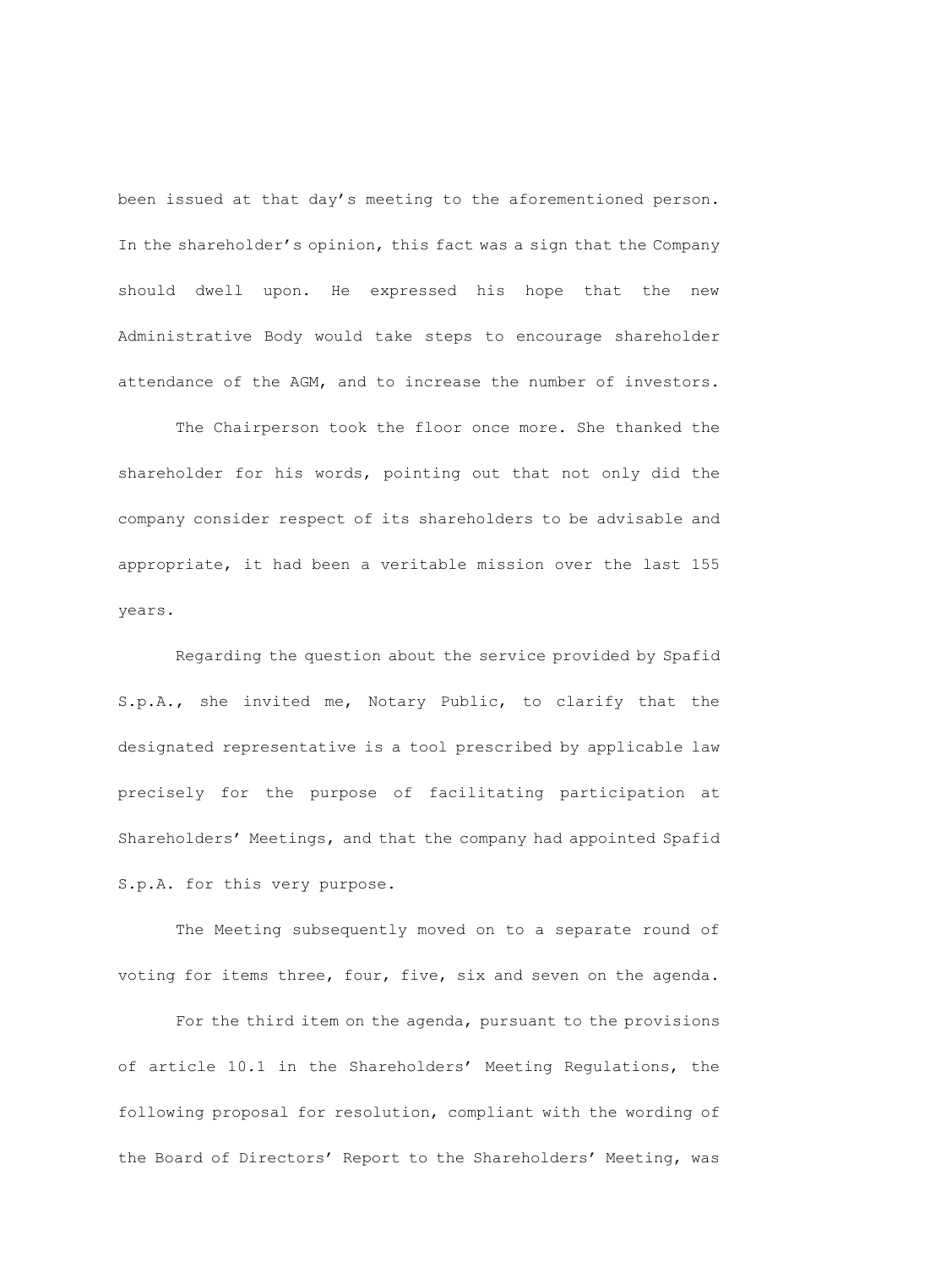been issued at that day’s meeting to the aforementioned person. In the shareholder’s opinion, this fact was a sign that the Company should dwell upon. He expressed his hope that the new Administrative Body would take steps to encourage shareholder attendance of the AGM, and to increase the number of investors.

The Chairperson took the floor once more. She thanked the shareholder for his words, pointing out that not only did the company consider respect of its shareholders to be advisable and appropriate, it had been a veritable mission over the last 155 years.

Regarding the question about the service provided by Spafid S.p.A., she invited me, Notary Public, to clarify that the designated representative is a tool prescribed by applicable law precisely for the purpose of facilitating participation at Shareholders’ Meetings, and that the company had appointed Spafid S.p.A. for this very purpose.

The Meeting subsequently moved on to a separate round of voting for items three, four, five, six and seven on the agenda.

For the third item on the agenda, pursuant to the provisions of article 10.1 in the Shareholders’ Meeting Regulations, the following proposal for resolution, compliant with the wording of the Board of Directors’ Report to the Shareholders’ Meeting, was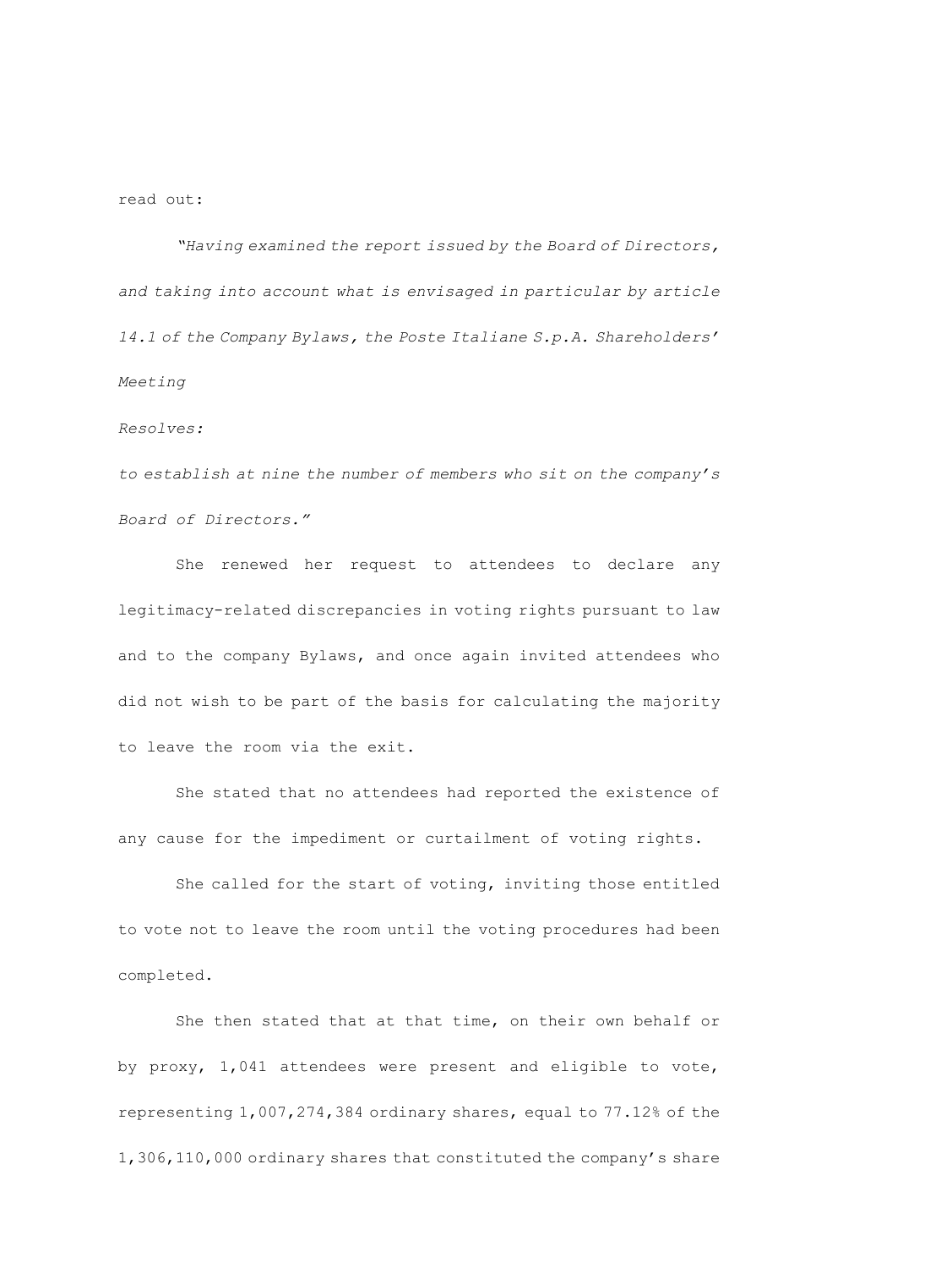read out:

*"Having examined the report issued by the Board of Directors, and taking into account what is envisaged in particular by article 14.1 of the Company Bylaws, the Poste Italiane S.p.A. Shareholders' Meeting*

*Resolves:*

*to establish at nine the number of members who sit on the company's Board of Directors."*

She renewed her request to attendees to declare any legitimacy-related discrepancies in voting rights pursuant to law and to the company Bylaws, and once again invited attendees who did not wish to be part of the basis for calculating the majority to leave the room via the exit.

She stated that no attendees had reported the existence of any cause for the impediment or curtailment of voting rights.

She called for the start of voting, inviting those entitled to vote not to leave the room until the voting procedures had been completed.

She then stated that at that time, on their own behalf or by proxy, 1,041 attendees were present and eligible to vote, representing 1,007,274,384 ordinary shares, equal to 77.12% of the 1,306,110,000 ordinary shares that constituted the company's share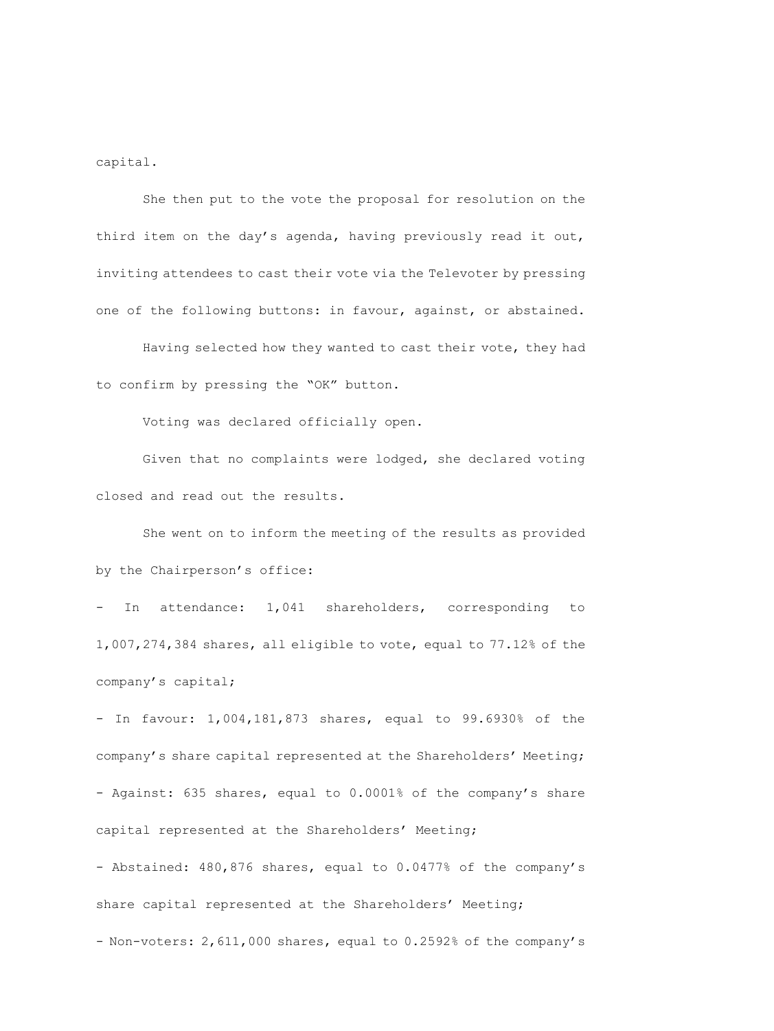capital.

She then put to the vote the proposal for resolution on the third item on the day's agenda, having previously read it out, inviting attendees to cast their vote via the Televoter by pressing one of the following buttons: in favour, against, or abstained.

Having selected how they wanted to cast their vote, they had to confirm by pressing the "OK" button.

Voting was declared officially open.

Given that no complaints were lodged, she declared voting closed and read out the results.

She went on to inform the meeting of the results as provided by the Chairperson's office:

- In attendance: 1,041 shareholders, corresponding to 1,007,274,384 shares, all eligible to vote, equal to 77.12% of the company's capital;
- In favour: 1,004,181,873 shares, equal to 99.6930% of the company's share capital represented at the Shareholders' Meeting;
- Against: 635 shares, equal to 0.0001% of the company's share capital represented at the Shareholders' Meeting;
- Abstained: 480,876 shares, equal to 0.0477% of the company's share capital represented at the Shareholders' Meeting;
- Non-voters: 2,611,000 shares, equal to 0.2592% of the company's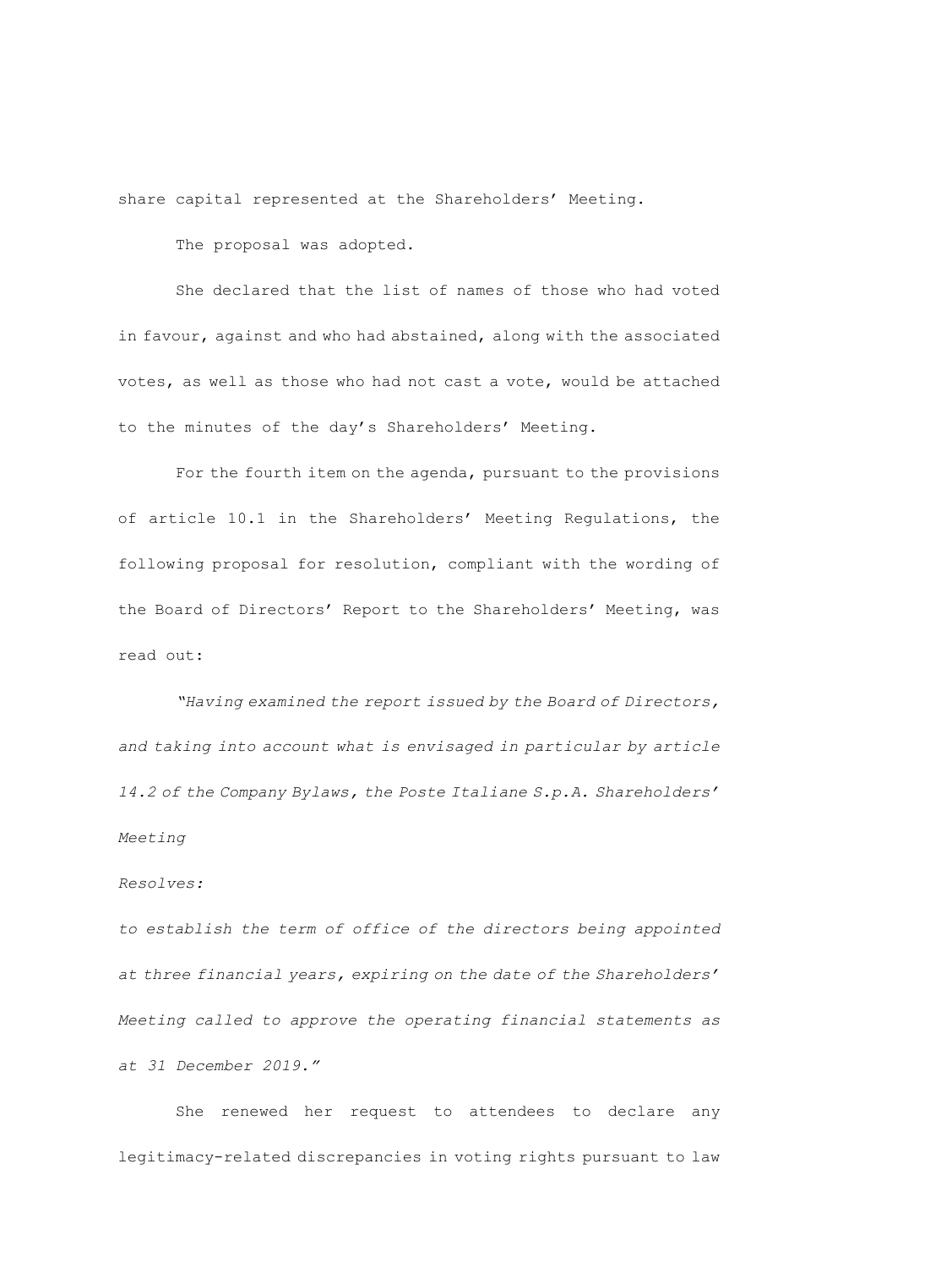share capital represented at the Shareholders' Meeting.

The proposal was adopted.

She declared that the list of names of those who had voted in favour, against and who had abstained, along with the associated votes, as well as those who had not cast a vote, would be attached to the minutes of the day's Shareholders' Meeting.

For the fourth item on the agenda, pursuant to the provisions of article 10.1 in the Shareholders' Meeting Regulations, the following proposal for resolution, compliant with the wording of the Board of Directors' Report to the Shareholders' Meeting, was read out:

*"Having examined the report issued by the Board of Directors, and taking into account what is envisaged in particular by article 14.2 of the Company Bylaws, the Poste Italiane S.p.A. Shareholders' Meeting*

*Resolves:*

*to establish the term of office of the directors being appointed at three financial years, expiring on the date of the Shareholders' Meeting called to approve the operating financial statements as at 31 December 2019."*

She renewed her request to attendees to declare any legitimacy-related discrepancies in voting rights pursuant to law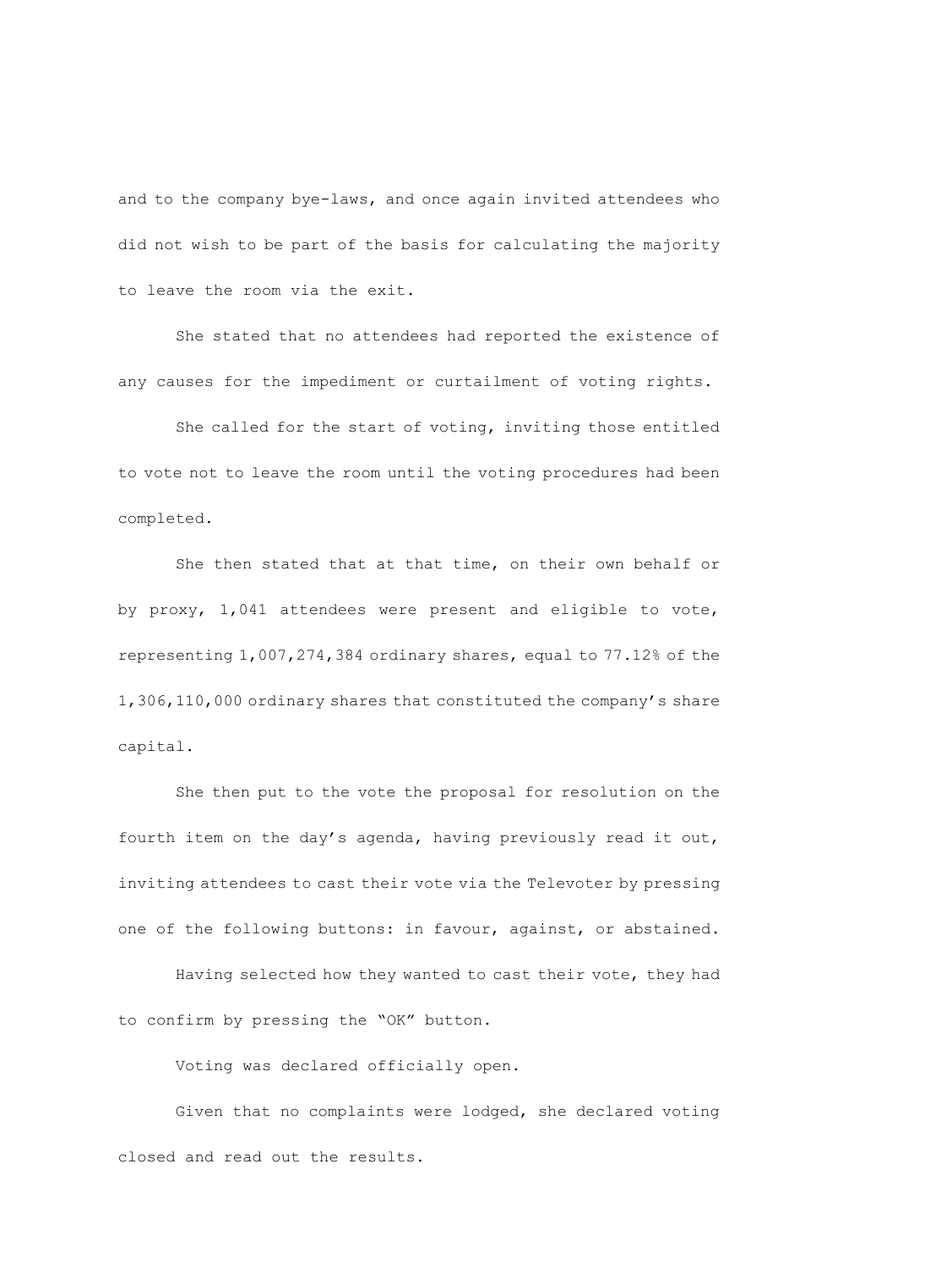and to the company bye-laws, and once again invited attendees who did not wish to be part of the basis for calculating the majority to leave the room via the exit.

She stated that no attendees had reported the existence of any causes for the impediment or curtailment of voting rights.

She called for the start of voting, inviting those entitled to vote not to leave the room until the voting procedures had been completed.

She then stated that at that time, on their own behalf or by proxy, 1,041 attendees were present and eligible to vote, representing 1,007,274,384 ordinary shares, equal to 77.12% of the 1,306,110,000 ordinary shares that constituted the company's share capital.

She then put to the vote the proposal for resolution on the fourth item on the day's agenda, having previously read it out, inviting attendees to cast their vote via the Televoter by pressing one of the following buttons: in favour, against, or abstained.

Having selected how they wanted to cast their vote, they had to confirm by pressing the "OK" button.

Voting was declared officially open.

Given that no complaints were lodged, she declared voting closed and read out the results.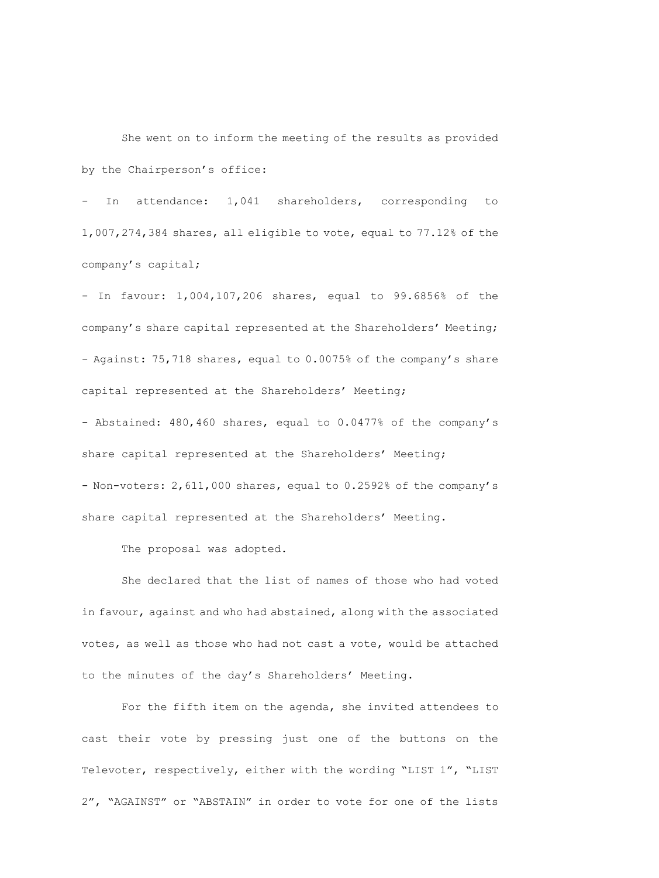She went on to inform the meeting of the results as provided by the Chairperson's office:

- In attendance: 1,041 shareholders, corresponding to 1,007,274,384 shares, all eligible to vote, equal to 77.12% of the company's capital;
- In favour: 1,004,107,206 shares, equal to 99.6856% of the company's share capital represented at the Shareholders' Meeting;
- Against: 75,718 shares, equal to 0.0075% of the company's share capital represented at the Shareholders' Meeting;
- Abstained: 480,460 shares, equal to 0.0477% of the company's share capital represented at the Shareholders' Meeting;
- Non-voters: 2,611,000 shares, equal to 0.2592% of the company's share capital represented at the Shareholders' Meeting.

The proposal was adopted.

She declared that the list of names of those who had voted in favour, against and who had abstained, along with the associated votes, as well as those who had not cast a vote, would be attached to the minutes of the day's Shareholders' Meeting.

For the fifth item on the agenda, she invited attendees to cast their vote by pressing just one of the buttons on the Televoter, respectively, either with the wording "LIST 1", "LIST 2", "AGAINST" or "ABSTAIN" in order to vote for one of the lists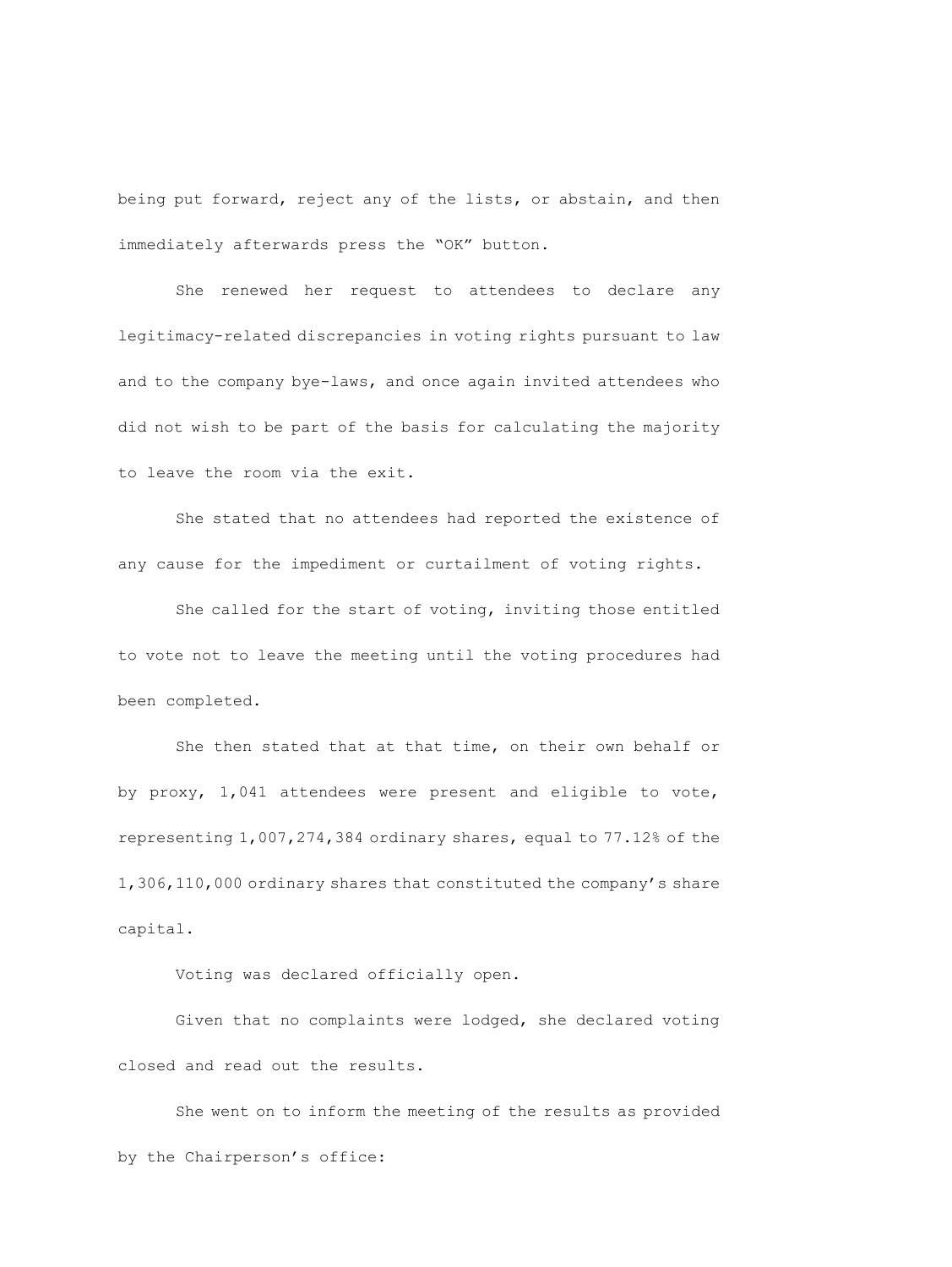being put forward, reject any of the lists, or abstain, and then immediately afterwards press the "OK" button.

She renewed her request to attendees to declare any legitimacy-related discrepancies in voting rights pursuant to law and to the company bye-laws, and once again invited attendees who did not wish to be part of the basis for calculating the majority to leave the room via the exit.

She stated that no attendees had reported the existence of any cause for the impediment or curtailment of voting rights.

She called for the start of voting, inviting those entitled to vote not to leave the meeting until the voting procedures had been completed.

She then stated that at that time, on their own behalf or by proxy, 1,041 attendees were present and eligible to vote, representing 1,007,274,384 ordinary shares, equal to 77.12% of the 1,306,110,000 ordinary shares that constituted the company's share capital.

Voting was declared officially open.

Given that no complaints were lodged, she declared voting closed and read out the results.

She went on to inform the meeting of the results as provided by the Chairperson's office: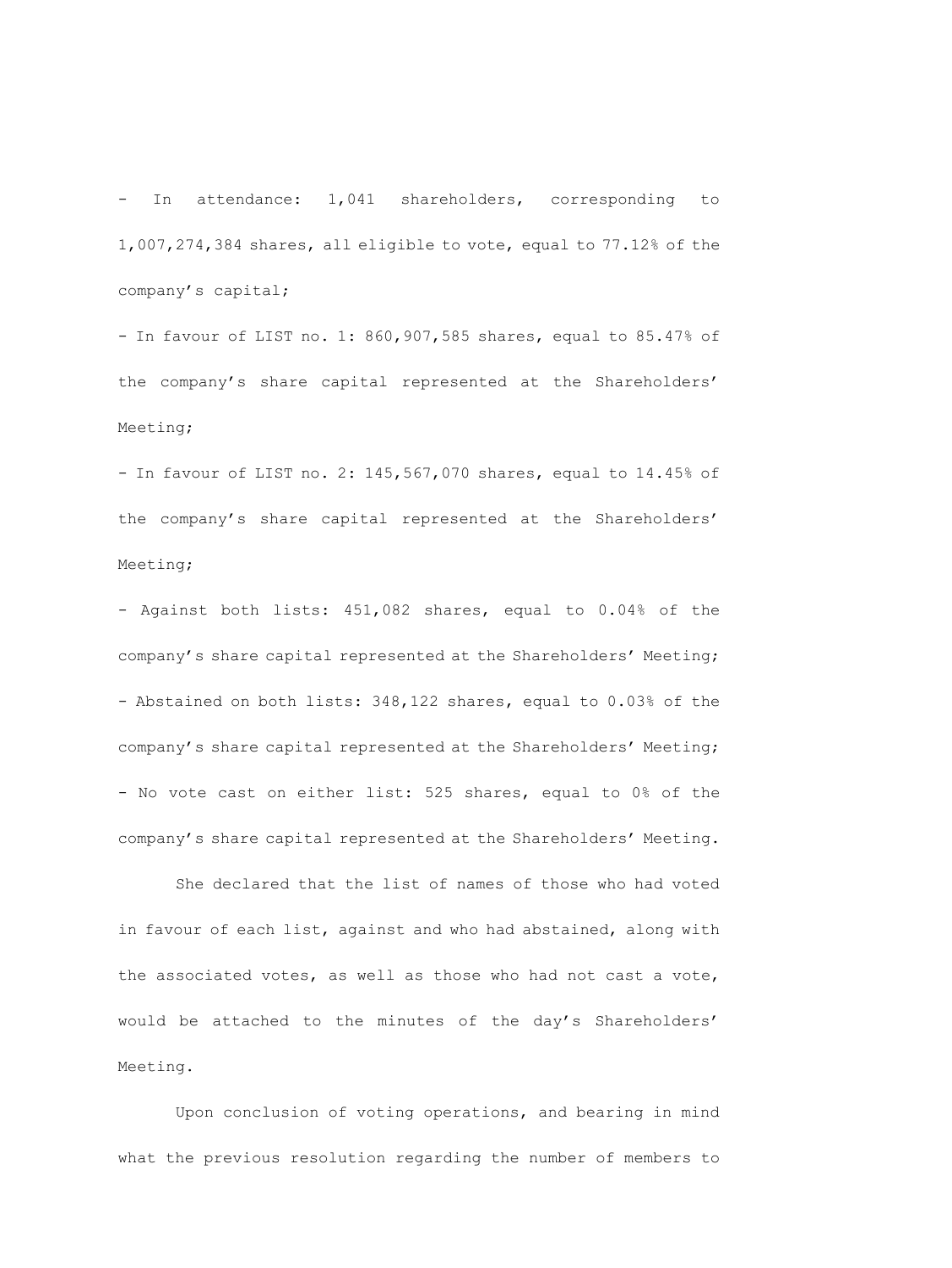- In attendance: 1,041 shareholders, corresponding to 1,007,274,384 shares, all eligible to vote, equal to 77.12% of the company's capital;

- In favour of LIST no. 1: 860,907,585 shares, equal to 85.47% of the company's share capital represented at the Shareholders' Meeting;

- In favour of LIST no. 2: 145,567,070 shares, equal to 14.45% of the company's share capital represented at the Shareholders' Meeting;

- Against both lists: 451,082 shares, equal to 0.04% of the company's share capital represented at the Shareholders' Meeting;

- Abstained on both lists: 348,122 shares, equal to 0.03% of the company's share capital represented at the Shareholders' Meeting;

- No vote cast on either list: 525 shares, equal to 0% of the company's share capital represented at the Shareholders' Meeting.

She declared that the list of names of those who had voted in favour of each list, against and who had abstained, along with the associated votes, as well as those who had not cast a vote, would be attached to the minutes of the day's Shareholders' Meeting.

Upon conclusion of voting operations, and bearing in mind what the previous resolution regarding the number of members to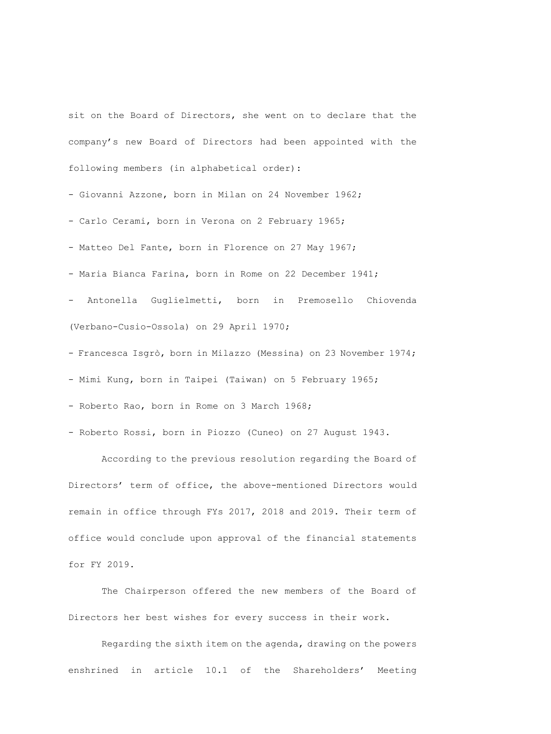sit on the Board of Directors, she went on to declare that the company's new Board of Directors had been appointed with the following members (in alphabetical order):

- Giovanni Azzone, born in Milan on 24 November 1962;
- Carlo Cerami, born in Verona on 2 February 1965;
- Matteo Del Fante, born in Florence on 27 May 1967;
- Maria Bianca Farina, born in Rome on 22 December 1941;
- Antonella Guglielmetti, born in Premosello Chiovenda (Verbano-Cusio-Ossola) on 29 April 1970;
- Francesca Isgrò, born in Milazzo (Messina) on 23 November 1974;
- Mimi Kung, born in Taipei (Taiwan) on 5 February 1965;
- Roberto Rao, born in Rome on 3 March 1968;
- Roberto Rossi, born in Piozzo (Cuneo) on 27 August 1943.

According to the previous resolution regarding the Board of Directors' term of office, the above-mentioned Directors would remain in office through FYs 2017, 2018 and 2019. Their term of office would conclude upon approval of the financial statements for FY 2019.

The Chairperson offered the new members of the Board of Directors her best wishes for every success in their work.

Regarding the sixth item on the agenda, drawing on the powers enshrined in article 10.1 of the Shareholders' Meeting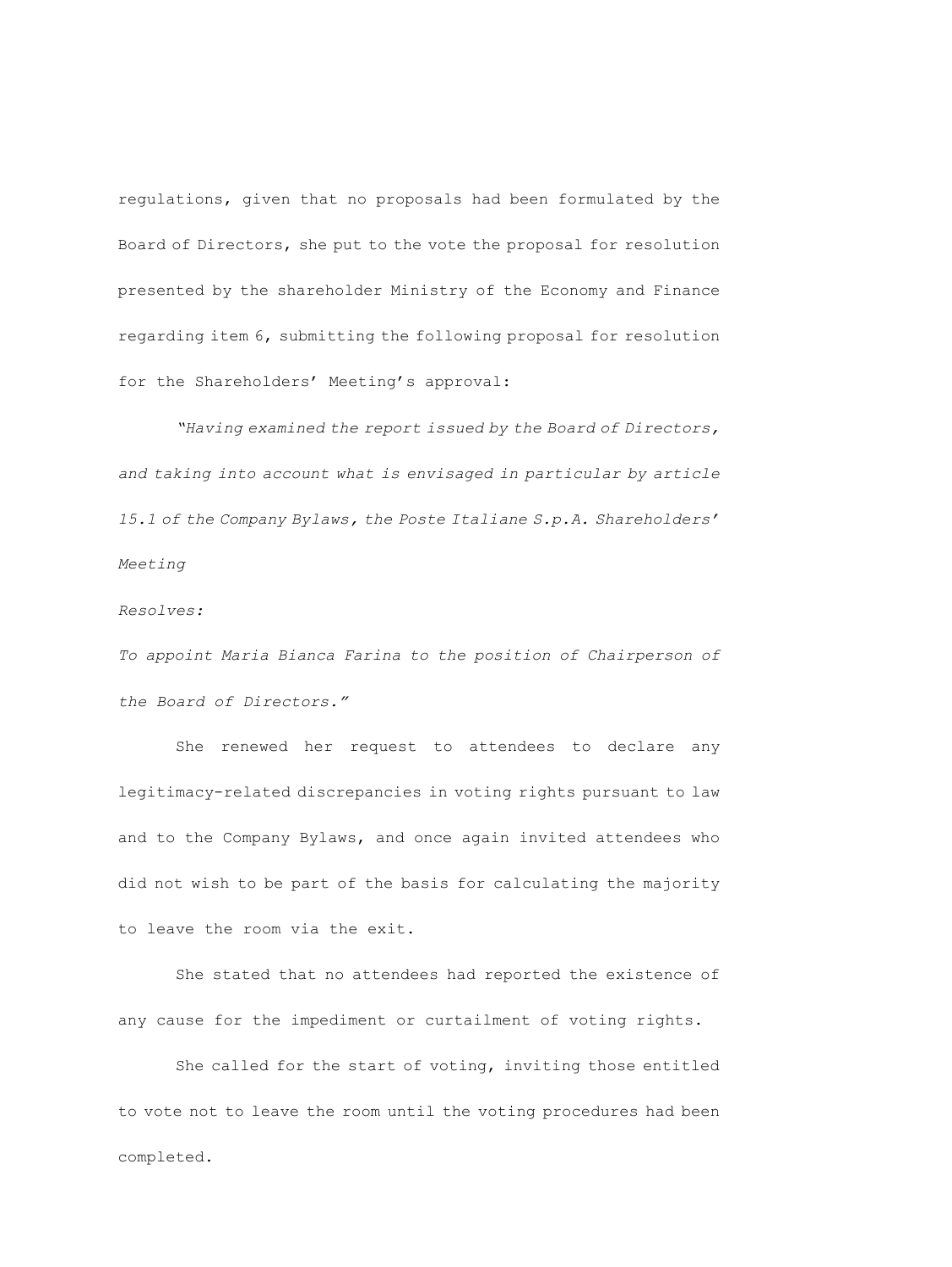regulations, given that no proposals had been formulated by the Board of Directors, she put to the vote the proposal for resolution presented by the shareholder Ministry of the Economy and Finance regarding item 6, submitting the following proposal for resolution for the Shareholders' Meeting's approval:

*"Having examined the report issued by the Board of Directors, and taking into account what is envisaged in particular by article 15.1 of the Company Bylaws, the Poste Italiane S.p.A. Shareholders' Meeting*

*Resolves:*

*To appoint Maria Bianca Farina to the position of Chairperson of the Board of Directors."*

She renewed her request to attendees to declare any legitimacy-related discrepancies in voting rights pursuant to law and to the Company Bylaws, and once again invited attendees who did not wish to be part of the basis for calculating the majority to leave the room via the exit.

She stated that no attendees had reported the existence of any cause for the impediment or curtailment of voting rights.

She called for the start of voting, inviting those entitled to vote not to leave the room until the voting procedures had been completed.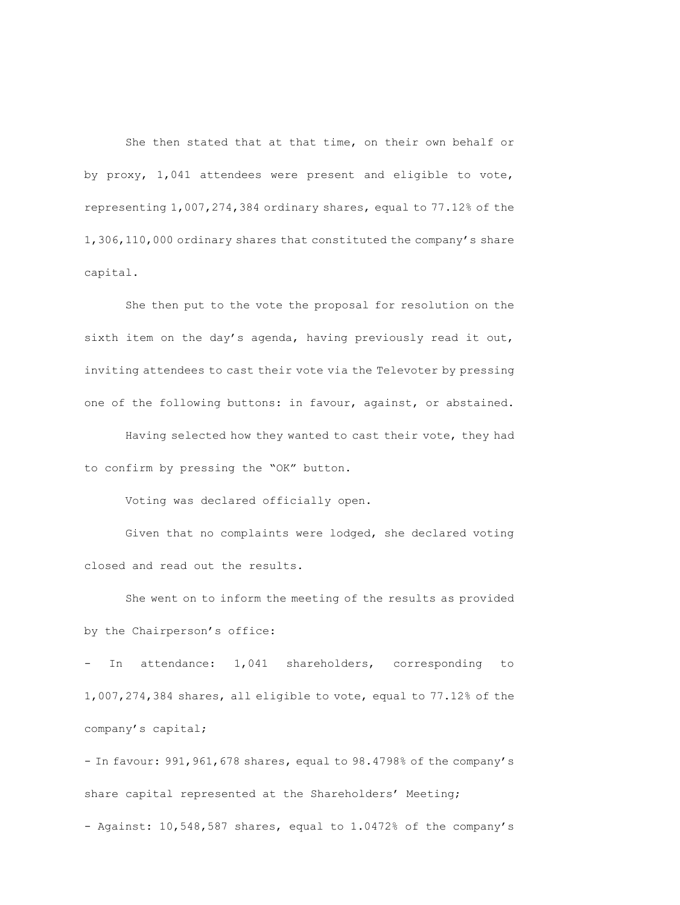She then stated that at that time, on their own behalf or by proxy, 1,041 attendees were present and eligible to vote, representing 1,007,274,384 ordinary shares, equal to 77.12% of the 1,306,110,000 ordinary shares that constituted the company's share capital.

She then put to the vote the proposal for resolution on the sixth item on the day's agenda, having previously read it out, inviting attendees to cast their vote via the Televoter by pressing one of the following buttons: in favour, against, or abstained.

Having selected how they wanted to cast their vote, they had to confirm by pressing the "OK" button.

Voting was declared officially open.

Given that no complaints were lodged, she declared voting closed and read out the results.

She went on to inform the meeting of the results as provided by the Chairperson's office:

- In attendance: 1,041 shareholders, corresponding to 1,007,274,384 shares, all eligible to vote, equal to 77.12% of the company's capital;
- In favour: 991,961,678 shares, equal to 98.4798% of the company's share capital represented at the Shareholders' Meeting;
- Against: 10,548,587 shares, equal to 1.0472% of the company's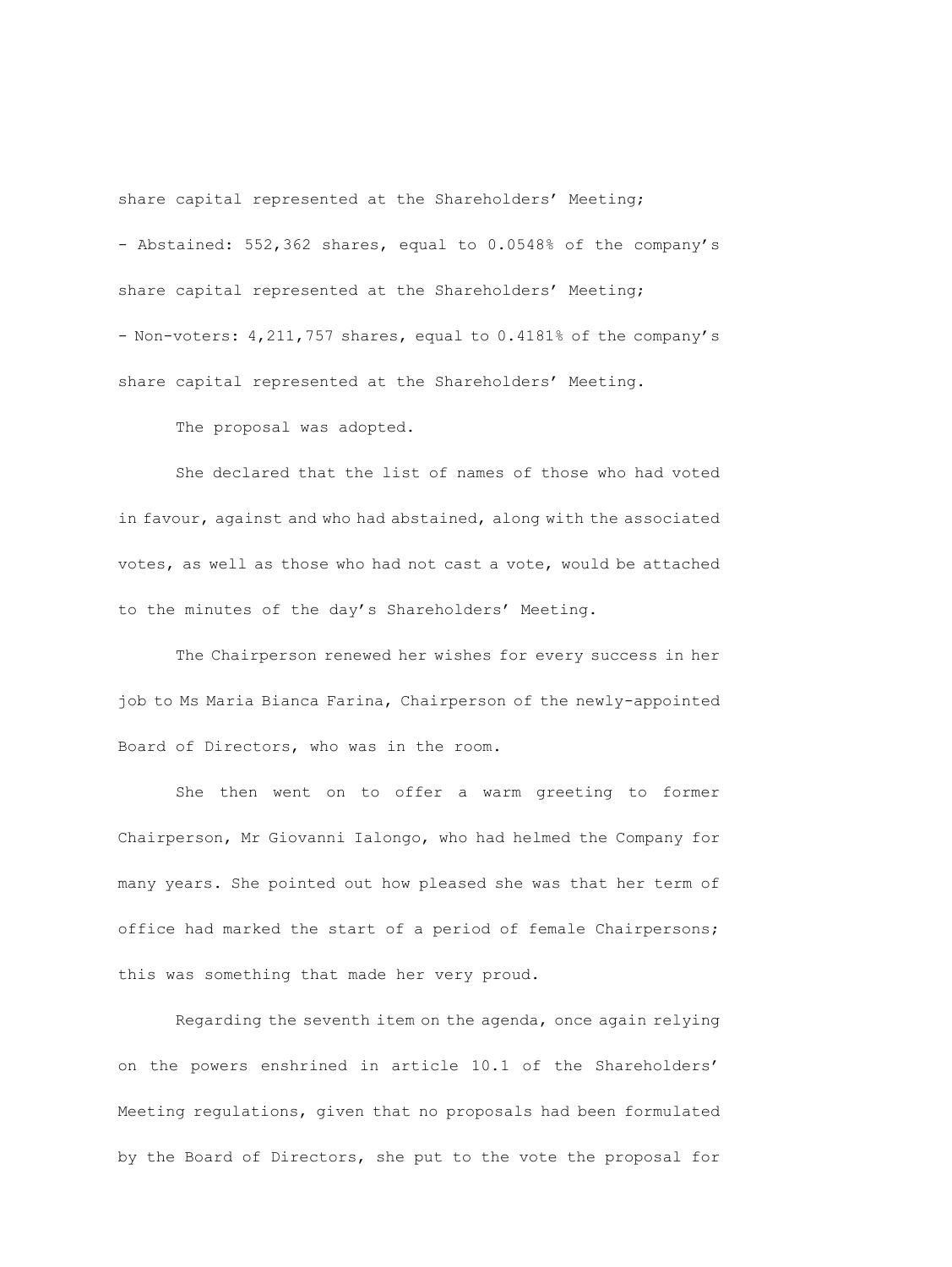share capital represented at the Shareholders' Meeting;

- Abstained: 552,362 shares, equal to 0.0548% of the company's share capital represented at the Shareholders' Meeting;
- Non-voters: 4,211,757 shares, equal to 0.4181% of the company's share capital represented at the Shareholders' Meeting.

The proposal was adopted.

She declared that the list of names of those who had voted in favour, against and who had abstained, along with the associated votes, as well as those who had not cast a vote, would be attached to the minutes of the day's Shareholders' Meeting.

The Chairperson renewed her wishes for every success in her job to Ms Maria Bianca Farina, Chairperson of the newly-appointed Board of Directors, who was in the room.

She then went on to offer a warm greeting to former Chairperson, Mr Giovanni Ialongo, who had helmed the Company for many years. She pointed out how pleased she was that her term of office had marked the start of a period of female Chairpersons; this was something that made her very proud.

Regarding the seventh item on the agenda, once again relying on the powers enshrined in article 10.1 of the Shareholders' Meeting regulations, given that no proposals had been formulated by the Board of Directors, she put to the vote the proposal for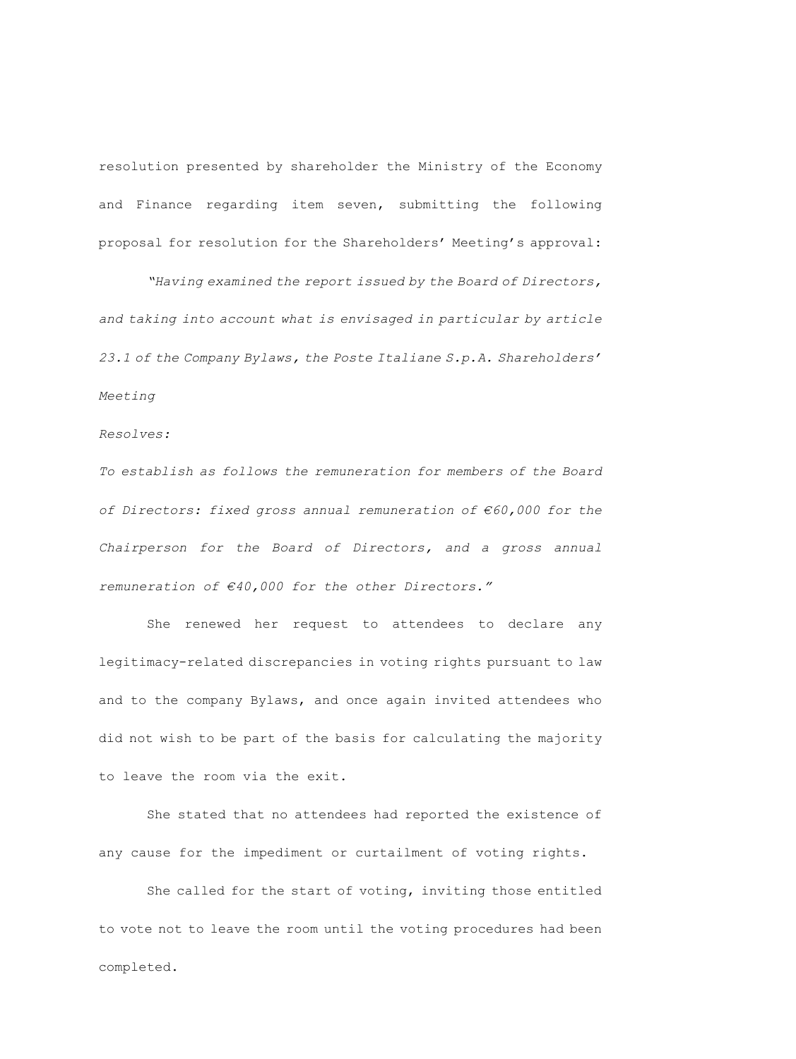resolution presented by shareholder the Ministry of the Economy and Finance regarding item seven, submitting the following proposal for resolution for the Shareholders' Meeting's approval:

*"Having examined the report issued by the Board of Directors, and taking into account what is envisaged in particular by article 23.1 of the Company Bylaws, the Poste Italiane S.p.A. Shareholders' Meeting*

*Resolves:*

*To establish as follows the remuneration for members of the Board of Directors: fixed gross annual remuneration of €60,000 for the Chairperson for the Board of Directors, and a gross annual remuneration of €40,000 for the other Directors."*

She renewed her request to attendees to declare any legitimacy-related discrepancies in voting rights pursuant to law and to the company Bylaws, and once again invited attendees who did not wish to be part of the basis for calculating the majority to leave the room via the exit.

She stated that no attendees had reported the existence of any cause for the impediment or curtailment of voting rights.

She called for the start of voting, inviting those entitled to vote not to leave the room until the voting procedures had been completed.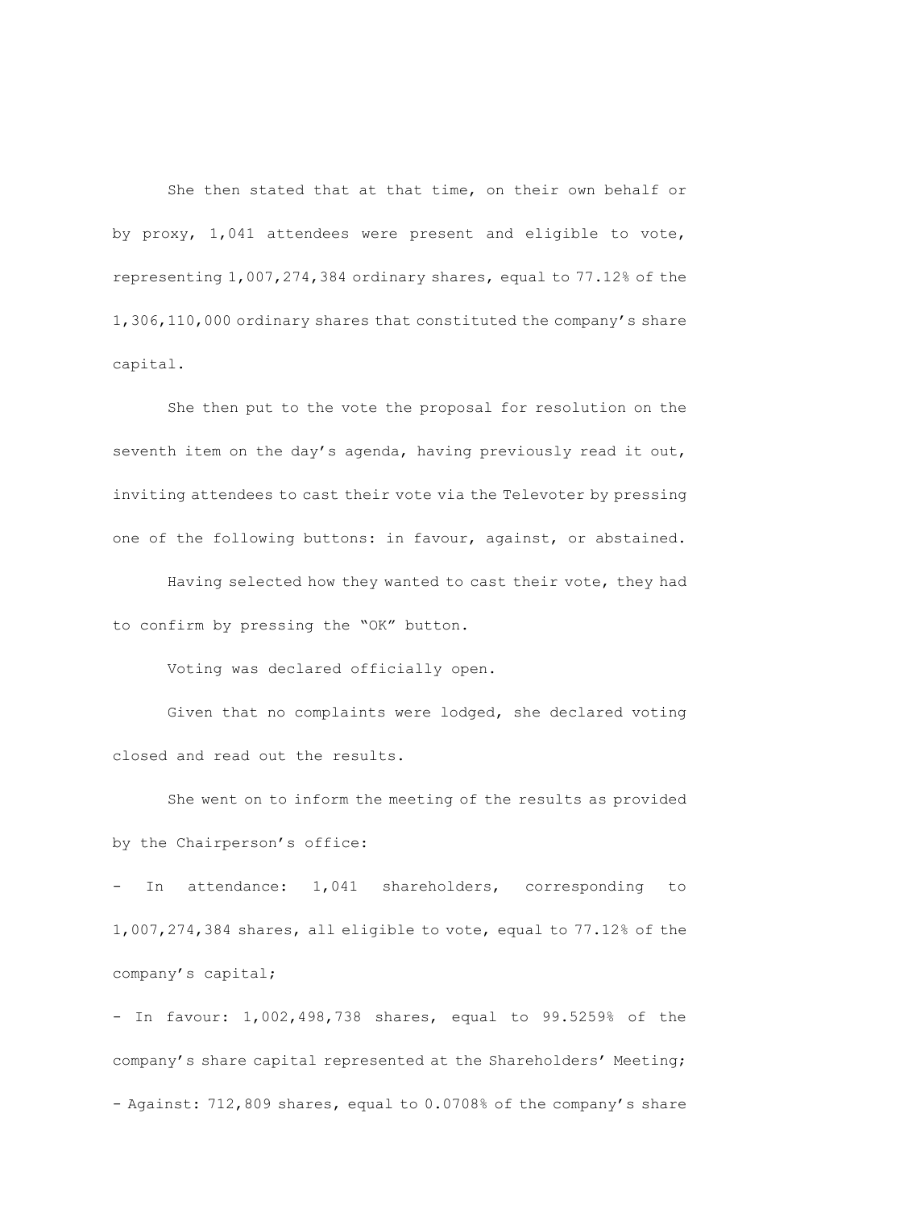She then stated that at that time, on their own behalf or by proxy, 1,041 attendees were present and eligible to vote, representing 1,007,274,384 ordinary shares, equal to 77.12% of the 1,306,110,000 ordinary shares that constituted the company's share capital.

She then put to the vote the proposal for resolution on the seventh item on the day's agenda, having previously read it out, inviting attendees to cast their vote via the Televoter by pressing one of the following buttons: in favour, against, or abstained.

Having selected how they wanted to cast their vote, they had to confirm by pressing the "OK" button.

Voting was declared officially open.

Given that no complaints were lodged, she declared voting closed and read out the results.

She went on to inform the meeting of the results as provided by the Chairperson's office:

- In attendance: 1,041 shareholders, corresponding to 1,007,274,384 shares, all eligible to vote, equal to 77.12% of the company's capital;
- In favour: 1,002,498,738 shares, equal to 99.5259% of the company's share capital represented at the Shareholders' Meeting;
- Against: 712,809 shares, equal to 0.0708% of the company's share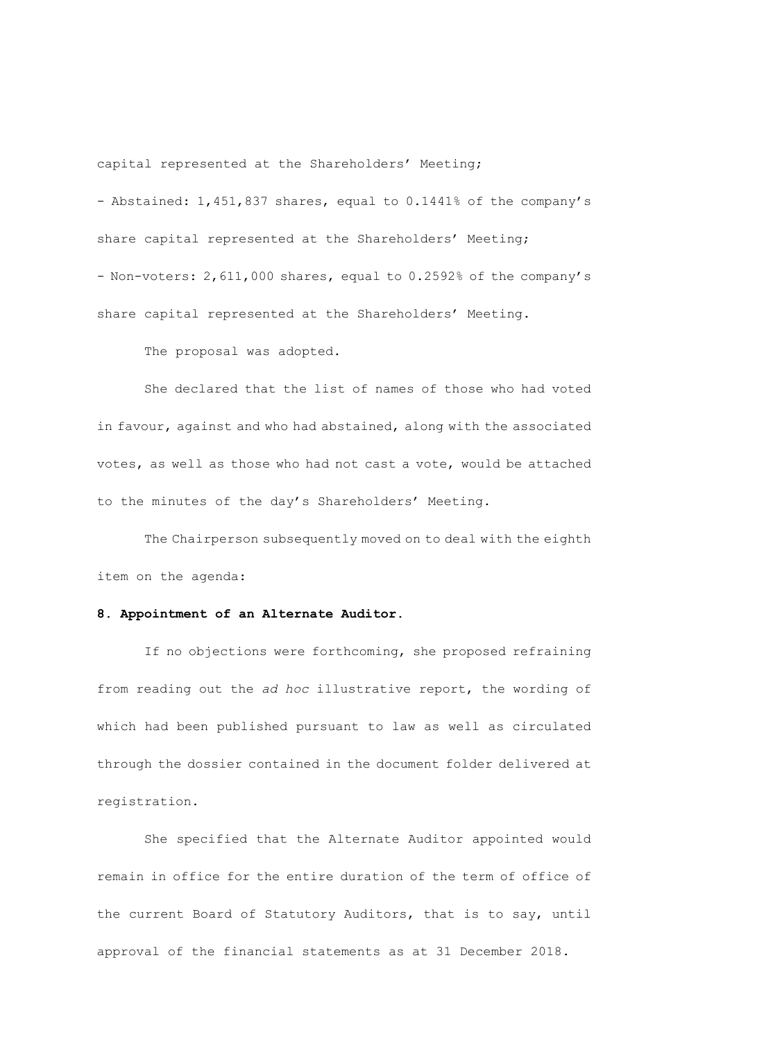capital represented at the Shareholders' Meeting;

- Abstained: 1,451,837 shares, equal to 0.1441% of the company's share capital represented at the Shareholders' Meeting;
- Non-voters: 2,611,000 shares, equal to 0.2592% of the company's share capital represented at the Shareholders' Meeting.

The proposal was adopted.

She declared that the list of names of those who had voted in favour, against and who had abstained, along with the associated votes, as well as those who had not cast a vote, would be attached to the minutes of the day's Shareholders' Meeting.

The Chairperson subsequently moved on to deal with the eighth item on the agenda:

**8. Appointment of an Alternate Auditor.**

If no objections were forthcoming, she proposed refraining from reading out the *ad hoc* illustrative report, the wording of which had been published pursuant to law as well as circulated through the dossier contained in the document folder delivered at registration.

She specified that the Alternate Auditor appointed would remain in office for the entire duration of the term of office of the current Board of Statutory Auditors, that is to say, until approval of the financial statements as at 31 December 2018.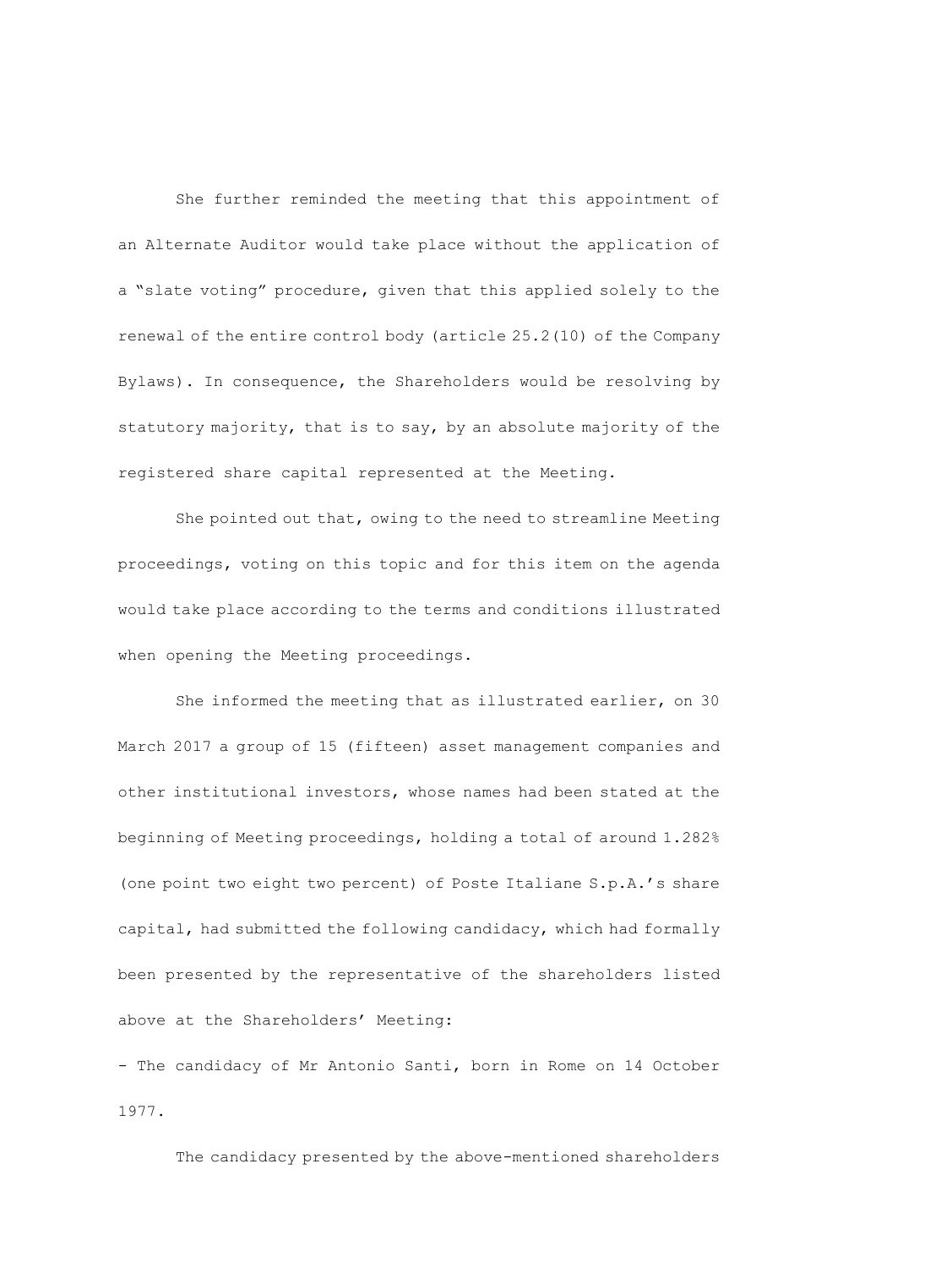She further reminded the meeting that this appointment of an Alternate Auditor would take place without the application of a "slate voting" procedure, given that this applied solely to the renewal of the entire control body (article 25.2(10) of the Company Bylaws). In consequence, the Shareholders would be resolving by statutory majority, that is to say, by an absolute majority of the registered share capital represented at the Meeting.

She pointed out that, owing to the need to streamline Meeting proceedings, voting on this topic and for this item on the agenda would take place according to the terms and conditions illustrated when opening the Meeting proceedings.

She informed the meeting that as illustrated earlier, on 30 March 2017 a group of 15 (fifteen) asset management companies and other institutional investors, whose names had been stated at the beginning of Meeting proceedings, holding a total of around 1.282% (one point two eight two percent) of Poste Italiane S.p.A.'s share capital, had submitted the following candidacy, which had formally been presented by the representative of the shareholders listed above at the Shareholders' Meeting:

- The candidacy of Mr Antonio Santi, born in Rome on 14 October 1977.

The candidacy presented by the above-mentioned shareholders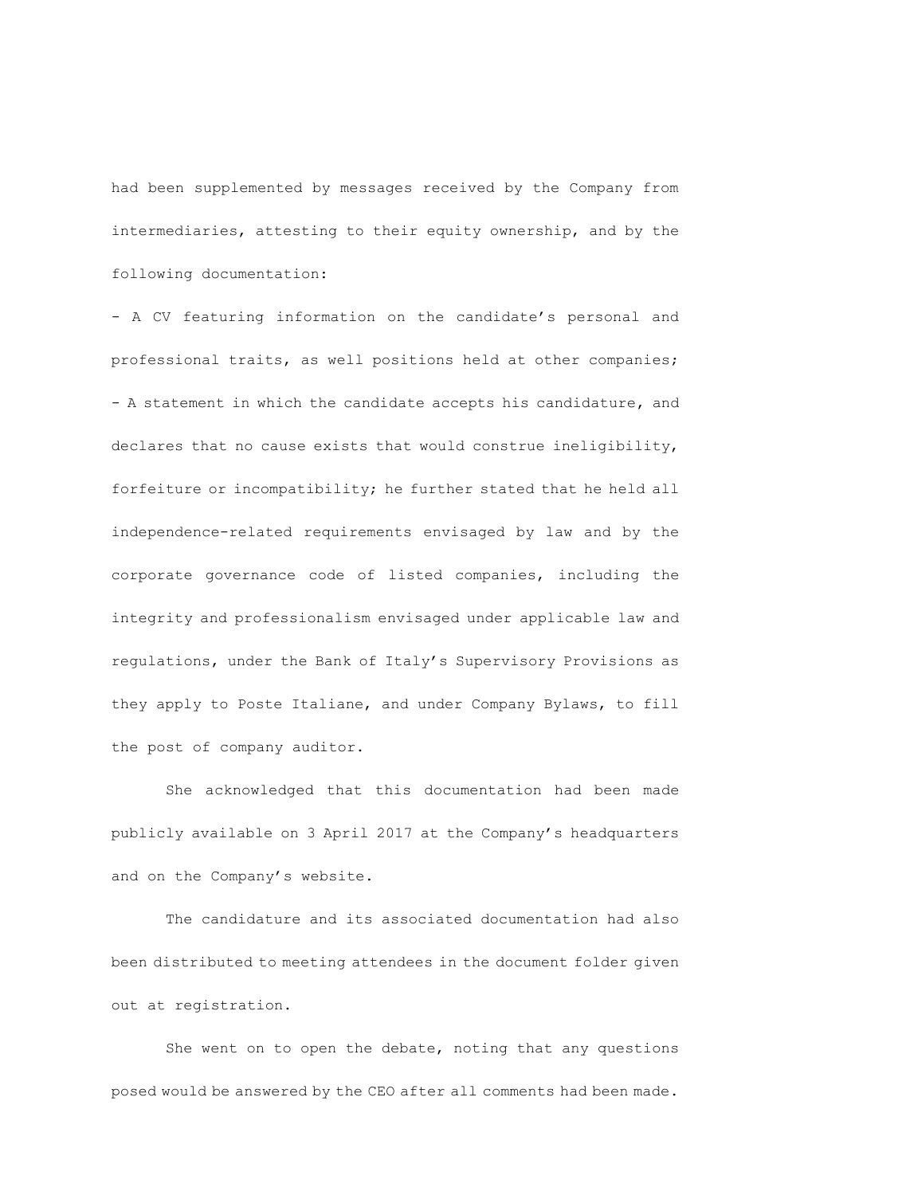had been supplemented by messages received by the Company from intermediaries, attesting to their equity ownership, and by the following documentation:

- A CV featuring information on the candidate's personal and professional traits, as well positions held at other companies;
- A statement in which the candidate accepts his candidature, and declares that no cause exists that would construe ineligibility, forfeiture or incompatibility; he further stated that he held all independence-related requirements envisaged by law and by the corporate governance code of listed companies, including the integrity and professionalism envisaged under applicable law and regulations, under the Bank of Italy's Supervisory Provisions as they apply to Poste Italiane, and under Company Bylaws, to fill the post of company auditor.

She acknowledged that this documentation had been made publicly available on 3 April 2017 at the Company's headquarters and on the Company's website.

The candidature and its associated documentation had also been distributed to meeting attendees in the document folder given out at registration.

She went on to open the debate, noting that any questions posed would be answered by the CEO after all comments had been made.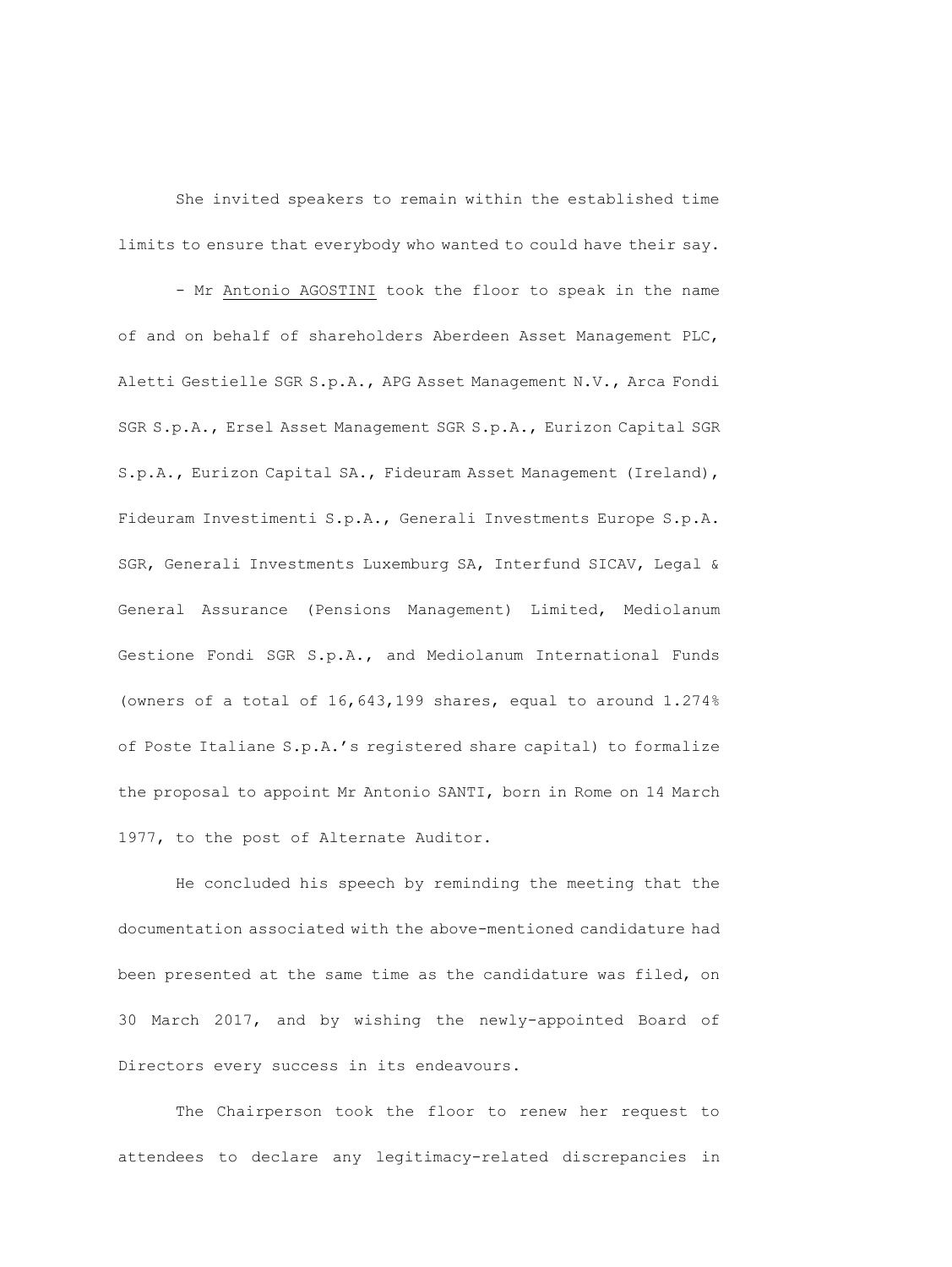She invited speakers to remain within the established time limits to ensure that everybody who wanted to could have their say.

- Mr Antonio AGOSTINI took the floor to speak in the name of and on behalf of shareholders Aberdeen Asset Management PLC, Aletti Gestielle SGR S.p.A., APG Asset Management N.V., Arca Fondi SGR S.p.A., Ersel Asset Management SGR S.p.A., Eurizon Capital SGR S.p.A., Eurizon Capital SA., Fideuram Asset Management (Ireland), Fideuram Investimenti S.p.A., Generali Investments Europe S.p.A. SGR, Generali Investments Luxemburg SA, Interfund SICAV, Legal & General Assurance (Pensions Management) Limited, Mediolanum Gestione Fondi SGR S.p.A., and Mediolanum International Funds (owners of a total of 16,643,199 shares, equal to around 1.274% of Poste Italiane S.p.A.'s registered share capital) to formalize the proposal to appoint Mr Antonio SANTI, born in Rome on 14 March 1977, to the post of Alternate Auditor.

He concluded his speech by reminding the meeting that the documentation associated with the above-mentioned candidature had been presented at the same time as the candidature was filed, on 30 March 2017, and by wishing the newly-appointed Board of Directors every success in its endeavours.

The Chairperson took the floor to renew her request to attendees to declare any legitimacy-related discrepancies in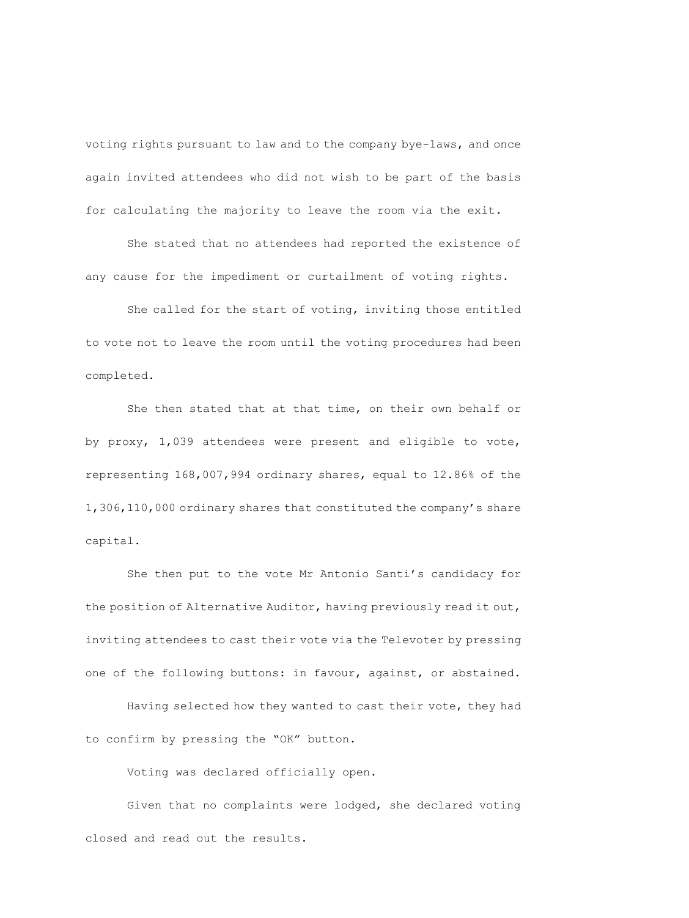voting rights pursuant to law and to the company bye-laws, and once again invited attendees who did not wish to be part of the basis for calculating the majority to leave the room via the exit.

She stated that no attendees had reported the existence of any cause for the impediment or curtailment of voting rights.

She called for the start of voting, inviting those entitled to vote not to leave the room until the voting procedures had been completed.

She then stated that at that time, on their own behalf or by proxy, 1,039 attendees were present and eligible to vote, representing 168,007,994 ordinary shares, equal to 12.86% of the 1,306,110,000 ordinary shares that constituted the company's share capital.

She then put to the vote Mr Antonio Santi's candidacy for the position of Alternative Auditor, having previously read it out, inviting attendees to cast their vote via the Televoter by pressing one of the following buttons: in favour, against, or abstained.

Having selected how they wanted to cast their vote, they had to confirm by pressing the "OK" button.

Voting was declared officially open.

Given that no complaints were lodged, she declared voting closed and read out the results.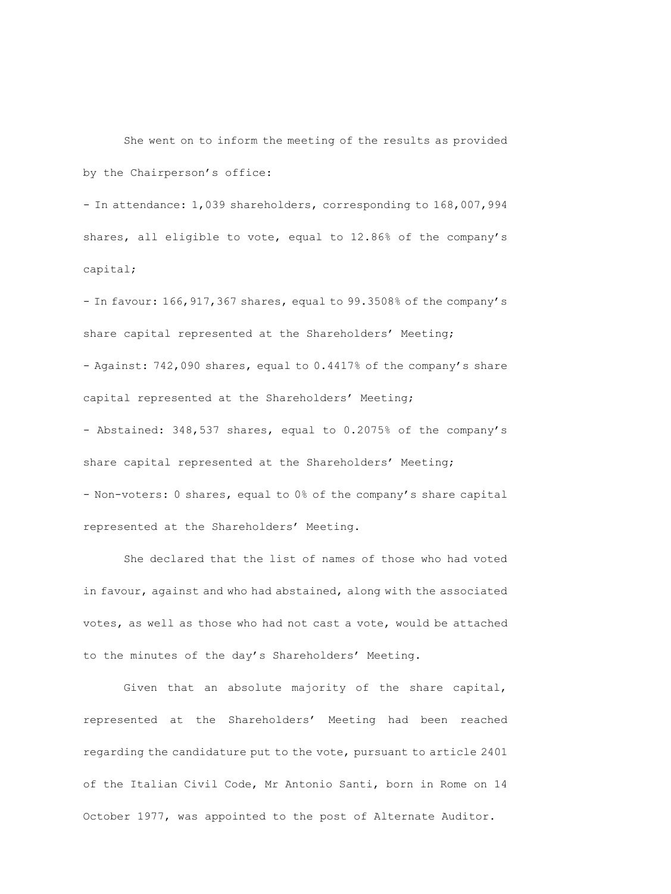She went on to inform the meeting of the results as provided by the Chairperson's office:

- In attendance: 1,039 shareholders, corresponding to 168,007,994 shares, all eligible to vote, equal to 12.86% of the company's capital;
- In favour: 166,917,367 shares, equal to 99.3508% of the company's share capital represented at the Shareholders' Meeting;
- Against: 742,090 shares, equal to 0.4417% of the company's share capital represented at the Shareholders' Meeting;
- Abstained: 348,537 shares, equal to 0.2075% of the company's share capital represented at the Shareholders' Meeting;
- Non-voters: 0 shares, equal to 0% of the company's share capital represented at the Shareholders' Meeting.

She declared that the list of names of those who had voted in favour, against and who had abstained, along with the associated votes, as well as those who had not cast a vote, would be attached to the minutes of the day's Shareholders' Meeting.

Given that an absolute majority of the share capital, represented at the Shareholders' Meeting had been reached regarding the candidature put to the vote, pursuant to article 2401 of the Italian Civil Code, Mr Antonio Santi, born in Rome on 14 October 1977, was appointed to the post of Alternate Auditor.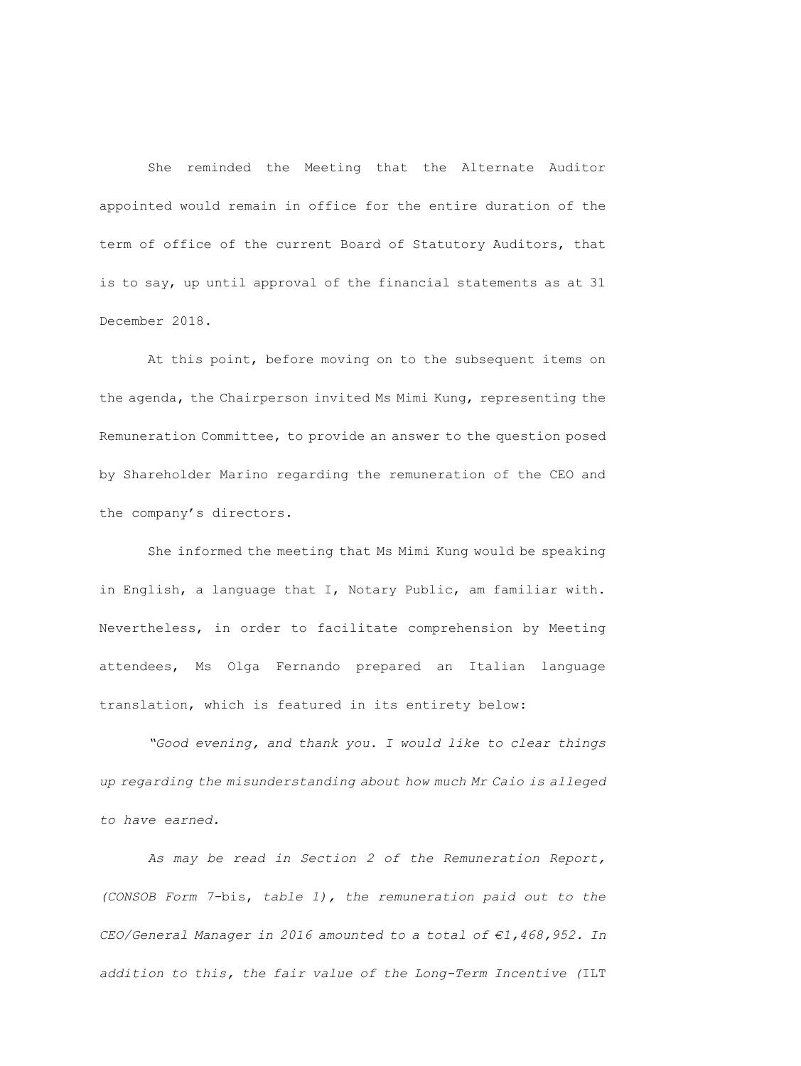She reminded the Meeting that the Alternate Auditor appointed would remain in office for the entire duration of the term of office of the current Board of Statutory Auditors, that is to say, up until approval of the financial statements as at 31 December 2018.

At this point, before moving on to the subsequent items on the agenda, the Chairperson invited Ms Mimi Kung, representing the Remuneration Committee, to provide an answer to the question posed by Shareholder Marino regarding the remuneration of the CEO and the company's directors.

She informed the meeting that Ms Mimi Kung would be speaking in English, a language that I, Notary Public, am familiar with. Nevertheless, in order to facilitate comprehension by Meeting attendees, Ms Olga Fernando prepared an Italian language translation, which is featured in its entirety below:

*"Good evening, and thank you. I would like to clear things up regarding the misunderstanding about how much Mr Caio is alleged to have earned.*

*As may be read in Section 2 of the Remuneration Report, (CONSOB Form 7-*bis*, table 1), the remuneration paid out to the CEO/General Manager in 2016 amounted to a total of €1,468,952. In addition to this, the fair value of the Long-Term Incentive (*ILT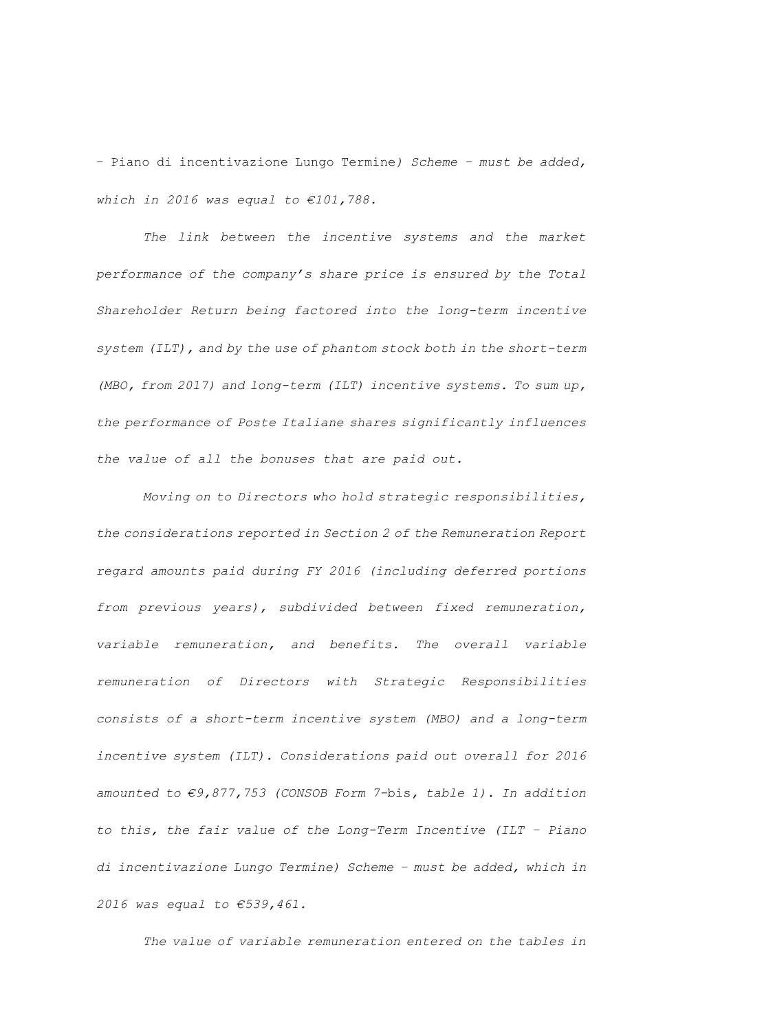– Piano di incentivazione Lungo Termine*) Scheme – must be added, which in 2016 was equal to €101,788.*

*The link between the incentive systems and the market performance of the company's share price is ensured by the Total Shareholder Return being factored into the long-term incentive system (ILT), and by the use of phantom stock both in the short-term (MBO, from 2017) and long-term (ILT) incentive systems. To sum up, the performance of Poste Italiane shares significantly influences the value of all the bonuses that are paid out.*

*Moving on to Directors who hold strategic responsibilities, the considerations reported in Section 2 of the Remuneration Report regard amounts paid during FY 2016 (including deferred portions from previous years), subdivided between fixed remuneration, variable remuneration, and benefits. The overall variable remuneration of Directors with Strategic Responsibilities consists of a short-term incentive system (MBO) and a long-term incentive system (ILT). Considerations paid out overall for 2016 amounted to €9,877,753 (CONSOB Form 7-*bis*, table 1). In addition to this, the fair value of the Long-Term Incentive (ILT – Piano di incentivazione Lungo Termine) Scheme – must be added, which in 2016 was equal to €539,461.*

*The value of variable remuneration entered on the tables in*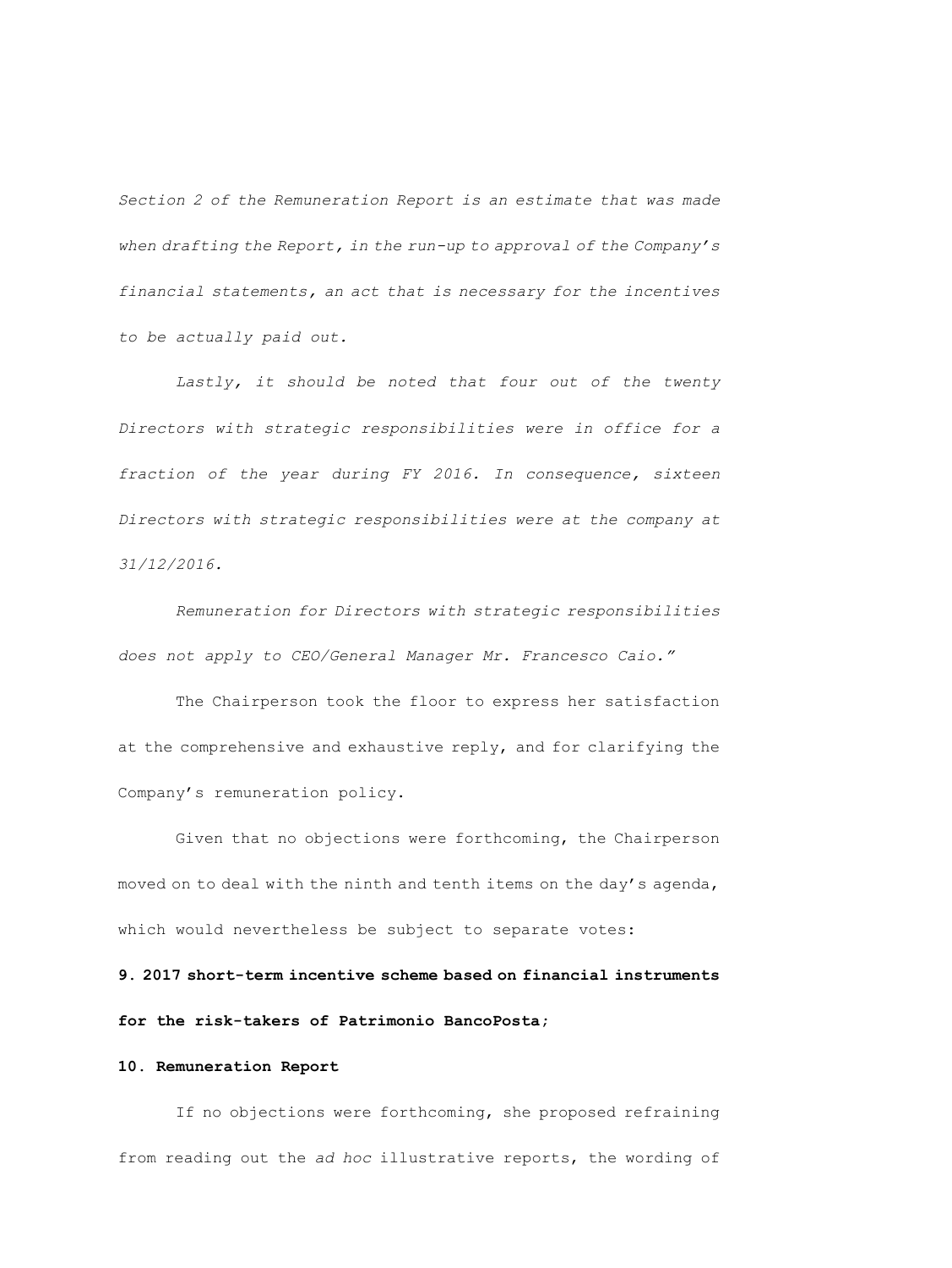*Section 2 of the Remuneration Report is an estimate that was made when drafting the Report, in the run-up to approval of the Company's financial statements, an act that is necessary for the incentives to be actually paid out.*

*Lastly, it should be noted that four out of the twenty Directors with strategic responsibilities were in office for a fraction of the year during FY 2016. In consequence, sixteen Directors with strategic responsibilities were at the company at 31/12/2016.*

*Remuneration for Directors with strategic responsibilities does not apply to CEO/General Manager Mr. Francesco Caio."*

The Chairperson took the floor to express her satisfaction at the comprehensive and exhaustive reply, and for clarifying the Company's remuneration policy.

Given that no objections were forthcoming, the Chairperson moved on to deal with the ninth and tenth items on the day's agenda, which would nevertheless be subject to separate votes:

**9. 2017 short-term incentive scheme based on financial instruments for the risk-takers of Patrimonio BancoPosta;**

**10. Remuneration Report**

If no objections were forthcoming, she proposed refraining from reading out the *ad hoc* illustrative reports, the wording of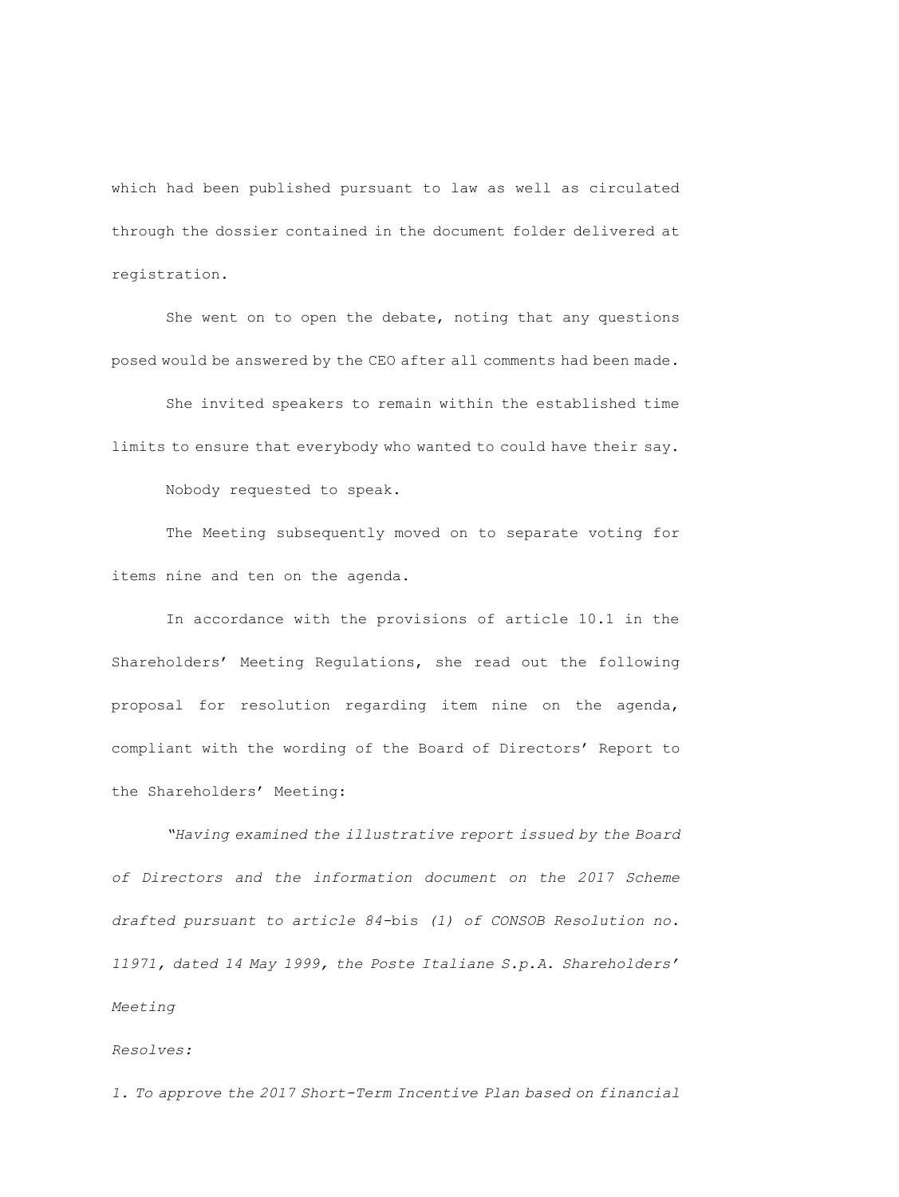which had been published pursuant to law as well as circulated through the dossier contained in the document folder delivered at registration.

She went on to open the debate, noting that any questions posed would be answered by the CEO after all comments had been made.

She invited speakers to remain within the established time limits to ensure that everybody who wanted to could have their say.

Nobody requested to speak.

The Meeting subsequently moved on to separate voting for items nine and ten on the agenda.

In accordance with the provisions of article 10.1 in the Shareholders' Meeting Regulations, she read out the following proposal for resolution regarding item nine on the agenda, compliant with the wording of the Board of Directors' Report to the Shareholders' Meeting:

*"Having examined the illustrative report issued by the Board of Directors and the information document on the 2017 Scheme drafted pursuant to article 84-*bis *(1) of CONSOB Resolution no. 11971, dated 14 May 1999, the Poste Italiane S.p.A. Shareholders' Meeting*

*Resolves:*

*1. To approve the 2017 Short-Term Incentive Plan based on financial*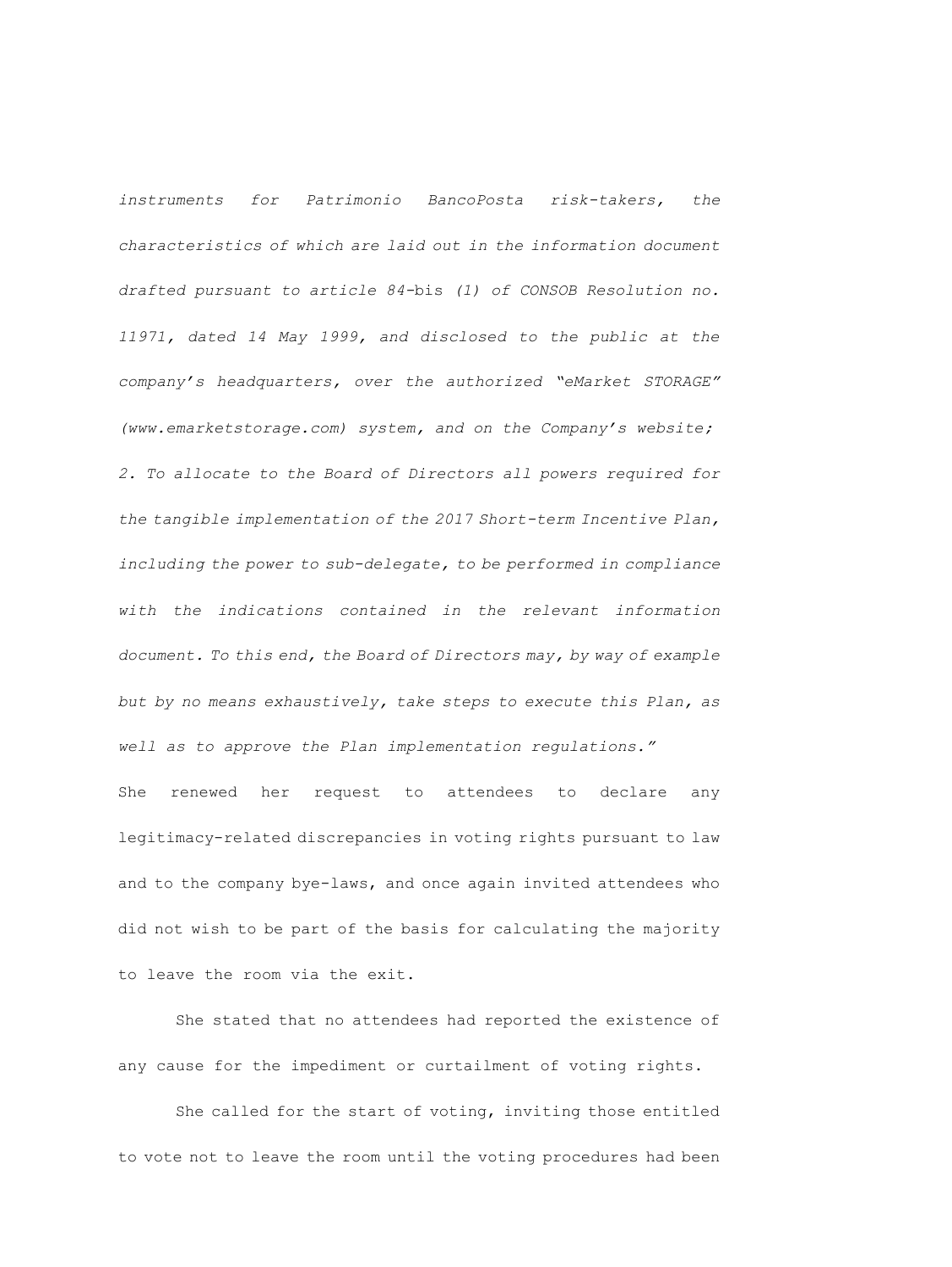*instruments for Patrimonio BancoPosta risk-takers, the characteristics of which are laid out in the information document drafted pursuant to article 84-*bis *(1) of CONSOB Resolution no. 11971, dated 14 May 1999, and disclosed to the public at the company's headquarters, over the authorized "eMarket STORAGE" (www.emarketstorage.com) system, and on the Company's website;*

*2. To allocate to the Board of Directors all powers required for the tangible implementation of the 2017 Short-term Incentive Plan, including the power to sub-delegate, to be performed in compliance with the indications contained in the relevant information document. To this end, the Board of Directors may, by way of example but by no means exhaustively, take steps to execute this Plan, as well as to approve the Plan implementation regulations."*

She renewed her request to attendees to declare any legitimacy-related discrepancies in voting rights pursuant to law and to the company bye-laws, and once again invited attendees who did not wish to be part of the basis for calculating the majority to leave the room via the exit.

She stated that no attendees had reported the existence of any cause for the impediment or curtailment of voting rights.

She called for the start of voting, inviting those entitled to vote not to leave the room until the voting procedures had been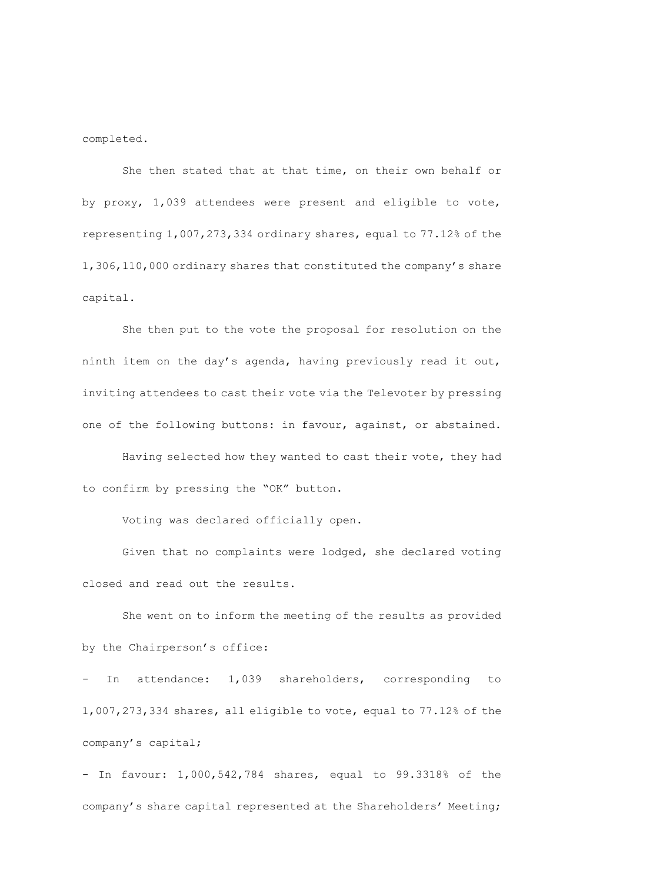completed.

She then stated that at that time, on their own behalf or by proxy, 1,039 attendees were present and eligible to vote, representing 1,007,273,334 ordinary shares, equal to 77.12% of the 1,306,110,000 ordinary shares that constituted the company's share capital.

She then put to the vote the proposal for resolution on the ninth item on the day's agenda, having previously read it out, inviting attendees to cast their vote via the Televoter by pressing one of the following buttons: in favour, against, or abstained.

Having selected how they wanted to cast their vote, they had to confirm by pressing the "OK" button.

Voting was declared officially open.

Given that no complaints were lodged, she declared voting closed and read out the results.

She went on to inform the meeting of the results as provided by the Chairperson's office:

- In attendance: 1,039 shareholders, corresponding to 1,007,273,334 shares, all eligible to vote, equal to 77.12% of the company's capital;
- In favour: 1,000,542,784 shares, equal to 99.3318% of the company's share capital represented at the Shareholders' Meeting;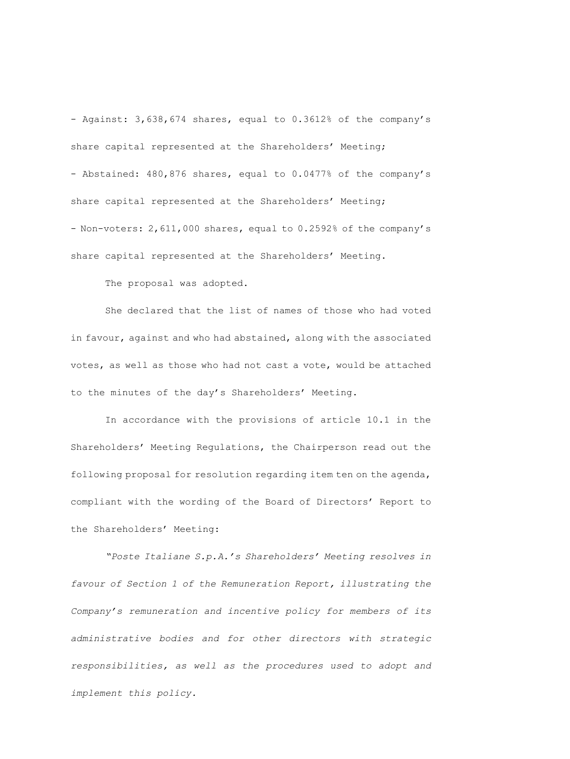- Against: 3,638,674 shares, equal to 0.3612% of the company's share capital represented at the Shareholders' Meeting;

- Abstained: 480,876 shares, equal to 0.0477% of the company's share capital represented at the Shareholders' Meeting;

- Non-voters: 2,611,000 shares, equal to 0.2592% of the company's share capital represented at the Shareholders' Meeting.

The proposal was adopted.

She declared that the list of names of those who had voted in favour, against and who had abstained, along with the associated votes, as well as those who had not cast a vote, would be attached to the minutes of the day's Shareholders' Meeting.

In accordance with the provisions of article 10.1 in the Shareholders' Meeting Regulations, the Chairperson read out the following proposal for resolution regarding item ten on the agenda, compliant with the wording of the Board of Directors' Report to the Shareholders' Meeting:

*"Poste Italiane S.p.A.'s Shareholders' Meeting resolves in favour of Section 1 of the Remuneration Report, illustrating the Company's remuneration and incentive policy for members of its administrative bodies and for other directors with strategic responsibilities, as well as the procedures used to adopt and implement this policy.*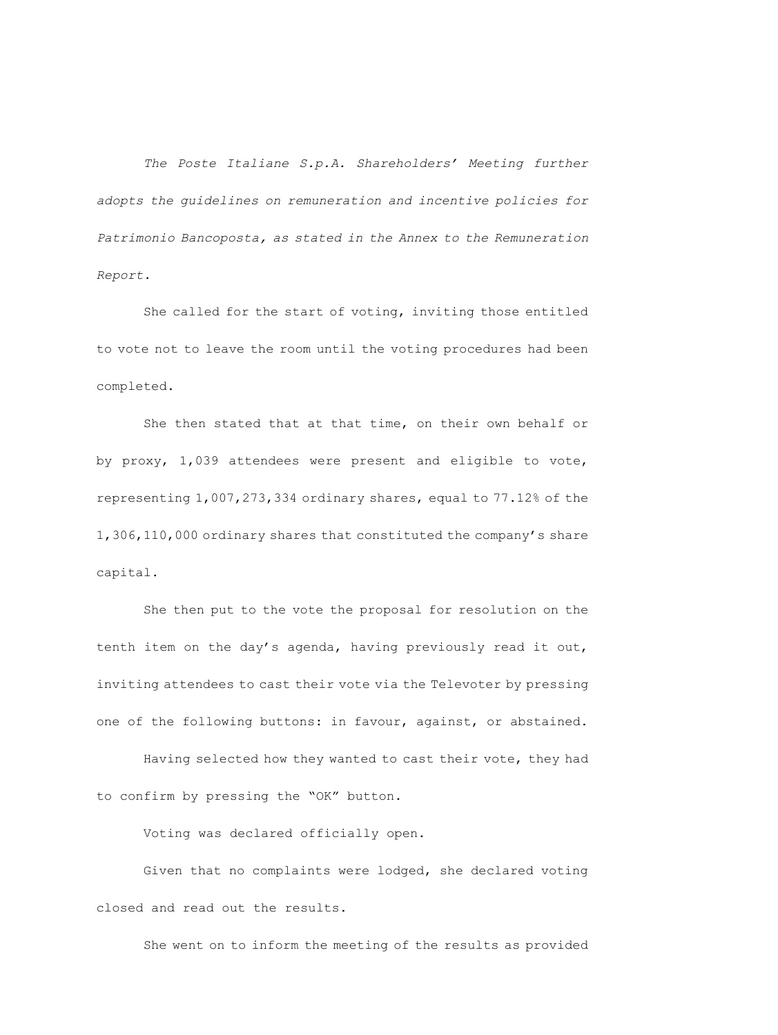*The Poste Italiane S.p.A. Shareholders' Meeting further adopts the guidelines on remuneration and incentive policies for Patrimonio Bancoposta, as stated in the Annex to the Remuneration Report.*

She called for the start of voting, inviting those entitled to vote not to leave the room until the voting procedures had been completed.

She then stated that at that time, on their own behalf or by proxy, 1,039 attendees were present and eligible to vote, representing 1,007,273,334 ordinary shares, equal to 77.12% of the 1,306,110,000 ordinary shares that constituted the company's share capital.

She then put to the vote the proposal for resolution on the tenth item on the day's agenda, having previously read it out, inviting attendees to cast their vote via the Televoter by pressing one of the following buttons: in favour, against, or abstained.

Having selected how they wanted to cast their vote, they had to confirm by pressing the "OK" button.

Voting was declared officially open.

Given that no complaints were lodged, she declared voting closed and read out the results.

She went on to inform the meeting of the results as provided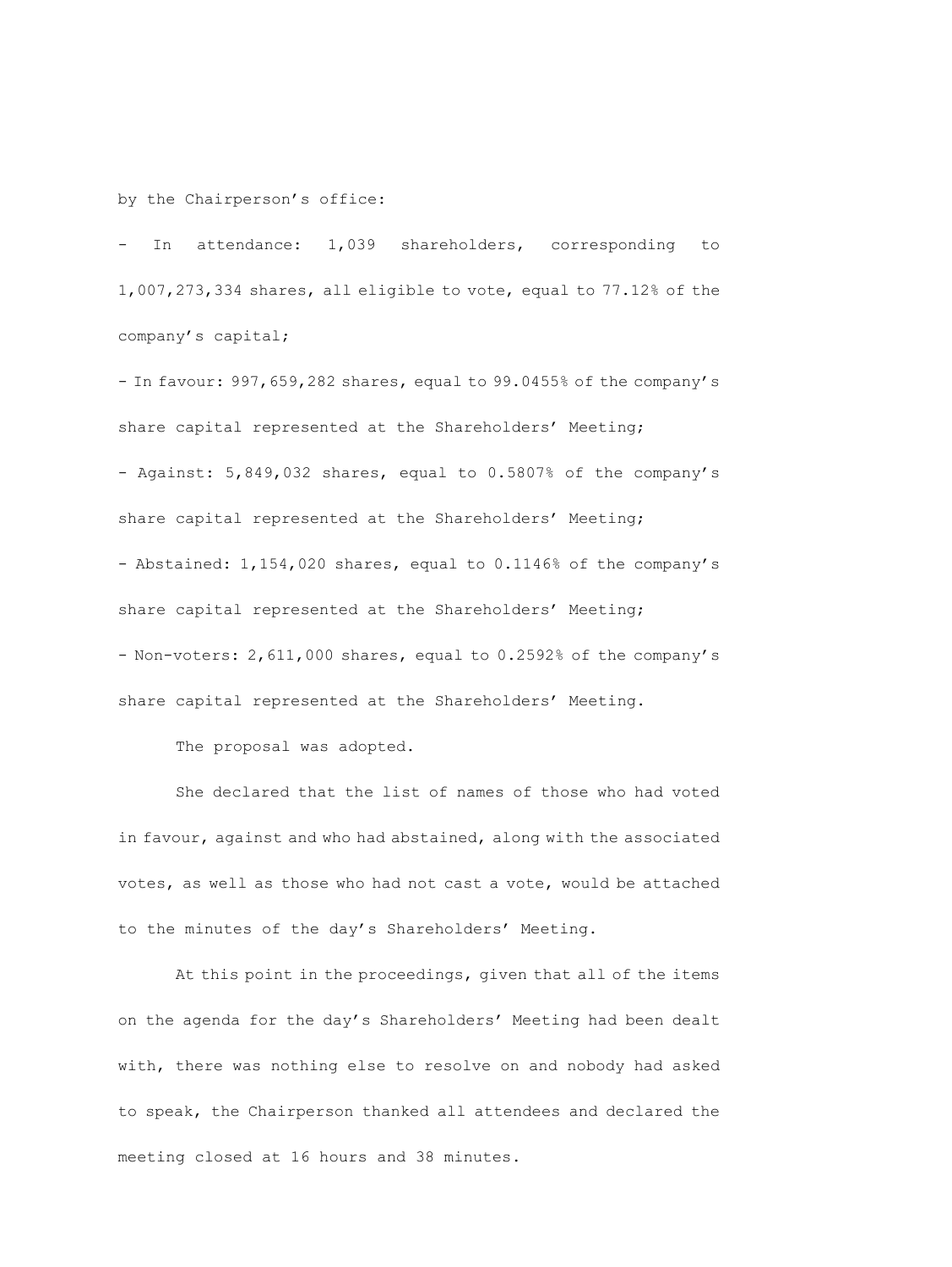by the Chairperson's office:

- In attendance: 1,039 shareholders, corresponding to 1,007,273,334 shares, all eligible to vote, equal to 77.12% of the company's capital;
- In favour: 997,659,282 shares, equal to 99.0455% of the company's share capital represented at the Shareholders' Meeting;
- Against: 5,849,032 shares, equal to 0.5807% of the company's share capital represented at the Shareholders' Meeting;
- Abstained: 1,154,020 shares, equal to 0.1146% of the company's share capital represented at the Shareholders' Meeting;
- Non-voters: 2,611,000 shares, equal to 0.2592% of the company's share capital represented at the Shareholders' Meeting.

The proposal was adopted.

She declared that the list of names of those who had voted in favour, against and who had abstained, along with the associated votes, as well as those who had not cast a vote, would be attached to the minutes of the day's Shareholders' Meeting.

At this point in the proceedings, given that all of the items on the agenda for the day's Shareholders' Meeting had been dealt with, there was nothing else to resolve on and nobody had asked to speak, the Chairperson thanked all attendees and declared the meeting closed at 16 hours and 38 minutes.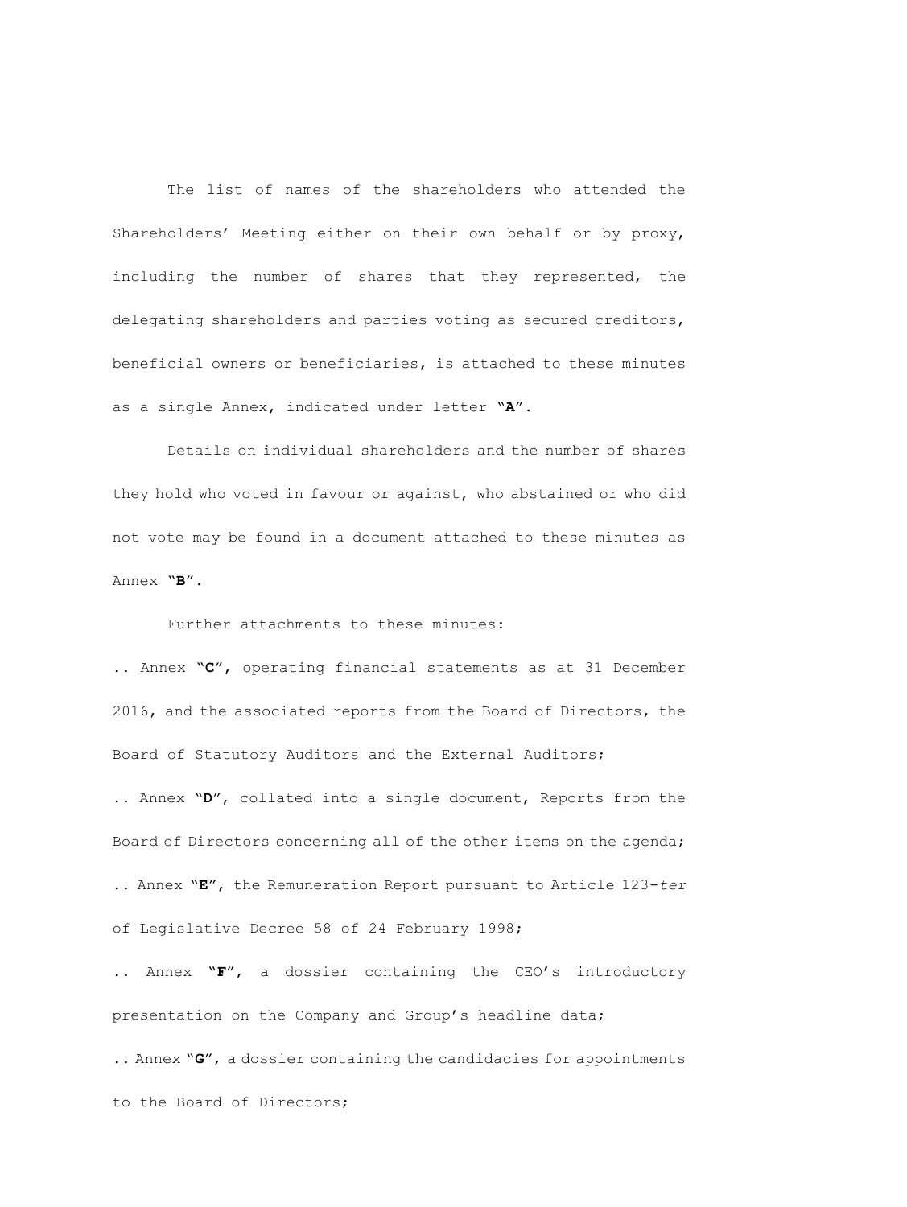The list of names of the shareholders who attended the Shareholders' Meeting either on their own behalf or by proxy, including the number of shares that they represented, the delegating shareholders and parties voting as secured creditors, beneficial owners or beneficiaries, is attached to these minutes as a single Annex, indicated under letter "**A**".

Details on individual shareholders and the number of shares they hold who voted in favour or against, who abstained or who did not vote may be found in a document attached to these minutes as Annex "**B**".

Further attachments to these minutes:

.. Annex "**C**", operating financial statements as at 31 December 2016, and the associated reports from the Board of Directors, the Board of Statutory Auditors and the External Auditors;

.. Annex "**D**", collated into a single document, Reports from the Board of Directors concerning all of the other items on the agenda;

.. Annex "**E**", the Remuneration Report pursuant to Article 123-*ter* of Legislative Decree 58 of 24 February 1998;

.. Annex "**F**", a dossier containing the CEO's introductory presentation on the Company and Group's headline data;

.. Annex "**G**", a dossier containing the candidacies for appointments to the Board of Directors;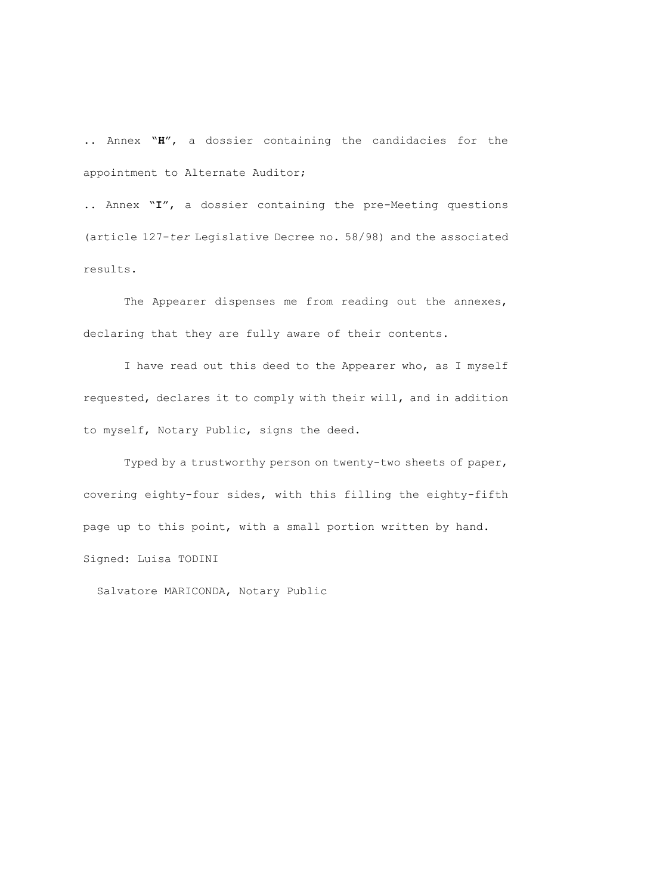.. Annex “**H**”, a dossier containing the candidacies for the appointment to Alternate Auditor;

.. Annex “**I**”, a dossier containing the pre-Meeting questions (article 127-*ter* Legislative Decree no. 58/98) and the associated results.

The Appearer dispenses me from reading out the annexes, declaring that they are fully aware of their contents.

I have read out this deed to the Appearer who, as I myself requested, declares it to comply with their will, and in addition to myself, Notary Public, signs the deed.

Typed by a trustworthy person on twenty-two sheets of paper, covering eighty-four sides, with this filling the eighty-fifth page up to this point, with a small portion written by hand.

Signed: Luisa TODINI

Salvatore MARICONDA, Notary Public